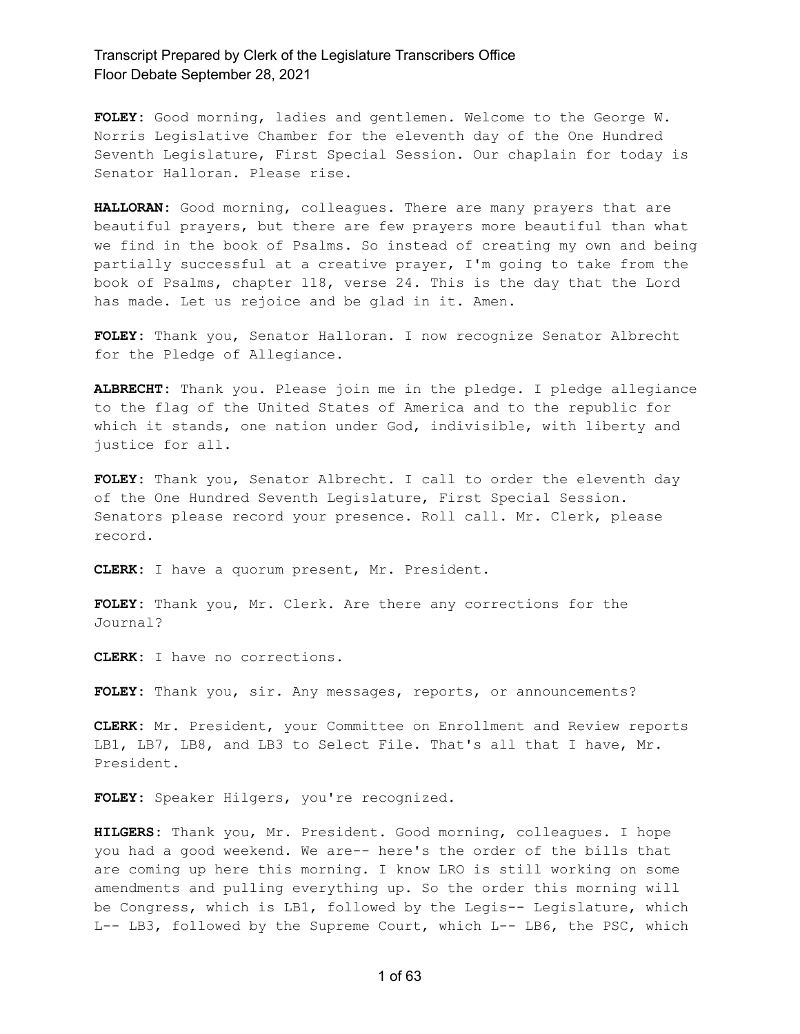**FOLEY:** Good morning, ladies and gentlemen. Welcome to the George W. Norris Legislative Chamber for the eleventh day of the One Hundred Seventh Legislature, First Special Session. Our chaplain for today is Senator Halloran. Please rise.

**HALLORAN:** Good morning, colleagues. There are many prayers that are beautiful prayers, but there are few prayers more beautiful than what we find in the book of Psalms. So instead of creating my own and being partially successful at a creative prayer, I'm going to take from the book of Psalms, chapter 118, verse 24. This is the day that the Lord has made. Let us rejoice and be glad in it. Amen.

**FOLEY:** Thank you, Senator Halloran. I now recognize Senator Albrecht for the Pledge of Allegiance.

**ALBRECHT:** Thank you. Please join me in the pledge. I pledge allegiance to the flag of the United States of America and to the republic for which it stands, one nation under God, indivisible, with liberty and justice for all.

**FOLEY:** Thank you, Senator Albrecht. I call to order the eleventh day of the One Hundred Seventh Legislature, First Special Session. Senators please record your presence. Roll call. Mr. Clerk, please record.

**CLERK:** I have a quorum present, Mr. President.

**FOLEY:** Thank you, Mr. Clerk. Are there any corrections for the Journal?

**CLERK:** I have no corrections.

**FOLEY:** Thank you, sir. Any messages, reports, or announcements?

**CLERK:** Mr. President, your Committee on Enrollment and Review reports LB1, LB7, LB8, and LB3 to Select File. That's all that I have, Mr. President.

**FOLEY:** Speaker Hilgers, you're recognized.

**HILGERS:** Thank you, Mr. President. Good morning, colleagues. I hope you had a good weekend. We are-- here's the order of the bills that are coming up here this morning. I know LRO is still working on some amendments and pulling everything up. So the order this morning will be Congress, which is LB1, followed by the Legis-- Legislature, which L-- LB3, followed by the Supreme Court, which L-- LB6, the PSC, which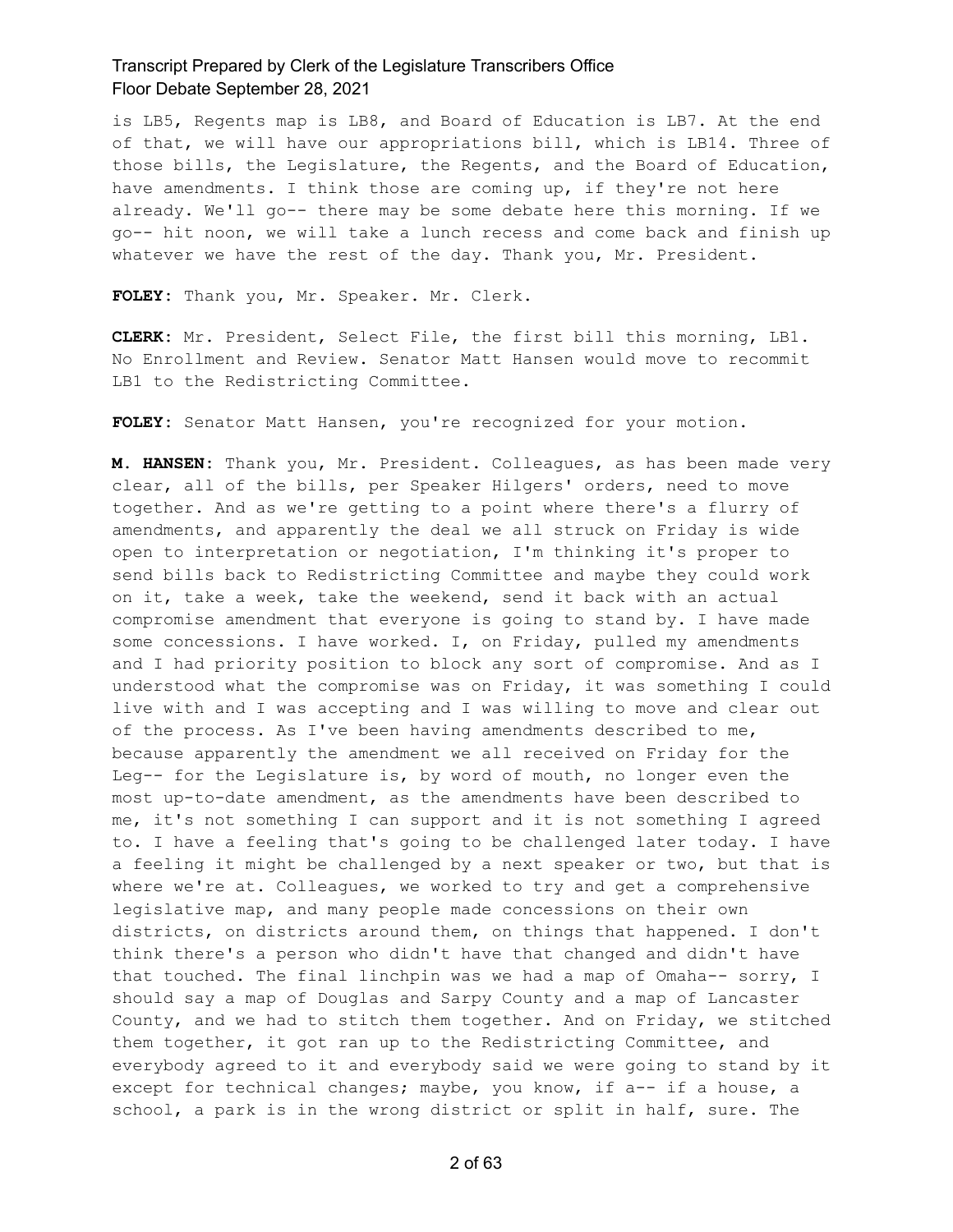is LB5, Regents map is LB8, and Board of Education is LB7. At the end of that, we will have our appropriations bill, which is LB14. Three of those bills, the Legislature, the Regents, and the Board of Education, have amendments. I think those are coming up, if they're not here already. We'll go-- there may be some debate here this morning. If we go-- hit noon, we will take a lunch recess and come back and finish up whatever we have the rest of the day. Thank you, Mr. President.

**FOLEY:** Thank you, Mr. Speaker. Mr. Clerk.

**CLERK:** Mr. President, Select File, the first bill this morning, LB1. No Enrollment and Review. Senator Matt Hansen would move to recommit LB1 to the Redistricting Committee.

**FOLEY:** Senator Matt Hansen, you're recognized for your motion.

**M. HANSEN:** Thank you, Mr. President. Colleagues, as has been made very clear, all of the bills, per Speaker Hilgers' orders, need to move together. And as we're getting to a point where there's a flurry of amendments, and apparently the deal we all struck on Friday is wide open to interpretation or negotiation, I'm thinking it's proper to send bills back to Redistricting Committee and maybe they could work on it, take a week, take the weekend, send it back with an actual compromise amendment that everyone is going to stand by. I have made some concessions. I have worked. I, on Friday, pulled my amendments and I had priority position to block any sort of compromise. And as I understood what the compromise was on Friday, it was something I could live with and I was accepting and I was willing to move and clear out of the process. As I've been having amendments described to me, because apparently the amendment we all received on Friday for the Leg-- for the Legislature is, by word of mouth, no longer even the most up-to-date amendment, as the amendments have been described to me, it's not something I can support and it is not something I agreed to. I have a feeling that's going to be challenged later today. I have a feeling it might be challenged by a next speaker or two, but that is where we're at. Colleagues, we worked to try and get a comprehensive legislative map, and many people made concessions on their own districts, on districts around them, on things that happened. I don't think there's a person who didn't have that changed and didn't have that touched. The final linchpin was we had a map of Omaha-- sorry, I should say a map of Douglas and Sarpy County and a map of Lancaster County, and we had to stitch them together. And on Friday, we stitched them together, it got ran up to the Redistricting Committee, and everybody agreed to it and everybody said we were going to stand by it except for technical changes; maybe, you know, if a-- if a house, a school, a park is in the wrong district or split in half, sure. The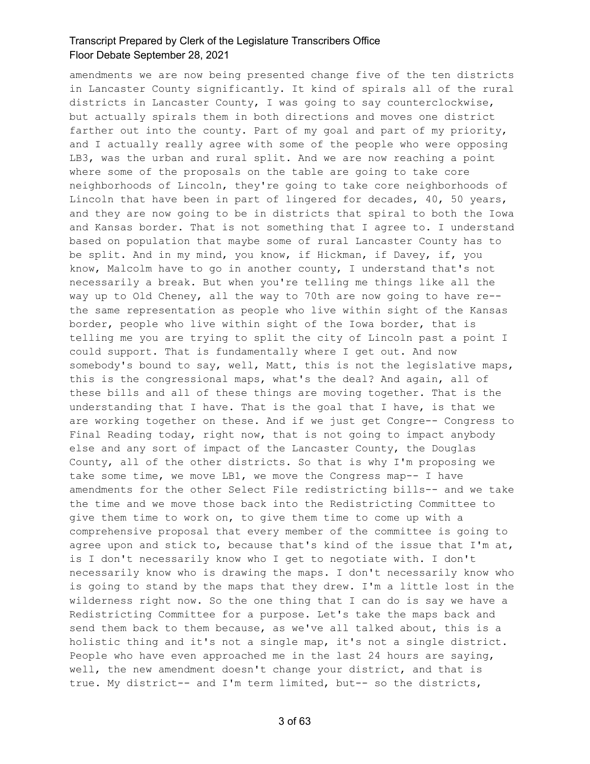amendments we are now being presented change five of the ten districts in Lancaster County significantly. It kind of spirals all of the rural districts in Lancaster County, I was going to say counterclockwise, but actually spirals them in both directions and moves one district farther out into the county. Part of my goal and part of my priority, and I actually really agree with some of the people who were opposing LB3, was the urban and rural split. And we are now reaching a point where some of the proposals on the table are going to take core neighborhoods of Lincoln, they're going to take core neighborhoods of Lincoln that have been in part of lingered for decades, 40, 50 years, and they are now going to be in districts that spiral to both the Iowa and Kansas border. That is not something that I agree to. I understand based on population that maybe some of rural Lancaster County has to be split. And in my mind, you know, if Hickman, if Davey, if, you know, Malcolm have to go in another county, I understand that's not necessarily a break. But when you're telling me things like all the way up to Old Cheney, all the way to 70th are now going to have re-- the same representation as people who live within sight of the Kansas border, people who live within sight of the Iowa border, that is telling me you are trying to split the city of Lincoln past a point I could support. That is fundamentally where I get out. And now somebody's bound to say, well, Matt, this is not the legislative maps, this is the congressional maps, what's the deal? And again, all of these bills and all of these things are moving together. That is the understanding that I have. That is the goal that I have, is that we are working together on these. And if we just get Congre-- Congress to Final Reading today, right now, that is not going to impact anybody else and any sort of impact of the Lancaster County, the Douglas County, all of the other districts. So that is why I'm proposing we take some time, we move LB1, we move the Congress map-- I have amendments for the other Select File redistricting bills-- and we take the time and we move those back into the Redistricting Committee to give them time to work on, to give them time to come up with a comprehensive proposal that every member of the committee is going to agree upon and stick to, because that's kind of the issue that I'm at, is I don't necessarily know who I get to negotiate with. I don't necessarily know who is drawing the maps. I don't necessarily know who is going to stand by the maps that they drew. I'm a little lost in the wilderness right now. So the one thing that I can do is say we have a Redistricting Committee for a purpose. Let's take the maps back and send them back to them because, as we've all talked about, this is a holistic thing and it's not a single map, it's not a single district. People who have even approached me in the last 24 hours are saying, well, the new amendment doesn't change your district, and that is true. My district-- and I'm term limited, but-- so the districts,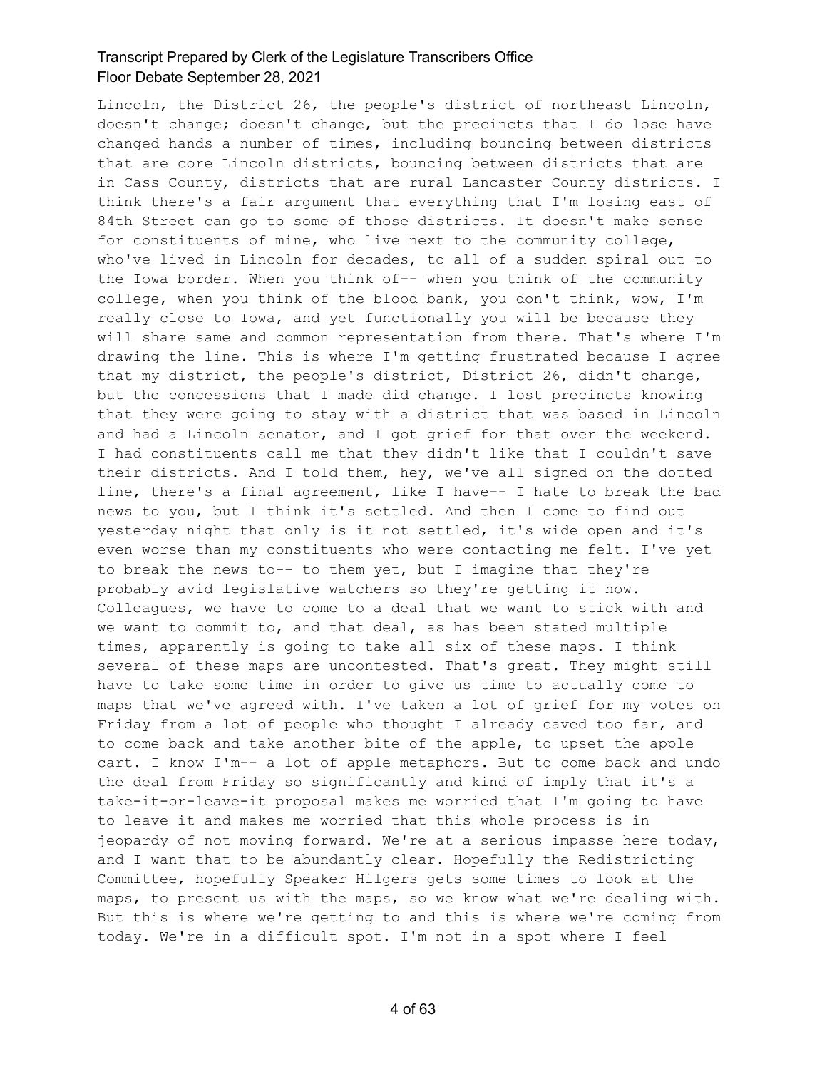Lincoln, the District 26, the people's district of northeast Lincoln, doesn't change; doesn't change, but the precincts that I do lose have changed hands a number of times, including bouncing between districts that are core Lincoln districts, bouncing between districts that are in Cass County, districts that are rural Lancaster County districts. I think there's a fair argument that everything that I'm losing east of 84th Street can go to some of those districts. It doesn't make sense for constituents of mine, who live next to the community college, who've lived in Lincoln for decades, to all of a sudden spiral out to the Iowa border. When you think of-- when you think of the community college, when you think of the blood bank, you don't think, wow, I'm really close to Iowa, and yet functionally you will be because they will share same and common representation from there. That's where I'm drawing the line. This is where I'm getting frustrated because I agree that my district, the people's district, District 26, didn't change, but the concessions that I made did change. I lost precincts knowing that they were going to stay with a district that was based in Lincoln and had a Lincoln senator, and I got grief for that over the weekend. I had constituents call me that they didn't like that I couldn't save their districts. And I told them, hey, we've all signed on the dotted line, there's a final agreement, like I have-- I hate to break the bad news to you, but I think it's settled. And then I come to find out yesterday night that only is it not settled, it's wide open and it's even worse than my constituents who were contacting me felt. I've yet to break the news to-- to them yet, but I imagine that they're probably avid legislative watchers so they're getting it now. Colleagues, we have to come to a deal that we want to stick with and we want to commit to, and that deal, as has been stated multiple times, apparently is going to take all six of these maps. I think several of these maps are uncontested. That's great. They might still have to take some time in order to give us time to actually come to maps that we've agreed with. I've taken a lot of grief for my votes on Friday from a lot of people who thought I already caved too far, and to come back and take another bite of the apple, to upset the apple cart. I know I'm-- a lot of apple metaphors. But to come back and undo the deal from Friday so significantly and kind of imply that it's a take-it-or-leave-it proposal makes me worried that I'm going to have to leave it and makes me worried that this whole process is in jeopardy of not moving forward. We're at a serious impasse here today, and I want that to be abundantly clear. Hopefully the Redistricting Committee, hopefully Speaker Hilgers gets some times to look at the maps, to present us with the maps, so we know what we're dealing with. But this is where we're getting to and this is where we're coming from today. We're in a difficult spot. I'm not in a spot where I feel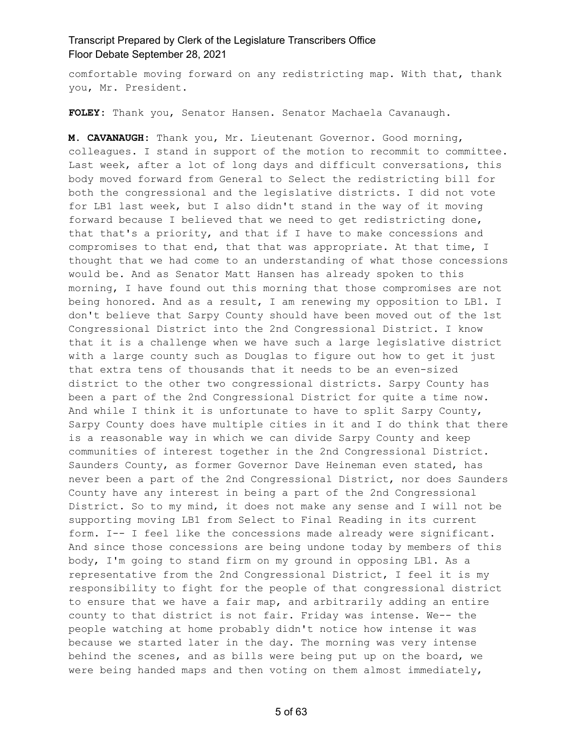comfortable moving forward on any redistricting map. With that, thank you, Mr. President.

**FOLEY:** Thank you, Senator Hansen. Senator Machaela Cavanaugh.

**M. CAVANAUGH:** Thank you, Mr. Lieutenant Governor. Good morning, colleagues. I stand in support of the motion to recommit to committee. Last week, after a lot of long days and difficult conversations, this body moved forward from General to Select the redistricting bill for both the congressional and the legislative districts. I did not vote for LB1 last week, but I also didn't stand in the way of it moving forward because I believed that we need to get redistricting done, that that's a priority, and that if I have to make concessions and compromises to that end, that that was appropriate. At that time, I thought that we had come to an understanding of what those concessions would be. And as Senator Matt Hansen has already spoken to this morning, I have found out this morning that those compromises are not being honored. And as a result, I am renewing my opposition to LB1. I don't believe that Sarpy County should have been moved out of the 1st Congressional District into the 2nd Congressional District. I know that it is a challenge when we have such a large legislative district with a large county such as Douglas to figure out how to get it just that extra tens of thousands that it needs to be an even-sized district to the other two congressional districts. Sarpy County has been a part of the 2nd Congressional District for quite a time now. And while I think it is unfortunate to have to split Sarpy County, Sarpy County does have multiple cities in it and I do think that there is a reasonable way in which we can divide Sarpy County and keep communities of interest together in the 2nd Congressional District. Saunders County, as former Governor Dave Heineman even stated, has never been a part of the 2nd Congressional District, nor does Saunders County have any interest in being a part of the 2nd Congressional District. So to my mind, it does not make any sense and I will not be supporting moving LB1 from Select to Final Reading in its current form. I-- I feel like the concessions made already were significant. And since those concessions are being undone today by members of this body, I'm going to stand firm on my ground in opposing LB1. As a representative from the 2nd Congressional District, I feel it is my responsibility to fight for the people of that congressional district to ensure that we have a fair map, and arbitrarily adding an entire county to that district is not fair. Friday was intense. We-- the people watching at home probably didn't notice how intense it was because we started later in the day. The morning was very intense behind the scenes, and as bills were being put up on the board, we were being handed maps and then voting on them almost immediately,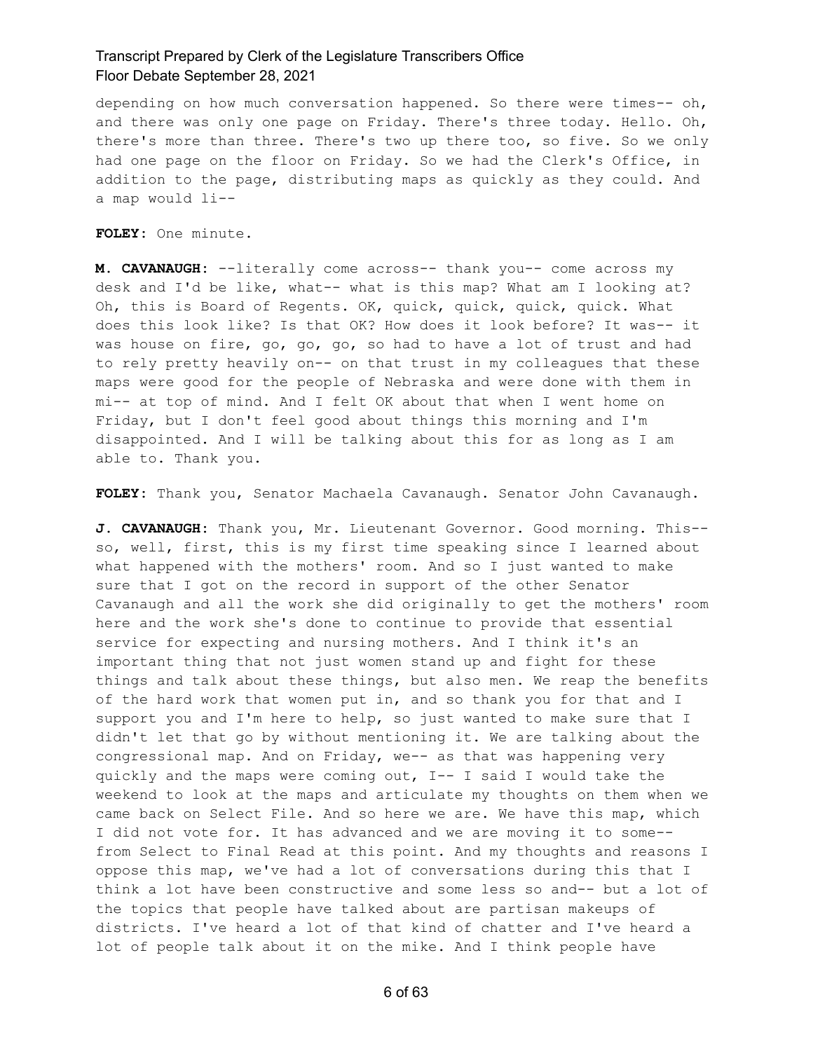depending on how much conversation happened. So there were times-- oh, and there was only one page on Friday. There's three today. Hello. Oh, there's more than three. There's two up there too, so five. So we only had one page on the floor on Friday. So we had the Clerk's Office, in addition to the page, distributing maps as quickly as they could. And a map would li--

**FOLEY:** One minute.

**M. CAVANAUGH:** --literally come across-- thank you-- come across my desk and I'd be like, what-- what is this map? What am I looking at? Oh, this is Board of Regents. OK, quick, quick, quick, quick. What does this look like? Is that OK? How does it look before? It was-- it was house on fire, go, go, go, so had to have a lot of trust and had to rely pretty heavily on-- on that trust in my colleagues that these maps were good for the people of Nebraska and were done with them in mi-- at top of mind. And I felt OK about that when I went home on Friday, but I don't feel good about things this morning and I'm disappointed. And I will be talking about this for as long as I am able to. Thank you.

**FOLEY:** Thank you, Senator Machaela Cavanaugh. Senator John Cavanaugh.

**J. CAVANAUGH:** Thank you, Mr. Lieutenant Governor. Good morning. This-- so, well, first, this is my first time speaking since I learned about what happened with the mothers' room. And so I just wanted to make sure that I got on the record in support of the other Senator Cavanaugh and all the work she did originally to get the mothers' room here and the work she's done to continue to provide that essential service for expecting and nursing mothers. And I think it's an important thing that not just women stand up and fight for these things and talk about these things, but also men. We reap the benefits of the hard work that women put in, and so thank you for that and I support you and I'm here to help, so just wanted to make sure that I didn't let that go by without mentioning it. We are talking about the congressional map. And on Friday, we-- as that was happening very quickly and the maps were coming out, I-- I said I would take the weekend to look at the maps and articulate my thoughts on them when we came back on Select File. And so here we are. We have this map, which I did not vote for. It has advanced and we are moving it to some-- from Select to Final Read at this point. And my thoughts and reasons I oppose this map, we've had a lot of conversations during this that I think a lot have been constructive and some less so and-- but a lot of the topics that people have talked about are partisan makeups of districts. I've heard a lot of that kind of chatter and I've heard a lot of people talk about it on the mike. And I think people have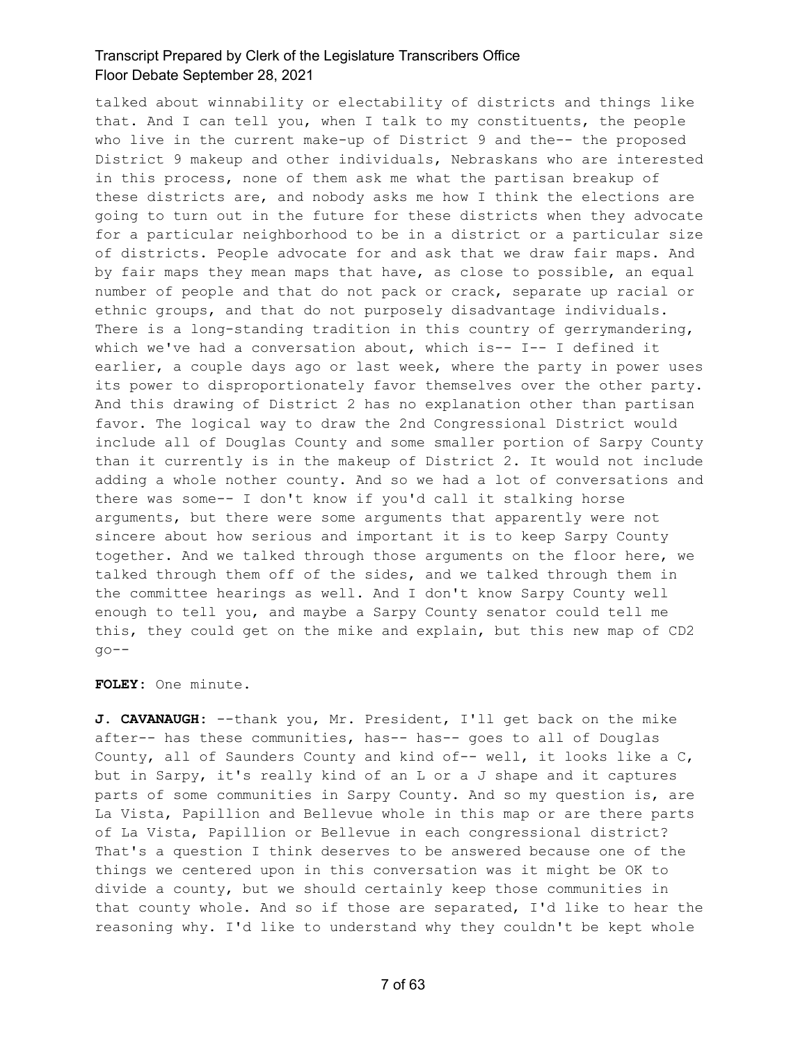talked about winnability or electability of districts and things like that. And I can tell you, when I talk to my constituents, the people who live in the current make-up of District 9 and the-- the proposed District 9 makeup and other individuals, Nebraskans who are interested in this process, none of them ask me what the partisan breakup of these districts are, and nobody asks me how I think the elections are going to turn out in the future for these districts when they advocate for a particular neighborhood to be in a district or a particular size of districts. People advocate for and ask that we draw fair maps. And by fair maps they mean maps that have, as close to possible, an equal number of people and that do not pack or crack, separate up racial or ethnic groups, and that do not purposely disadvantage individuals. There is a long-standing tradition in this country of gerrymandering, which we've had a conversation about, which is-- I-- I defined it earlier, a couple days ago or last week, where the party in power uses its power to disproportionately favor themselves over the other party. And this drawing of District 2 has no explanation other than partisan favor. The logical way to draw the 2nd Congressional District would include all of Douglas County and some smaller portion of Sarpy County than it currently is in the makeup of District 2. It would not include adding a whole nother county. And so we had a lot of conversations and there was some-- I don't know if you'd call it stalking horse arguments, but there were some arguments that apparently were not sincere about how serious and important it is to keep Sarpy County together. And we talked through those arguments on the floor here, we talked through them off of the sides, and we talked through them in the committee hearings as well. And I don't know Sarpy County well enough to tell you, and maybe a Sarpy County senator could tell me this, they could get on the mike and explain, but this new map of CD2 go--

**FOLEY:** One minute.

**J. CAVANAUGH:** --thank you, Mr. President, I'll get back on the mike after-- has these communities, has-- has-- goes to all of Douglas County, all of Saunders County and kind of-- well, it looks like a C, but in Sarpy, it's really kind of an L or a J shape and it captures parts of some communities in Sarpy County. And so my question is, are La Vista, Papillion and Bellevue whole in this map or are there parts of La Vista, Papillion or Bellevue in each congressional district? That's a question I think deserves to be answered because one of the things we centered upon in this conversation was it might be OK to divide a county, but we should certainly keep those communities in that county whole. And so if those are separated, I'd like to hear the reasoning why. I'd like to understand why they couldn't be kept whole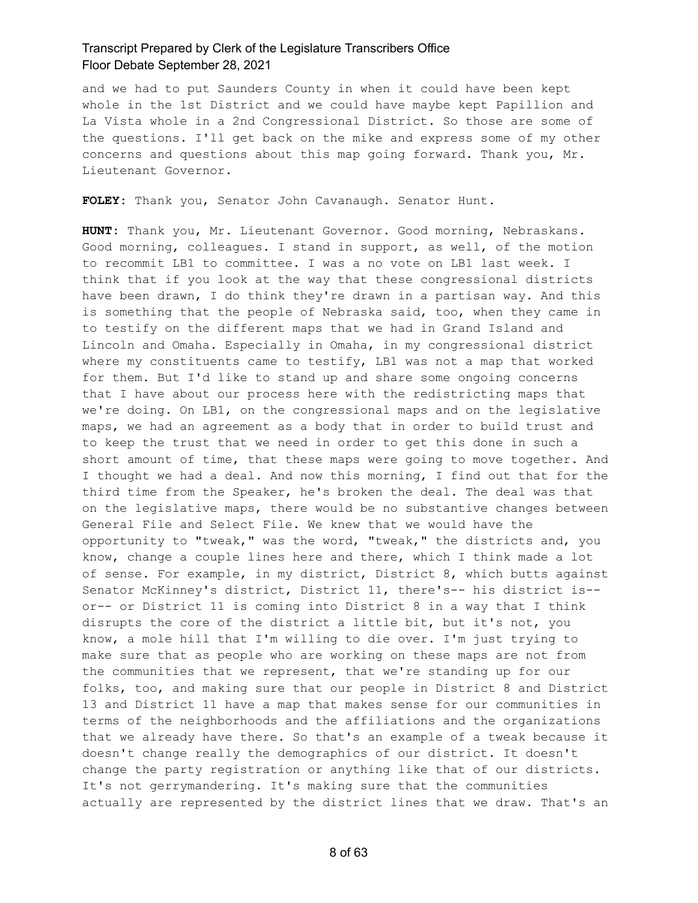and we had to put Saunders County in when it could have been kept whole in the 1st District and we could have maybe kept Papillion and La Vista whole in a 2nd Congressional District. So those are some of the questions. I'll get back on the mike and express some of my other concerns and questions about this map going forward. Thank you, Mr. Lieutenant Governor.

**FOLEY:** Thank you, Senator John Cavanaugh. Senator Hunt.

**HUNT:** Thank you, Mr. Lieutenant Governor. Good morning, Nebraskans. Good morning, colleagues. I stand in support, as well, of the motion to recommit LB1 to committee. I was a no vote on LB1 last week. I think that if you look at the way that these congressional districts have been drawn, I do think they're drawn in a partisan way. And this is something that the people of Nebraska said, too, when they came in to testify on the different maps that we had in Grand Island and Lincoln and Omaha. Especially in Omaha, in my congressional district where my constituents came to testify, LB1 was not a map that worked for them. But I'd like to stand up and share some ongoing concerns that I have about our process here with the redistricting maps that we're doing. On LB1, on the congressional maps and on the legislative maps, we had an agreement as a body that in order to build trust and to keep the trust that we need in order to get this done in such a short amount of time, that these maps were going to move together. And I thought we had a deal. And now this morning, I find out that for the third time from the Speaker, he's broken the deal. The deal was that on the legislative maps, there would be no substantive changes between General File and Select File. We knew that we would have the opportunity to "tweak," was the word, "tweak," the districts and, you know, change a couple lines here and there, which I think made a lot of sense. For example, in my district, District 8, which butts against Senator McKinney's district, District 11, there's-- his district is-- or-- or District 11 is coming into District 8 in a way that I think disrupts the core of the district a little bit, but it's not, you know, a mole hill that I'm willing to die over. I'm just trying to make sure that as people who are working on these maps are not from the communities that we represent, that we're standing up for our folks, too, and making sure that our people in District 8 and District 13 and District 11 have a map that makes sense for our communities in terms of the neighborhoods and the affiliations and the organizations that we already have there. So that's an example of a tweak because it doesn't change really the demographics of our district. It doesn't change the party registration or anything like that of our districts. It's not gerrymandering. It's making sure that the communities actually are represented by the district lines that we draw. That's an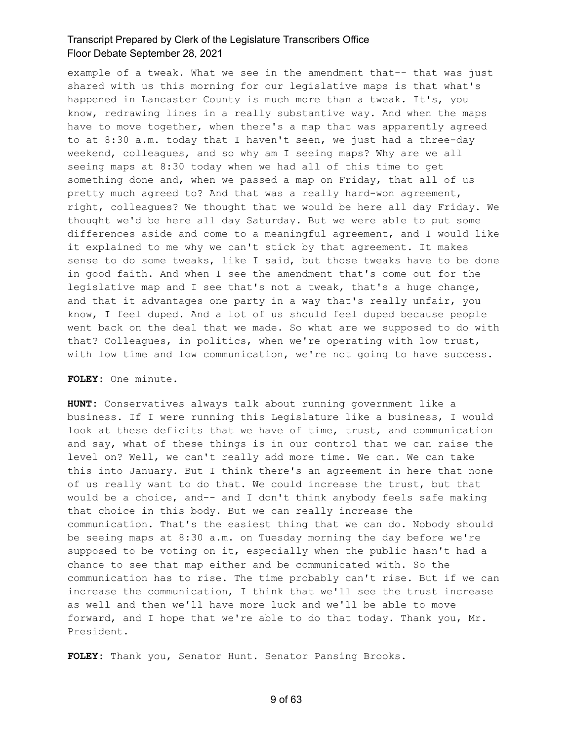example of a tweak. What we see in the amendment that-- that was just shared with us this morning for our legislative maps is that what's happened in Lancaster County is much more than a tweak. It's, you know, redrawing lines in a really substantive way. And when the maps have to move together, when there's a map that was apparently agreed to at 8:30 a.m. today that I haven't seen, we just had a three-day weekend, colleagues, and so why am I seeing maps? Why are we all seeing maps at 8:30 today when we had all of this time to get something done and, when we passed a map on Friday, that all of us pretty much agreed to? And that was a really hard-won agreement, right, colleagues? We thought that we would be here all day Friday. We thought we'd be here all day Saturday. But we were able to put some differences aside and come to a meaningful agreement, and I would like it explained to me why we can't stick by that agreement. It makes sense to do some tweaks, like I said, but those tweaks have to be done in good faith. And when I see the amendment that's come out for the legislative map and I see that's not a tweak, that's a huge change, and that it advantages one party in a way that's really unfair, you know, I feel duped. And a lot of us should feel duped because people went back on the deal that we made. So what are we supposed to do with that? Colleagues, in politics, when we're operating with low trust, with low time and low communication, we're not going to have success.

**FOLEY:** One minute.

**HUNT:** Conservatives always talk about running government like a business. If I were running this Legislature like a business, I would look at these deficits that we have of time, trust, and communication and say, what of these things is in our control that we can raise the level on? Well, we can't really add more time. We can. We can take this into January. But I think there's an agreement in here that none of us really want to do that. We could increase the trust, but that would be a choice, and-- and I don't think anybody feels safe making that choice in this body. But we can really increase the communication. That's the easiest thing that we can do. Nobody should be seeing maps at 8:30 a.m. on Tuesday morning the day before we're supposed to be voting on it, especially when the public hasn't had a chance to see that map either and be communicated with. So the communication has to rise. The time probably can't rise. But if we can increase the communication, I think that we'll see the trust increase as well and then we'll have more luck and we'll be able to move forward, and I hope that we're able to do that today. Thank you, Mr. President.

**FOLEY:** Thank you, Senator Hunt. Senator Pansing Brooks.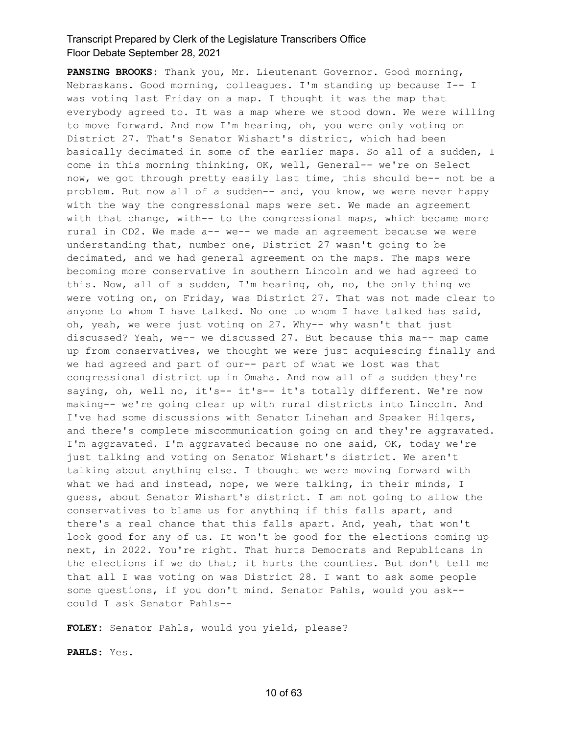**PANSING BROOKS:** Thank you, Mr. Lieutenant Governor. Good morning, Nebraskans. Good morning, colleagues. I'm standing up because I-- I was voting last Friday on a map. I thought it was the map that everybody agreed to. It was a map where we stood down. We were willing to move forward. And now I'm hearing, oh, you were only voting on District 27. That's Senator Wishart's district, which had been basically decimated in some of the earlier maps. So all of a sudden, I come in this morning thinking, OK, well, General-- we're on Select now, we got through pretty easily last time, this should be-- not be a problem. But now all of a sudden-- and, you know, we were never happy with the way the congressional maps were set. We made an agreement with that change, with-- to the congressional maps, which became more rural in CD2. We made a-- we-- we made an agreement because we were understanding that, number one, District 27 wasn't going to be decimated, and we had general agreement on the maps. The maps were becoming more conservative in southern Lincoln and we had agreed to this. Now, all of a sudden, I'm hearing, oh, no, the only thing we were voting on, on Friday, was District 27. That was not made clear to anyone to whom I have talked. No one to whom I have talked has said, oh, yeah, we were just voting on 27. Why-- why wasn't that just discussed? Yeah, we-- we discussed 27. But because this ma-- map came up from conservatives, we thought we were just acquiescing finally and we had agreed and part of our-- part of what we lost was that congressional district up in Omaha. And now all of a sudden they're saying, oh, well no, it's-- it's-- it's totally different. We're now making-- we're going clear up with rural districts into Lincoln. And I've had some discussions with Senator Linehan and Speaker Hilgers, and there's complete miscommunication going on and they're aggravated. I'm aggravated. I'm aggravated because no one said, OK, today we're just talking and voting on Senator Wishart's district. We aren't talking about anything else. I thought we were moving forward with what we had and instead, nope, we were talking, in their minds, I guess, about Senator Wishart's district. I am not going to allow the conservatives to blame us for anything if this falls apart, and there's a real chance that this falls apart. And, yeah, that won't look good for any of us. It won't be good for the elections coming up next, in 2022. You're right. That hurts Democrats and Republicans in the elections if we do that; it hurts the counties. But don't tell me that all I was voting on was District 28. I want to ask some people some questions, if you don't mind. Senator Pahls, would you ask-- could I ask Senator Pahls--

**FOLEY:** Senator Pahls, would you yield, please?

**PAHLS:** Yes.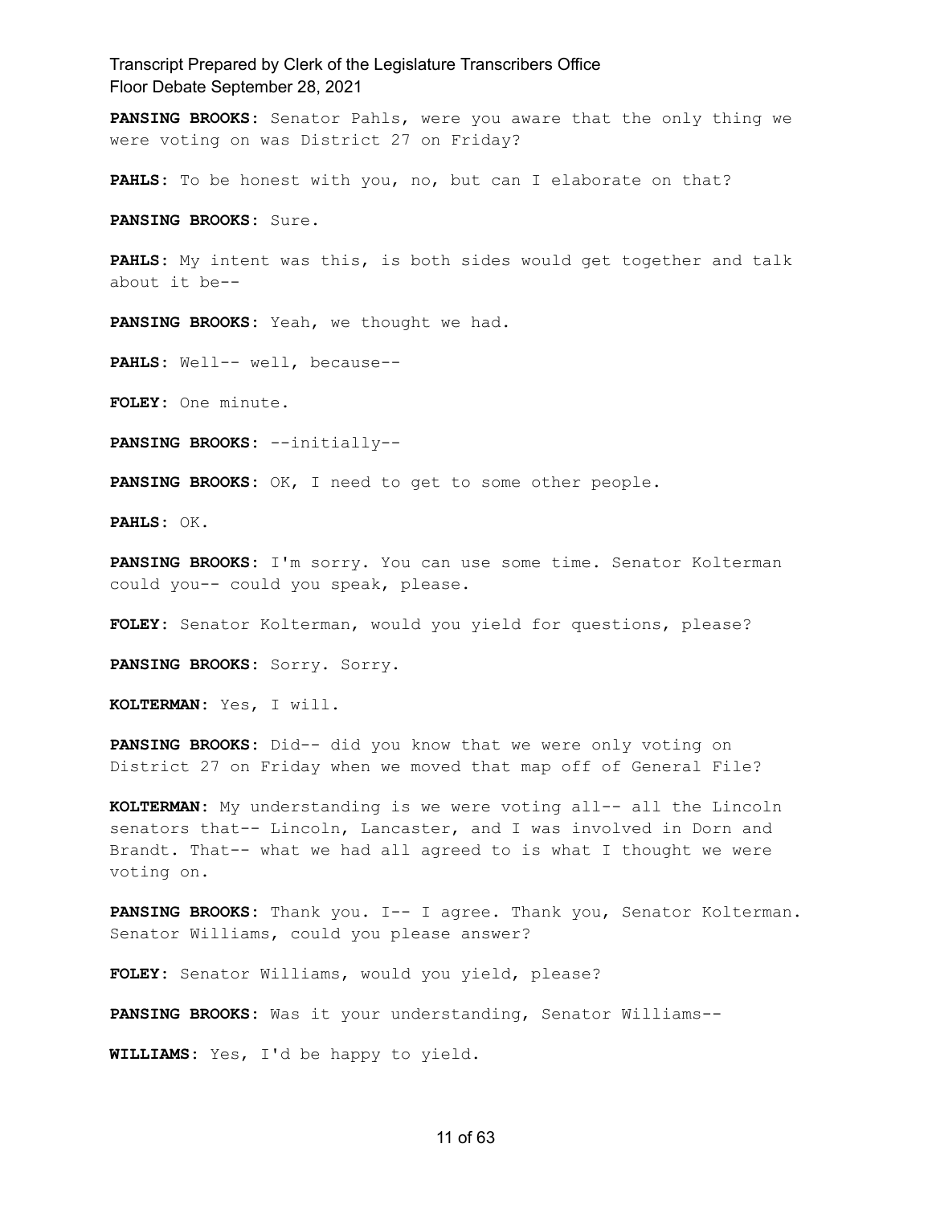**PANSING BROOKS:** Senator Pahls, were you aware that the only thing we were voting on was District 27 on Friday?

**PAHLS:** To be honest with you, no, but can I elaborate on that?

**PANSING BROOKS:** Sure.

**PAHLS:** My intent was this, is both sides would get together and talk about it be--

**PANSING BROOKS:** Yeah, we thought we had.

**PAHLS:** Well-- well, because--

**FOLEY:** One minute.

**PANSING BROOKS:** --initially--

**PANSING BROOKS:** OK, I need to get to some other people.

**PAHLS:** OK.

**PANSING BROOKS:** I'm sorry. You can use some time. Senator Kolterman could you-- could you speak, please.

**FOLEY:** Senator Kolterman, would you yield for questions, please?

**PANSING BROOKS:** Sorry. Sorry.

**KOLTERMAN:** Yes, I will.

**PANSING BROOKS:** Did-- did you know that we were only voting on District 27 on Friday when we moved that map off of General File?

**KOLTERMAN:** My understanding is we were voting all-- all the Lincoln senators that-- Lincoln, Lancaster, and I was involved in Dorn and Brandt. That-- what we had all agreed to is what I thought we were voting on.

**PANSING BROOKS:** Thank you. I-- I agree. Thank you, Senator Kolterman. Senator Williams, could you please answer?

**FOLEY:** Senator Williams, would you yield, please?

**PANSING BROOKS:** Was it your understanding, Senator Williams--

**WILLIAMS:** Yes, I'd be happy to yield.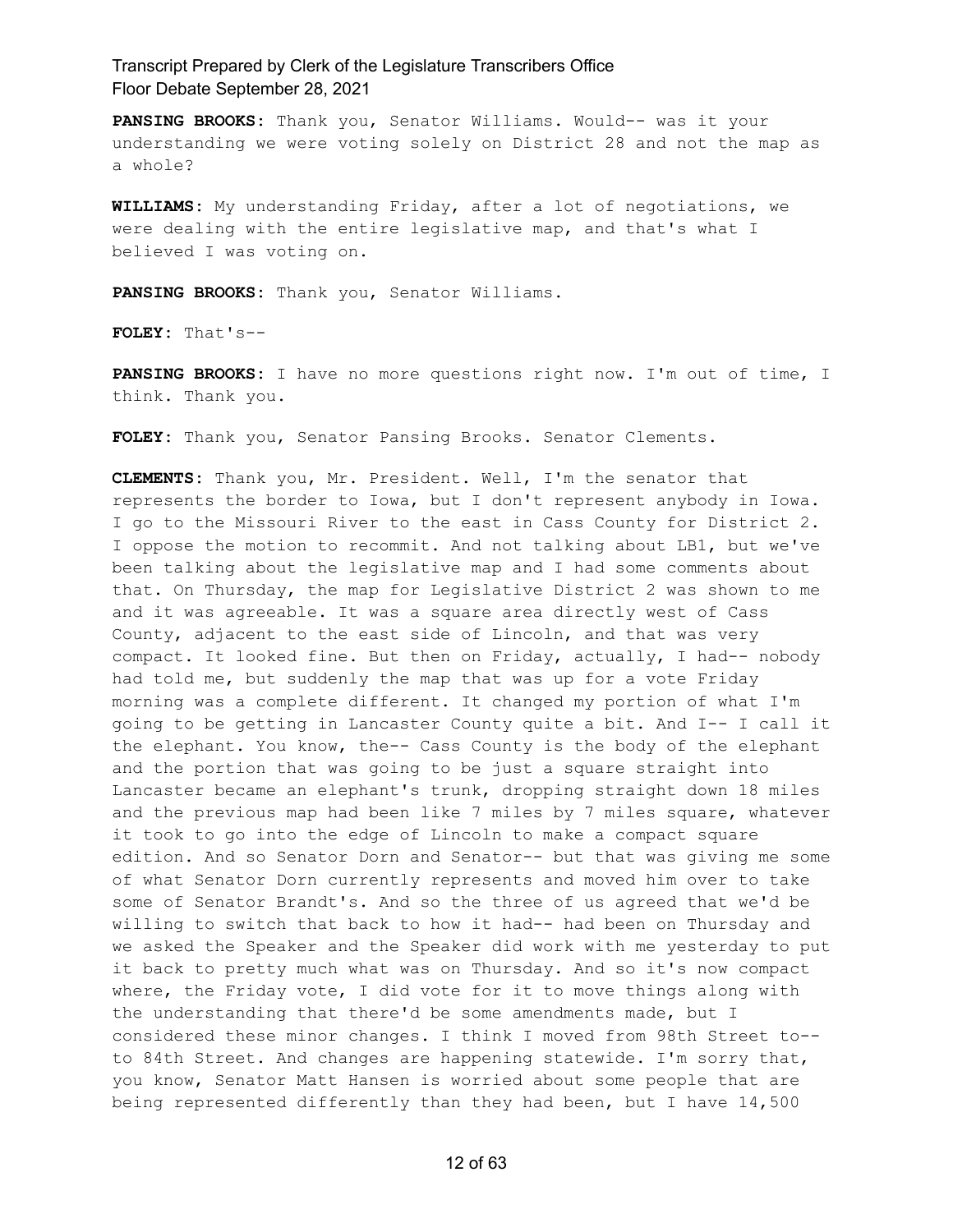**PANSING BROOKS:** Thank you, Senator Williams. Would-- was it your understanding we were voting solely on District 28 and not the map as a whole?

**WILLIAMS:** My understanding Friday, after a lot of negotiations, we were dealing with the entire legislative map, and that's what I believed I was voting on.

**PANSING BROOKS:** Thank you, Senator Williams.

**FOLEY:** That's--

**PANSING BROOKS:** I have no more questions right now. I'm out of time, I think. Thank you.

**FOLEY:** Thank you, Senator Pansing Brooks. Senator Clements.

**CLEMENTS:** Thank you, Mr. President. Well, I'm the senator that represents the border to Iowa, but I don't represent anybody in Iowa. I go to the Missouri River to the east in Cass County for District 2. I oppose the motion to recommit. And not talking about LB1, but we've been talking about the legislative map and I had some comments about that. On Thursday, the map for Legislative District 2 was shown to me and it was agreeable. It was a square area directly west of Cass County, adjacent to the east side of Lincoln, and that was very compact. It looked fine. But then on Friday, actually, I had-- nobody had told me, but suddenly the map that was up for a vote Friday morning was a complete different. It changed my portion of what I'm going to be getting in Lancaster County quite a bit. And I-- I call it the elephant. You know, the-- Cass County is the body of the elephant and the portion that was going to be just a square straight into Lancaster became an elephant's trunk, dropping straight down 18 miles and the previous map had been like 7 miles by 7 miles square, whatever it took to go into the edge of Lincoln to make a compact square edition. And so Senator Dorn and Senator-- but that was giving me some of what Senator Dorn currently represents and moved him over to take some of Senator Brandt's. And so the three of us agreed that we'd be willing to switch that back to how it had-- had been on Thursday and we asked the Speaker and the Speaker did work with me yesterday to put it back to pretty much what was on Thursday. And so it's now compact where, the Friday vote, I did vote for it to move things along with the understanding that there'd be some amendments made, but I considered these minor changes. I think I moved from 98th Street to-- to 84th Street. And changes are happening statewide. I'm sorry that, you know, Senator Matt Hansen is worried about some people that are being represented differently than they had been, but I have 14,500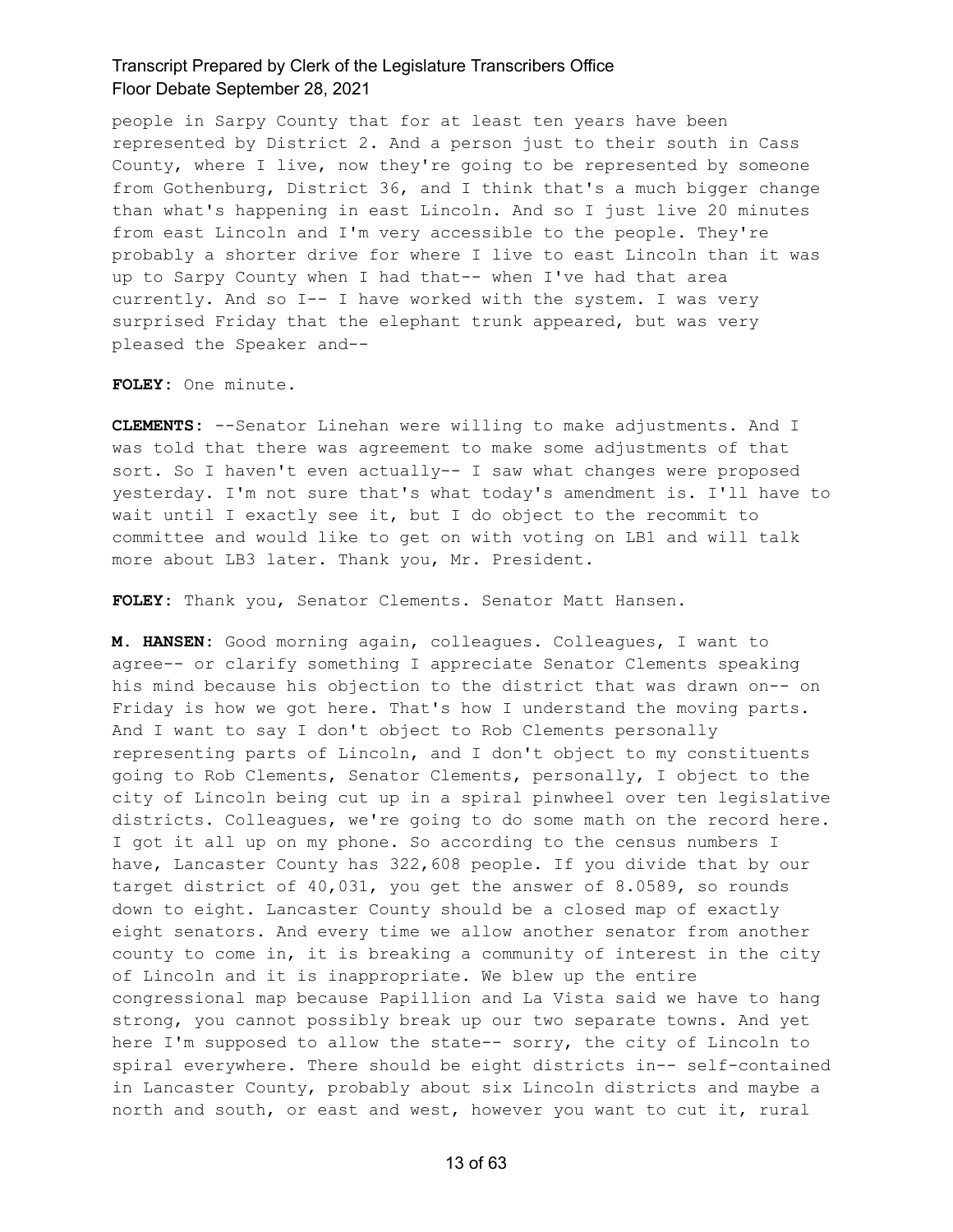people in Sarpy County that for at least ten years have been represented by District 2. And a person just to their south in Cass County, where I live, now they're going to be represented by someone from Gothenburg, District 36, and I think that's a much bigger change than what's happening in east Lincoln. And so I just live 20 minutes from east Lincoln and I'm very accessible to the people. They're probably a shorter drive for where I live to east Lincoln than it was up to Sarpy County when I had that-- when I've had that area currently. And so I-- I have worked with the system. I was very surprised Friday that the elephant trunk appeared, but was very pleased the Speaker and--

**FOLEY:** One minute.

**CLEMENTS:** --Senator Linehan were willing to make adjustments. And I was told that there was agreement to make some adjustments of that sort. So I haven't even actually-- I saw what changes were proposed yesterday. I'm not sure that's what today's amendment is. I'll have to wait until I exactly see it, but I do object to the recommit to committee and would like to get on with voting on LB1 and will talk more about LB3 later. Thank you, Mr. President.

**FOLEY:** Thank you, Senator Clements. Senator Matt Hansen.

**M. HANSEN:** Good morning again, colleagues. Colleagues, I want to agree-- or clarify something I appreciate Senator Clements speaking his mind because his objection to the district that was drawn on-- on Friday is how we got here. That's how I understand the moving parts. And I want to say I don't object to Rob Clements personally representing parts of Lincoln, and I don't object to my constituents going to Rob Clements, Senator Clements, personally, I object to the city of Lincoln being cut up in a spiral pinwheel over ten legislative districts. Colleagues, we're going to do some math on the record here. I got it all up on my phone. So according to the census numbers I have, Lancaster County has 322,608 people. If you divide that by our target district of 40,031, you get the answer of 8.0589, so rounds down to eight. Lancaster County should be a closed map of exactly eight senators. And every time we allow another senator from another county to come in, it is breaking a community of interest in the city of Lincoln and it is inappropriate. We blew up the entire congressional map because Papillion and La Vista said we have to hang strong, you cannot possibly break up our two separate towns. And yet here I'm supposed to allow the state-- sorry, the city of Lincoln to spiral everywhere. There should be eight districts in-- self-contained in Lancaster County, probably about six Lincoln districts and maybe a north and south, or east and west, however you want to cut it, rural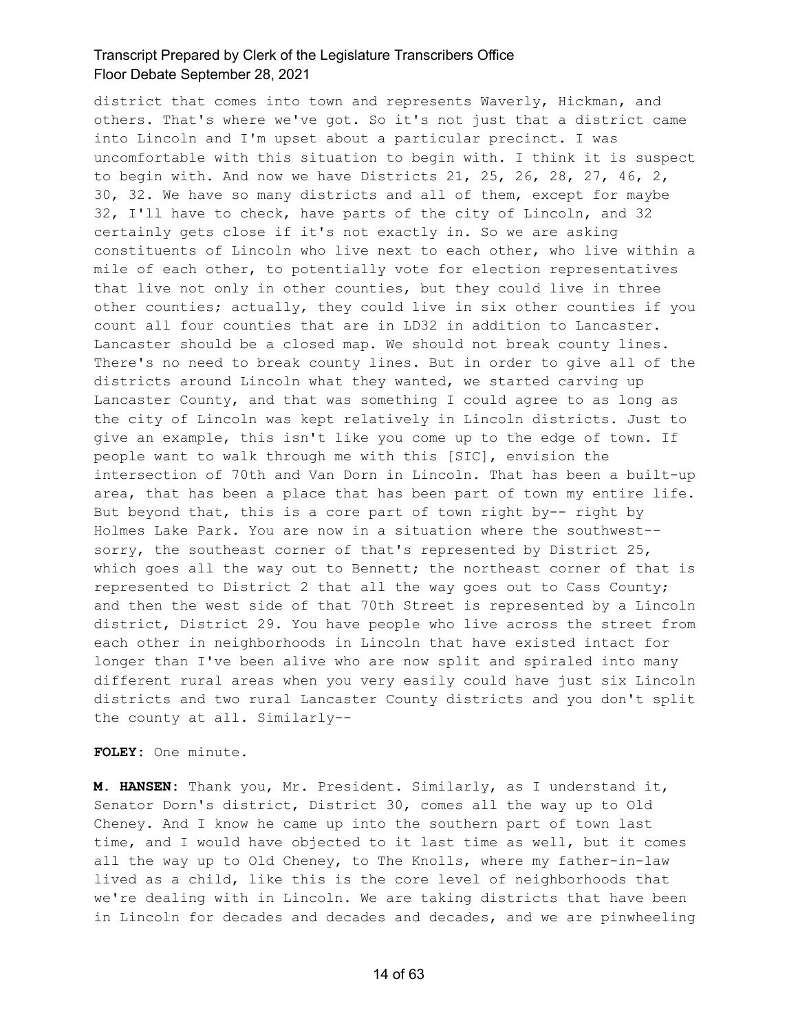district that comes into town and represents Waverly, Hickman, and others. That's where we've got. So it's not just that a district came into Lincoln and I'm upset about a particular precinct. I was uncomfortable with this situation to begin with. I think it is suspect to begin with. And now we have Districts 21, 25, 26, 28, 27, 46, 2, 30, 32. We have so many districts and all of them, except for maybe 32, I'll have to check, have parts of the city of Lincoln, and 32 certainly gets close if it's not exactly in. So we are asking constituents of Lincoln who live next to each other, who live within a mile of each other, to potentially vote for election representatives that live not only in other counties, but they could live in three other counties; actually, they could live in six other counties if you count all four counties that are in LD32 in addition to Lancaster. Lancaster should be a closed map. We should not break county lines. There's no need to break county lines. But in order to give all of the districts around Lincoln what they wanted, we started carving up Lancaster County, and that was something I could agree to as long as the city of Lincoln was kept relatively in Lincoln districts. Just to give an example, this isn't like you come up to the edge of town. If people want to walk through me with this [SIC], envision the intersection of 70th and Van Dorn in Lincoln. That has been a built-up area, that has been a place that has been part of town my entire life. But beyond that, this is a core part of town right by-- right by Holmes Lake Park. You are now in a situation where the southwest-- sorry, the southeast corner of that's represented by District 25, which goes all the way out to Bennett; the northeast corner of that is represented to District 2 that all the way goes out to Cass County; and then the west side of that 70th Street is represented by a Lincoln district, District 29. You have people who live across the street from each other in neighborhoods in Lincoln that have existed intact for longer than I've been alive who are now split and spiraled into many different rural areas when you very easily could have just six Lincoln districts and two rural Lancaster County districts and you don't split the county at all. Similarly--

**FOLEY:** One minute.

**M. HANSEN:** Thank you, Mr. President. Similarly, as I understand it, Senator Dorn's district, District 30, comes all the way up to Old Cheney. And I know he came up into the southern part of town last time, and I would have objected to it last time as well, but it comes all the way up to Old Cheney, to The Knolls, where my father-in-law lived as a child, like this is the core level of neighborhoods that we're dealing with in Lincoln. We are taking districts that have been in Lincoln for decades and decades and decades, and we are pinwheeling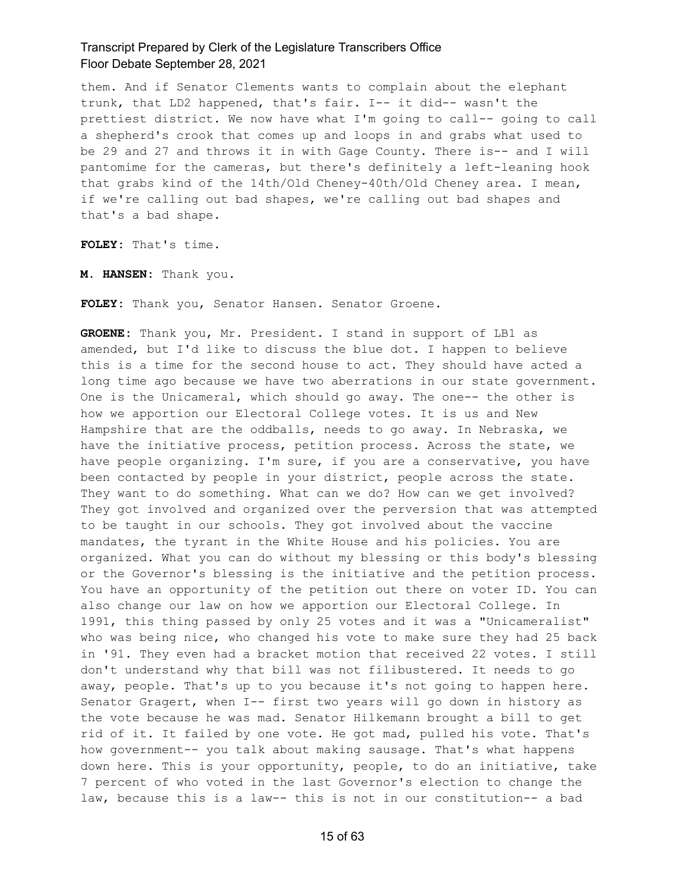them. And if Senator Clements wants to complain about the elephant trunk, that LD2 happened, that's fair. I-- it did-- wasn't the prettiest district. We now have what I'm going to call-- going to call a shepherd's crook that comes up and loops in and grabs what used to be 29 and 27 and throws it in with Gage County. There is-- and I will pantomime for the cameras, but there's definitely a left-leaning hook that grabs kind of the 14th/Old Cheney-40th/Old Cheney area. I mean, if we're calling out bad shapes, we're calling out bad shapes and that's a bad shape.

**FOLEY:** That's time.

**M. HANSEN:** Thank you.

**FOLEY:** Thank you, Senator Hansen. Senator Groene.

**GROENE:** Thank you, Mr. President. I stand in support of LB1 as amended, but I'd like to discuss the blue dot. I happen to believe this is a time for the second house to act. They should have acted a long time ago because we have two aberrations in our state government. One is the Unicameral, which should go away. The one-- the other is how we apportion our Electoral College votes. It is us and New Hampshire that are the oddballs, needs to go away. In Nebraska, we have the initiative process, petition process. Across the state, we have people organizing. I'm sure, if you are a conservative, you have been contacted by people in your district, people across the state. They want to do something. What can we do? How can we get involved? They got involved and organized over the perversion that was attempted to be taught in our schools. They got involved about the vaccine mandates, the tyrant in the White House and his policies. You are organized. What you can do without my blessing or this body's blessing or the Governor's blessing is the initiative and the petition process. You have an opportunity of the petition out there on voter ID. You can also change our law on how we apportion our Electoral College. In 1991, this thing passed by only 25 votes and it was a "Unicameralist" who was being nice, who changed his vote to make sure they had 25 back in '91. They even had a bracket motion that received 22 votes. I still don't understand why that bill was not filibustered. It needs to go away, people. That's up to you because it's not going to happen here. Senator Gragert, when I-- first two years will go down in history as the vote because he was mad. Senator Hilkemann brought a bill to get rid of it. It failed by one vote. He got mad, pulled his vote. That's how government-- you talk about making sausage. That's what happens down here. This is your opportunity, people, to do an initiative, take 7 percent of who voted in the last Governor's election to change the law, because this is a law-- this is not in our constitution-- a bad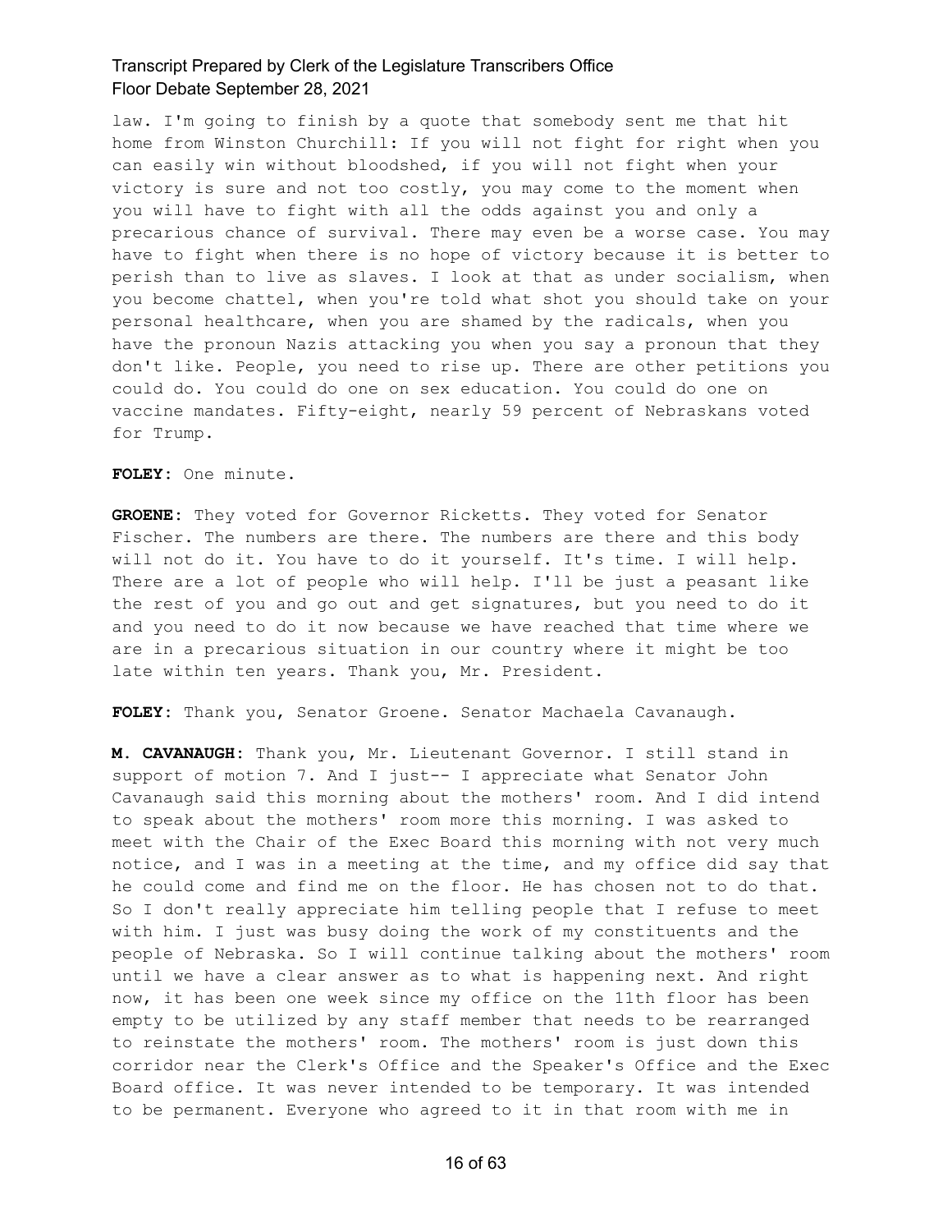law. I'm going to finish by a quote that somebody sent me that hit home from Winston Churchill: If you will not fight for right when you can easily win without bloodshed, if you will not fight when your victory is sure and not too costly, you may come to the moment when you will have to fight with all the odds against you and only a precarious chance of survival. There may even be a worse case. You may have to fight when there is no hope of victory because it is better to perish than to live as slaves. I look at that as under socialism, when you become chattel, when you're told what shot you should take on your personal healthcare, when you are shamed by the radicals, when you have the pronoun Nazis attacking you when you say a pronoun that they don't like. People, you need to rise up. There are other petitions you could do. You could do one on sex education. You could do one on vaccine mandates. Fifty-eight, nearly 59 percent of Nebraskans voted for Trump.

**FOLEY:** One minute.

**GROENE:** They voted for Governor Ricketts. They voted for Senator Fischer. The numbers are there. The numbers are there and this body will not do it. You have to do it yourself. It's time. I will help. There are a lot of people who will help. I'll be just a peasant like the rest of you and go out and get signatures, but you need to do it and you need to do it now because we have reached that time where we are in a precarious situation in our country where it might be too late within ten years. Thank you, Mr. President.

**FOLEY:** Thank you, Senator Groene. Senator Machaela Cavanaugh.

**M. CAVANAUGH:** Thank you, Mr. Lieutenant Governor. I still stand in support of motion 7. And I just-- I appreciate what Senator John Cavanaugh said this morning about the mothers' room. And I did intend to speak about the mothers' room more this morning. I was asked to meet with the Chair of the Exec Board this morning with not very much notice, and I was in a meeting at the time, and my office did say that he could come and find me on the floor. He has chosen not to do that. So I don't really appreciate him telling people that I refuse to meet with him. I just was busy doing the work of my constituents and the people of Nebraska. So I will continue talking about the mothers' room until we have a clear answer as to what is happening next. And right now, it has been one week since my office on the 11th floor has been empty to be utilized by any staff member that needs to be rearranged to reinstate the mothers' room. The mothers' room is just down this corridor near the Clerk's Office and the Speaker's Office and the Exec Board office. It was never intended to be temporary. It was intended to be permanent. Everyone who agreed to it in that room with me in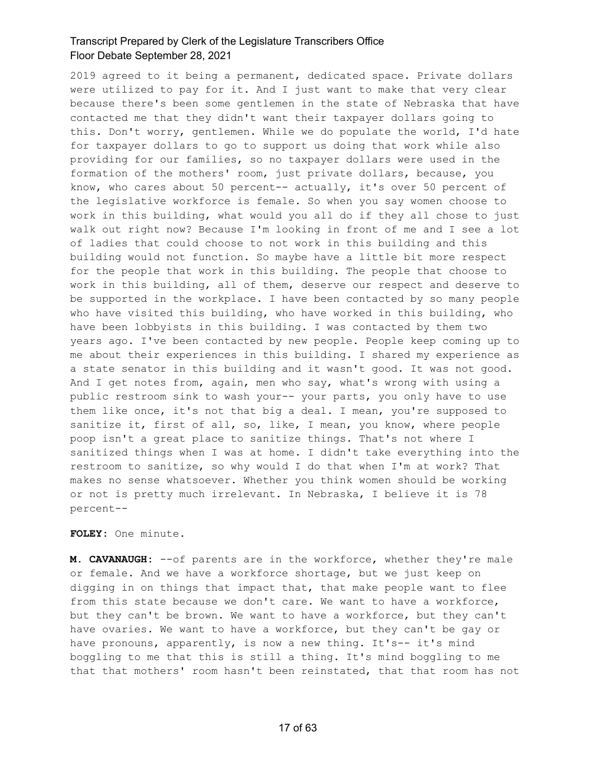2019 agreed to it being a permanent, dedicated space. Private dollars were utilized to pay for it. And I just want to make that very clear because there's been some gentlemen in the state of Nebraska that have contacted me that they didn't want their taxpayer dollars going to this. Don't worry, gentlemen. While we do populate the world, I'd hate for taxpayer dollars to go to support us doing that work while also providing for our families, so no taxpayer dollars were used in the formation of the mothers' room, just private dollars, because, you know, who cares about 50 percent-- actually, it's over 50 percent of the legislative workforce is female. So when you say women choose to work in this building, what would you all do if they all chose to just walk out right now? Because I'm looking in front of me and I see a lot of ladies that could choose to not work in this building and this building would not function. So maybe have a little bit more respect for the people that work in this building. The people that choose to work in this building, all of them, deserve our respect and deserve to be supported in the workplace. I have been contacted by so many people who have visited this building, who have worked in this building, who have been lobbyists in this building. I was contacted by them two years ago. I've been contacted by new people. People keep coming up to me about their experiences in this building. I shared my experience as a state senator in this building and it wasn't good. It was not good. And I get notes from, again, men who say, what's wrong with using a public restroom sink to wash your-- your parts, you only have to use them like once, it's not that big a deal. I mean, you're supposed to sanitize it, first of all, so, like, I mean, you know, where people poop isn't a great place to sanitize things. That's not where I sanitized things when I was at home. I didn't take everything into the restroom to sanitize, so why would I do that when I'm at work? That makes no sense whatsoever. Whether you think women should be working or not is pretty much irrelevant. In Nebraska, I believe it is 78 percent--

**FOLEY:** One minute.

**M. CAVANAUGH:** --of parents are in the workforce, whether they're male or female. And we have a workforce shortage, but we just keep on digging in on things that impact that, that make people want to flee from this state because we don't care. We want to have a workforce, but they can't be brown. We want to have a workforce, but they can't have ovaries. We want to have a workforce, but they can't be gay or have pronouns, apparently, is now a new thing. It's-- it's mind boggling to me that this is still a thing. It's mind boggling to me that that mothers' room hasn't been reinstated, that that room has not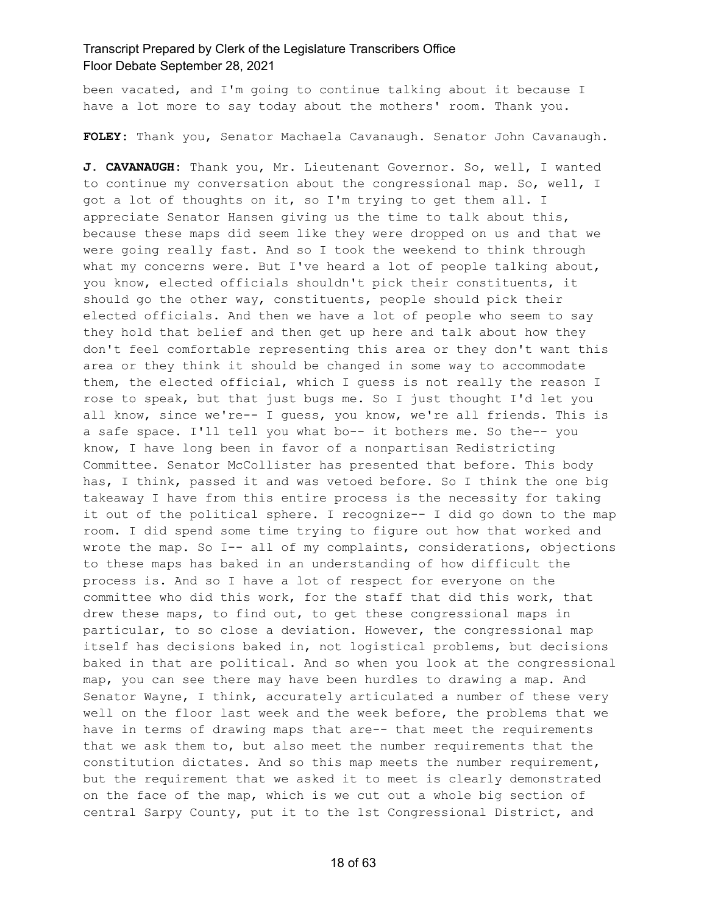been vacated, and I'm going to continue talking about it because I have a lot more to say today about the mothers' room. Thank you.

**FOLEY:** Thank you, Senator Machaela Cavanaugh. Senator John Cavanaugh.

**J. CAVANAUGH:** Thank you, Mr. Lieutenant Governor. So, well, I wanted to continue my conversation about the congressional map. So, well, I got a lot of thoughts on it, so I'm trying to get them all. I appreciate Senator Hansen giving us the time to talk about this, because these maps did seem like they were dropped on us and that we were going really fast. And so I took the weekend to think through what my concerns were. But I've heard a lot of people talking about, you know, elected officials shouldn't pick their constituents, it should go the other way, constituents, people should pick their elected officials. And then we have a lot of people who seem to say they hold that belief and then get up here and talk about how they don't feel comfortable representing this area or they don't want this area or they think it should be changed in some way to accommodate them, the elected official, which I guess is not really the reason I rose to speak, but that just bugs me. So I just thought I'd let you all know, since we're-- I guess, you know, we're all friends. This is a safe space. I'll tell you what bo-- it bothers me. So the-- you know, I have long been in favor of a nonpartisan Redistricting Committee. Senator McCollister has presented that before. This body has, I think, passed it and was vetoed before. So I think the one big takeaway I have from this entire process is the necessity for taking it out of the political sphere. I recognize-- I did go down to the map room. I did spend some time trying to figure out how that worked and wrote the map. So I-- all of my complaints, considerations, objections to these maps has baked in an understanding of how difficult the process is. And so I have a lot of respect for everyone on the committee who did this work, for the staff that did this work, that drew these maps, to find out, to get these congressional maps in particular, to so close a deviation. However, the congressional map itself has decisions baked in, not logistical problems, but decisions baked in that are political. And so when you look at the congressional map, you can see there may have been hurdles to drawing a map. And Senator Wayne, I think, accurately articulated a number of these very well on the floor last week and the week before, the problems that we have in terms of drawing maps that are-- that meet the requirements that we ask them to, but also meet the number requirements that the constitution dictates. And so this map meets the number requirement, but the requirement that we asked it to meet is clearly demonstrated on the face of the map, which is we cut out a whole big section of central Sarpy County, put it to the 1st Congressional District, and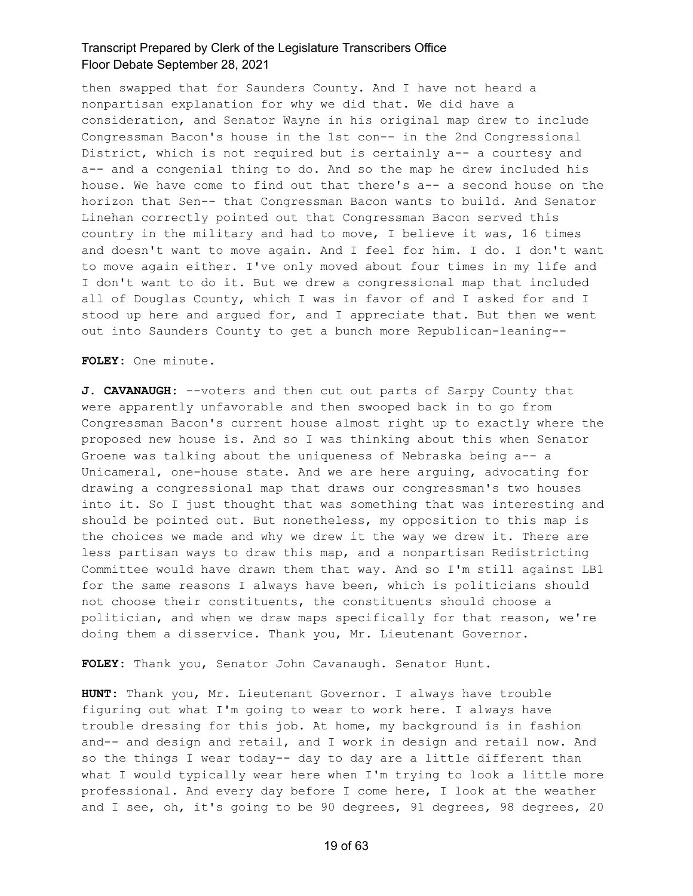then swapped that for Saunders County. And I have not heard a nonpartisan explanation for why we did that. We did have a consideration, and Senator Wayne in his original map drew to include Congressman Bacon's house in the 1st con-- in the 2nd Congressional District, which is not required but is certainly a-- a courtesy and a-- and a congenial thing to do. And so the map he drew included his house. We have come to find out that there's a-- a second house on the horizon that Sen-- that Congressman Bacon wants to build. And Senator Linehan correctly pointed out that Congressman Bacon served this country in the military and had to move, I believe it was, 16 times and doesn't want to move again. And I feel for him. I do. I don't want to move again either. I've only moved about four times in my life and I don't want to do it. But we drew a congressional map that included all of Douglas County, which I was in favor of and I asked for and I stood up here and argued for, and I appreciate that. But then we went out into Saunders County to get a bunch more Republican-leaning--

**FOLEY:** One minute.

**J. CAVANAUGH:** --voters and then cut out parts of Sarpy County that were apparently unfavorable and then swooped back in to go from Congressman Bacon's current house almost right up to exactly where the proposed new house is. And so I was thinking about this when Senator Groene was talking about the uniqueness of Nebraska being a-- a Unicameral, one-house state. And we are here arguing, advocating for drawing a congressional map that draws our congressman's two houses into it. So I just thought that was something that was interesting and should be pointed out. But nonetheless, my opposition to this map is the choices we made and why we drew it the way we drew it. There are less partisan ways to draw this map, and a nonpartisan Redistricting Committee would have drawn them that way. And so I'm still against LB1 for the same reasons I always have been, which is politicians should not choose their constituents, the constituents should choose a politician, and when we draw maps specifically for that reason, we're doing them a disservice. Thank you, Mr. Lieutenant Governor.

**FOLEY:** Thank you, Senator John Cavanaugh. Senator Hunt.

**HUNT:** Thank you, Mr. Lieutenant Governor. I always have trouble figuring out what I'm going to wear to work here. I always have trouble dressing for this job. At home, my background is in fashion and-- and design and retail, and I work in design and retail now. And so the things I wear today-- day to day are a little different than what I would typically wear here when I'm trying to look a little more professional. And every day before I come here, I look at the weather and I see, oh, it's going to be 90 degrees, 91 degrees, 98 degrees, 20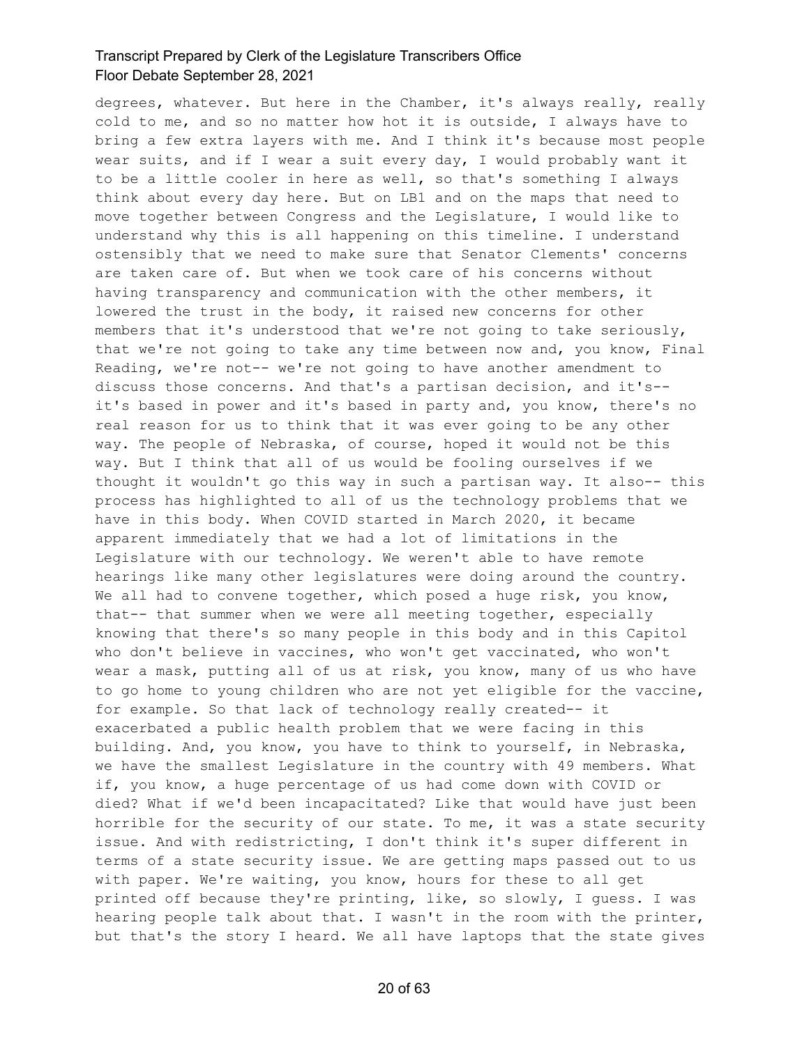degrees, whatever. But here in the Chamber, it's always really, really cold to me, and so no matter how hot it is outside, I always have to bring a few extra layers with me. And I think it's because most people wear suits, and if I wear a suit every day, I would probably want it to be a little cooler in here as well, so that's something I always think about every day here. But on LB1 and on the maps that need to move together between Congress and the Legislature, I would like to understand why this is all happening on this timeline. I understand ostensibly that we need to make sure that Senator Clements' concerns are taken care of. But when we took care of his concerns without having transparency and communication with the other members, it lowered the trust in the body, it raised new concerns for other members that it's understood that we're not going to take seriously, that we're not going to take any time between now and, you know, Final Reading, we're not-- we're not going to have another amendment to discuss those concerns. And that's a partisan decision, and it's-- it's based in power and it's based in party and, you know, there's no real reason for us to think that it was ever going to be any other way. The people of Nebraska, of course, hoped it would not be this way. But I think that all of us would be fooling ourselves if we thought it wouldn't go this way in such a partisan way. It also-- this process has highlighted to all of us the technology problems that we have in this body. When COVID started in March 2020, it became apparent immediately that we had a lot of limitations in the Legislature with our technology. We weren't able to have remote hearings like many other legislatures were doing around the country. We all had to convene together, which posed a huge risk, you know, that-- that summer when we were all meeting together, especially knowing that there's so many people in this body and in this Capitol who don't believe in vaccines, who won't get vaccinated, who won't wear a mask, putting all of us at risk, you know, many of us who have to go home to young children who are not yet eligible for the vaccine, for example. So that lack of technology really created-- it exacerbated a public health problem that we were facing in this building. And, you know, you have to think to yourself, in Nebraska, we have the smallest Legislature in the country with 49 members. What if, you know, a huge percentage of us had come down with COVID or died? What if we'd been incapacitated? Like that would have just been horrible for the security of our state. To me, it was a state security issue. And with redistricting, I don't think it's super different in terms of a state security issue. We are getting maps passed out to us with paper. We're waiting, you know, hours for these to all get printed off because they're printing, like, so slowly, I guess. I was hearing people talk about that. I wasn't in the room with the printer, but that's the story I heard. We all have laptops that the state gives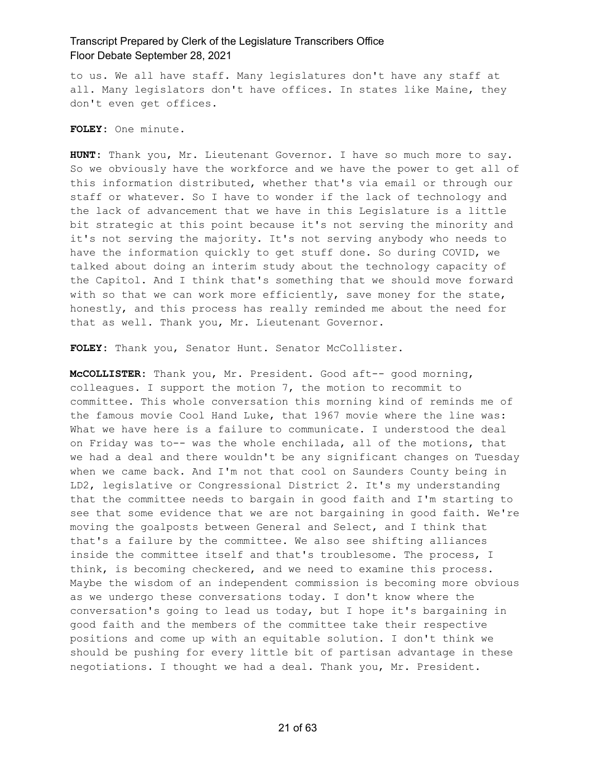to us. We all have staff. Many legislatures don't have any staff at all. Many legislators don't have offices. In states like Maine, they don't even get offices.

**FOLEY:** One minute.

**HUNT:** Thank you, Mr. Lieutenant Governor. I have so much more to say. So we obviously have the workforce and we have the power to get all of this information distributed, whether that's via email or through our staff or whatever. So I have to wonder if the lack of technology and the lack of advancement that we have in this Legislature is a little bit strategic at this point because it's not serving the minority and it's not serving the majority. It's not serving anybody who needs to have the information quickly to get stuff done. So during COVID, we talked about doing an interim study about the technology capacity of the Capitol. And I think that's something that we should move forward with so that we can work more efficiently, save money for the state, honestly, and this process has really reminded me about the need for that as well. Thank you, Mr. Lieutenant Governor.

**FOLEY:** Thank you, Senator Hunt. Senator McCollister.

**McCOLLISTER:** Thank you, Mr. President. Good aft-- good morning, colleagues. I support the motion 7, the motion to recommit to committee. This whole conversation this morning kind of reminds me of the famous movie Cool Hand Luke, that 1967 movie where the line was: What we have here is a failure to communicate. I understood the deal on Friday was to-- was the whole enchilada, all of the motions, that we had a deal and there wouldn't be any significant changes on Tuesday when we came back. And I'm not that cool on Saunders County being in LD2, legislative or Congressional District 2. It's my understanding that the committee needs to bargain in good faith and I'm starting to see that some evidence that we are not bargaining in good faith. We're moving the goalposts between General and Select, and I think that that's a failure by the committee. We also see shifting alliances inside the committee itself and that's troublesome. The process, I think, is becoming checkered, and we need to examine this process. Maybe the wisdom of an independent commission is becoming more obvious as we undergo these conversations today. I don't know where the conversation's going to lead us today, but I hope it's bargaining in good faith and the members of the committee take their respective positions and come up with an equitable solution. I don't think we should be pushing for every little bit of partisan advantage in these negotiations. I thought we had a deal. Thank you, Mr. President.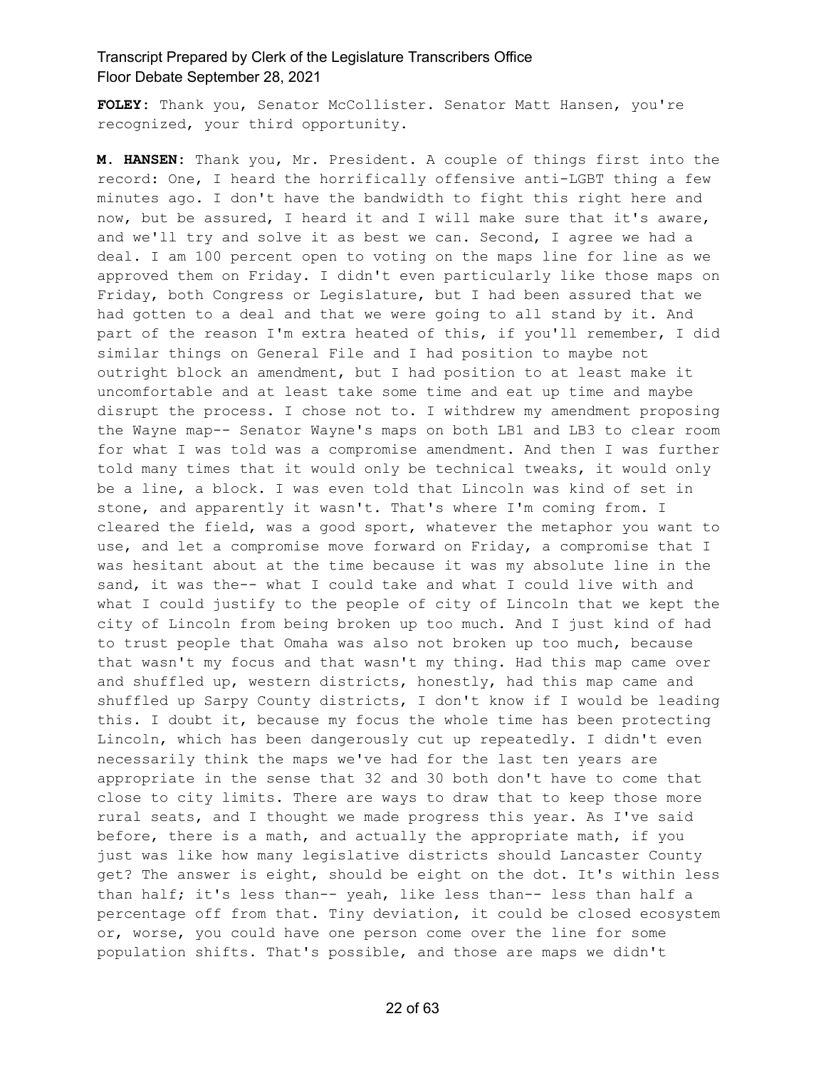**FOLEY:** Thank you, Senator McCollister. Senator Matt Hansen, you're recognized, your third opportunity.

**M. HANSEN:** Thank you, Mr. President. A couple of things first into the record: One, I heard the horrifically offensive anti-LGBT thing a few minutes ago. I don't have the bandwidth to fight this right here and now, but be assured, I heard it and I will make sure that it's aware, and we'll try and solve it as best we can. Second, I agree we had a deal. I am 100 percent open to voting on the maps line for line as we approved them on Friday. I didn't even particularly like those maps on Friday, both Congress or Legislature, but I had been assured that we had gotten to a deal and that we were going to all stand by it. And part of the reason I'm extra heated of this, if you'll remember, I did similar things on General File and I had position to maybe not outright block an amendment, but I had position to at least make it uncomfortable and at least take some time and eat up time and maybe disrupt the process. I chose not to. I withdrew my amendment proposing the Wayne map-- Senator Wayne's maps on both LB1 and LB3 to clear room for what I was told was a compromise amendment. And then I was further told many times that it would only be technical tweaks, it would only be a line, a block. I was even told that Lincoln was kind of set in stone, and apparently it wasn't. That's where I'm coming from. I cleared the field, was a good sport, whatever the metaphor you want to use, and let a compromise move forward on Friday, a compromise that I was hesitant about at the time because it was my absolute line in the sand, it was the-- what I could take and what I could live with and what I could justify to the people of city of Lincoln that we kept the city of Lincoln from being broken up too much. And I just kind of had to trust people that Omaha was also not broken up too much, because that wasn't my focus and that wasn't my thing. Had this map came over and shuffled up, western districts, honestly, had this map came and shuffled up Sarpy County districts, I don't know if I would be leading this. I doubt it, because my focus the whole time has been protecting Lincoln, which has been dangerously cut up repeatedly. I didn't even necessarily think the maps we've had for the last ten years are appropriate in the sense that 32 and 30 both don't have to come that close to city limits. There are ways to draw that to keep those more rural seats, and I thought we made progress this year. As I've said before, there is a math, and actually the appropriate math, if you just was like how many legislative districts should Lancaster County get? The answer is eight, should be eight on the dot. It's within less than half; it's less than-- yeah, like less than-- less than half a percentage off from that. Tiny deviation, it could be closed ecosystem or, worse, you could have one person come over the line for some population shifts. That's possible, and those are maps we didn't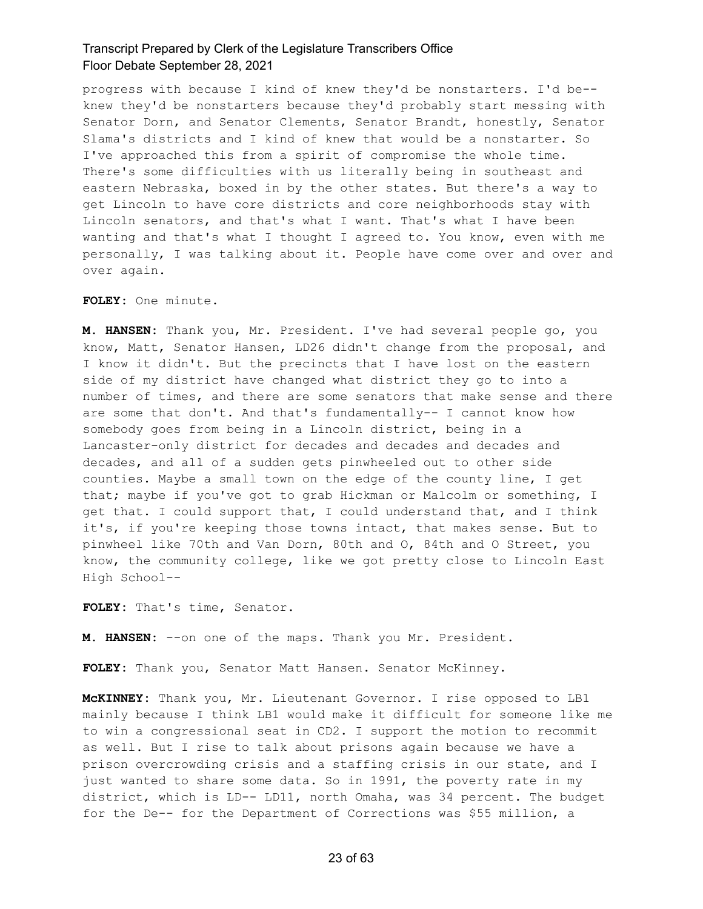progress with because I kind of knew they'd be nonstarters. I'd be-- knew they'd be nonstarters because they'd probably start messing with Senator Dorn, and Senator Clements, Senator Brandt, honestly, Senator Slama's districts and I kind of knew that would be a nonstarter. So I've approached this from a spirit of compromise the whole time. There's some difficulties with us literally being in southeast and eastern Nebraska, boxed in by the other states. But there's a way to get Lincoln to have core districts and core neighborhoods stay with Lincoln senators, and that's what I want. That's what I have been wanting and that's what I thought I agreed to. You know, even with me personally, I was talking about it. People have come over and over and over again.

**FOLEY:** One minute.

**M. HANSEN:** Thank you, Mr. President. I've had several people go, you know, Matt, Senator Hansen, LD26 didn't change from the proposal, and I know it didn't. But the precincts that I have lost on the eastern side of my district have changed what district they go to into a number of times, and there are some senators that make sense and there are some that don't. And that's fundamentally-- I cannot know how somebody goes from being in a Lincoln district, being in a Lancaster-only district for decades and decades and decades and decades, and all of a sudden gets pinwheeled out to other side counties. Maybe a small town on the edge of the county line, I get that; maybe if you've got to grab Hickman or Malcolm or something, I get that. I could support that, I could understand that, and I think it's, if you're keeping those towns intact, that makes sense. But to pinwheel like 70th and Van Dorn, 80th and O, 84th and O Street, you know, the community college, like we got pretty close to Lincoln East High School--

**FOLEY:** That's time, Senator.

**M. HANSEN:** --on one of the maps. Thank you Mr. President.

**FOLEY:** Thank you, Senator Matt Hansen. Senator McKinney.

**McKINNEY:** Thank you, Mr. Lieutenant Governor. I rise opposed to LB1 mainly because I think LB1 would make it difficult for someone like me to win a congressional seat in CD2. I support the motion to recommit as well. But I rise to talk about prisons again because we have a prison overcrowding crisis and a staffing crisis in our state, and I just wanted to share some data. So in 1991, the poverty rate in my district, which is LD-- LD11, north Omaha, was 34 percent. The budget for the De-- for the Department of Corrections was $55 million, a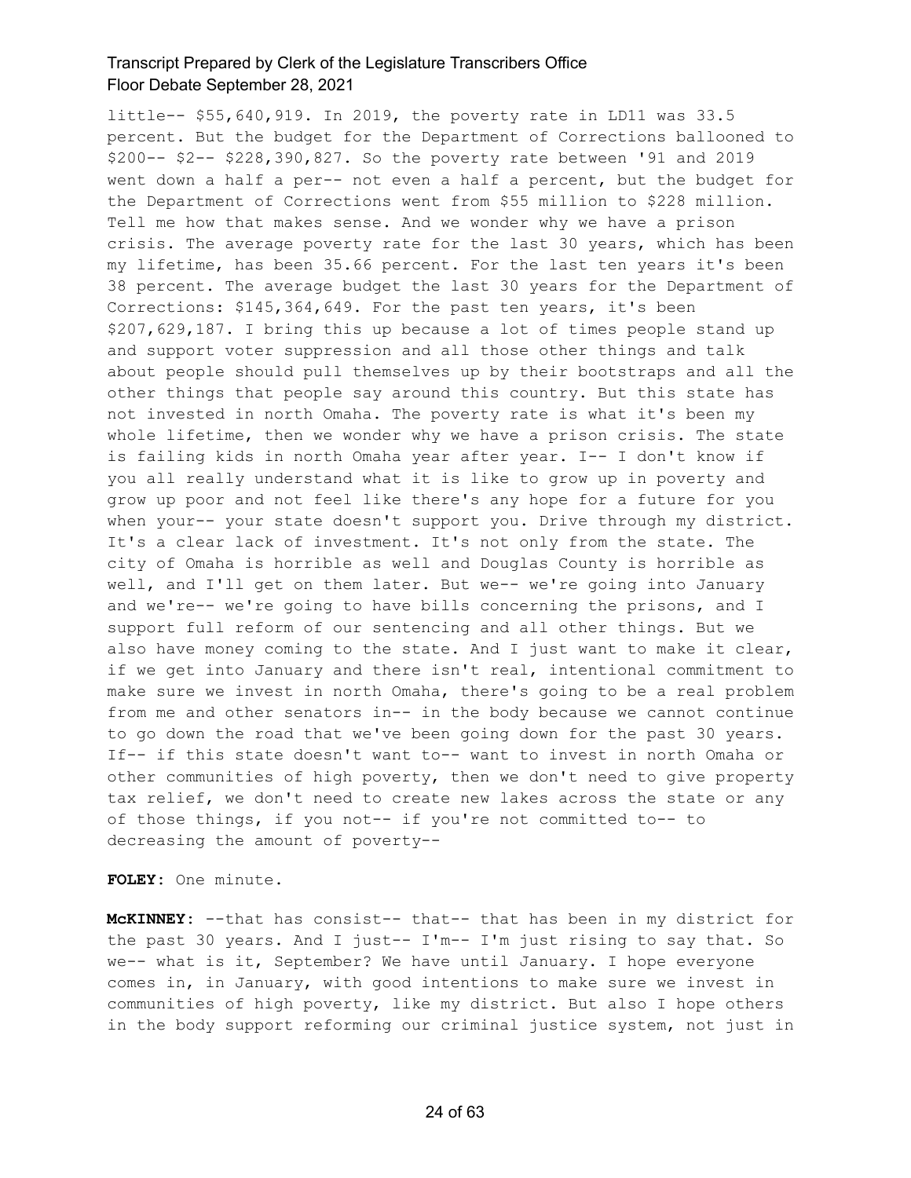little-- $55,640,919. In 2019, the poverty rate in LD11 was 33.5 percent. But the budget for the Department of Corrections ballooned to $200-- $2-- $228,390,827. So the poverty rate between '91 and 2019 went down a half a per-- not even a half a percent, but the budget for the Department of Corrections went from $55 million to $228 million. Tell me how that makes sense. And we wonder why we have a prison crisis. The average poverty rate for the last 30 years, which has been my lifetime, has been 35.66 percent. For the last ten years it's been 38 percent. The average budget the last 30 years for the Department of Corrections: $145,364,649. For the past ten years, it's been $207,629,187. I bring this up because a lot of times people stand up and support voter suppression and all those other things and talk about people should pull themselves up by their bootstraps and all the other things that people say around this country. But this state has not invested in north Omaha. The poverty rate is what it's been my whole lifetime, then we wonder why we have a prison crisis. The state is failing kids in north Omaha year after year. I-- I don't know if you all really understand what it is like to grow up in poverty and grow up poor and not feel like there's any hope for a future for you when your-- your state doesn't support you. Drive through my district. It's a clear lack of investment. It's not only from the state. The city of Omaha is horrible as well and Douglas County is horrible as well, and I'll get on them later. But we-- we're going into January and we're-- we're going to have bills concerning the prisons, and I support full reform of our sentencing and all other things. But we also have money coming to the state. And I just want to make it clear, if we get into January and there isn't real, intentional commitment to make sure we invest in north Omaha, there's going to be a real problem from me and other senators in-- in the body because we cannot continue to go down the road that we've been going down for the past 30 years. If-- if this state doesn't want to-- want to invest in north Omaha or other communities of high poverty, then we don't need to give property tax relief, we don't need to create new lakes across the state or any of those things, if you not-- if you're not committed to-- to decreasing the amount of poverty--

**FOLEY:** One minute.

**McKINNEY:** --that has consist-- that-- that has been in my district for the past 30 years. And I just-- I'm-- I'm just rising to say that. So we-- what is it, September? We have until January. I hope everyone comes in, in January, with good intentions to make sure we invest in communities of high poverty, like my district. But also I hope others in the body support reforming our criminal justice system, not just in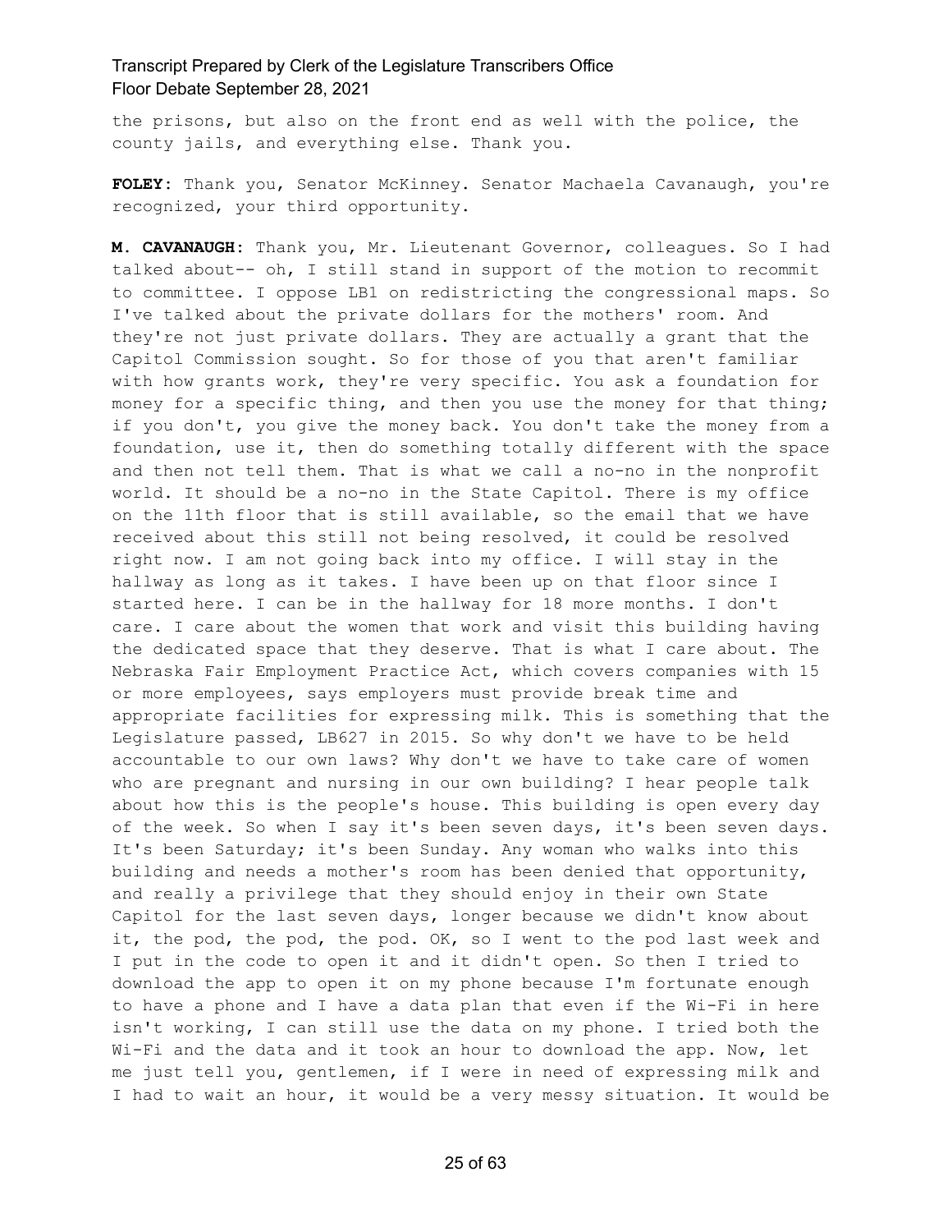the prisons, but also on the front end as well with the police, the county jails, and everything else. Thank you.

**FOLEY:** Thank you, Senator McKinney. Senator Machaela Cavanaugh, you're recognized, your third opportunity.

**M. CAVANAUGH:** Thank you, Mr. Lieutenant Governor, colleagues. So I had talked about-- oh, I still stand in support of the motion to recommit to committee. I oppose LB1 on redistricting the congressional maps. So I've talked about the private dollars for the mothers' room. And they're not just private dollars. They are actually a grant that the Capitol Commission sought. So for those of you that aren't familiar with how grants work, they're very specific. You ask a foundation for money for a specific thing, and then you use the money for that thing; if you don't, you give the money back. You don't take the money from a foundation, use it, then do something totally different with the space and then not tell them. That is what we call a no-no in the nonprofit world. It should be a no-no in the State Capitol. There is my office on the 11th floor that is still available, so the email that we have received about this still not being resolved, it could be resolved right now. I am not going back into my office. I will stay in the hallway as long as it takes. I have been up on that floor since I started here. I can be in the hallway for 18 more months. I don't care. I care about the women that work and visit this building having the dedicated space that they deserve. That is what I care about. The Nebraska Fair Employment Practice Act, which covers companies with 15 or more employees, says employers must provide break time and appropriate facilities for expressing milk. This is something that the Legislature passed, LB627 in 2015. So why don't we have to be held accountable to our own laws? Why don't we have to take care of women who are pregnant and nursing in our own building? I hear people talk about how this is the people's house. This building is open every day of the week. So when I say it's been seven days, it's been seven days. It's been Saturday; it's been Sunday. Any woman who walks into this building and needs a mother's room has been denied that opportunity, and really a privilege that they should enjoy in their own State Capitol for the last seven days, longer because we didn't know about it, the pod, the pod, the pod. OK, so I went to the pod last week and I put in the code to open it and it didn't open. So then I tried to download the app to open it on my phone because I'm fortunate enough to have a phone and I have a data plan that even if the Wi-Fi in here isn't working, I can still use the data on my phone. I tried both the Wi-Fi and the data and it took an hour to download the app. Now, let me just tell you, gentlemen, if I were in need of expressing milk and I had to wait an hour, it would be a very messy situation. It would be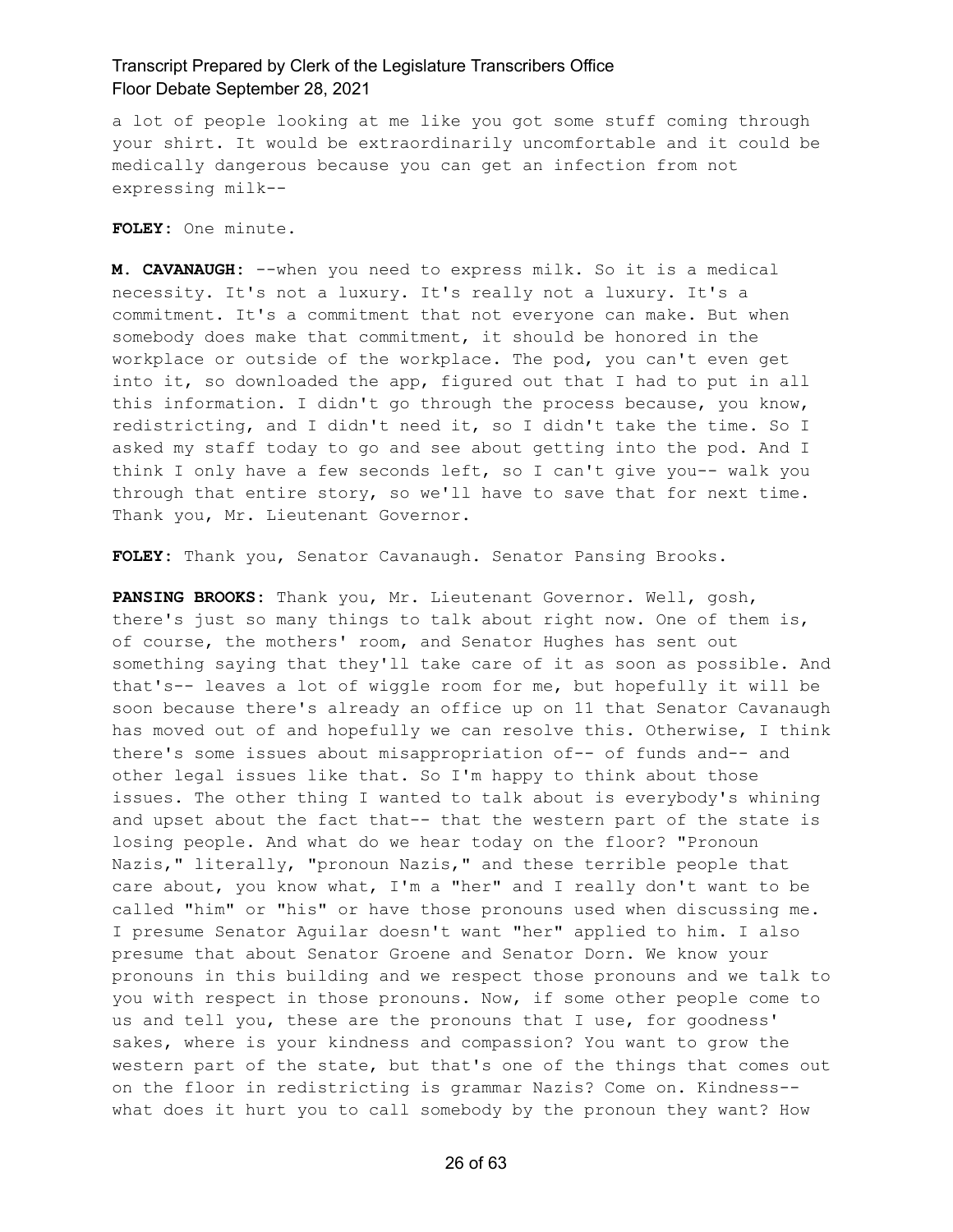a lot of people looking at me like you got some stuff coming through your shirt. It would be extraordinarily uncomfortable and it could be medically dangerous because you can get an infection from not expressing milk--

**FOLEY:** One minute.

**M. CAVANAUGH:** --when you need to express milk. So it is a medical necessity. It's not a luxury. It's really not a luxury. It's a commitment. It's a commitment that not everyone can make. But when somebody does make that commitment, it should be honored in the workplace or outside of the workplace. The pod, you can't even get into it, so downloaded the app, figured out that I had to put in all this information. I didn't go through the process because, you know, redistricting, and I didn't need it, so I didn't take the time. So I asked my staff today to go and see about getting into the pod. And I think I only have a few seconds left, so I can't give you-- walk you through that entire story, so we'll have to save that for next time. Thank you, Mr. Lieutenant Governor.

**FOLEY:** Thank you, Senator Cavanaugh. Senator Pansing Brooks.

**PANSING BROOKS:** Thank you, Mr. Lieutenant Governor. Well, gosh, there's just so many things to talk about right now. One of them is, of course, the mothers' room, and Senator Hughes has sent out something saying that they'll take care of it as soon as possible. And that's-- leaves a lot of wiggle room for me, but hopefully it will be soon because there's already an office up on 11 that Senator Cavanaugh has moved out of and hopefully we can resolve this. Otherwise, I think there's some issues about misappropriation of-- of funds and-- and other legal issues like that. So I'm happy to think about those issues. The other thing I wanted to talk about is everybody's whining and upset about the fact that-- that the western part of the state is losing people. And what do we hear today on the floor? "Pronoun Nazis," literally, "pronoun Nazis," and these terrible people that care about, you know what, I'm a "her" and I really don't want to be called "him" or "his" or have those pronouns used when discussing me. I presume Senator Aguilar doesn't want "her" applied to him. I also presume that about Senator Groene and Senator Dorn. We know your pronouns in this building and we respect those pronouns and we talk to you with respect in those pronouns. Now, if some other people come to us and tell you, these are the pronouns that I use, for goodness' sakes, where is your kindness and compassion? You want to grow the western part of the state, but that's one of the things that comes out on the floor in redistricting is grammar Nazis? Come on. Kindness-- what does it hurt you to call somebody by the pronoun they want? How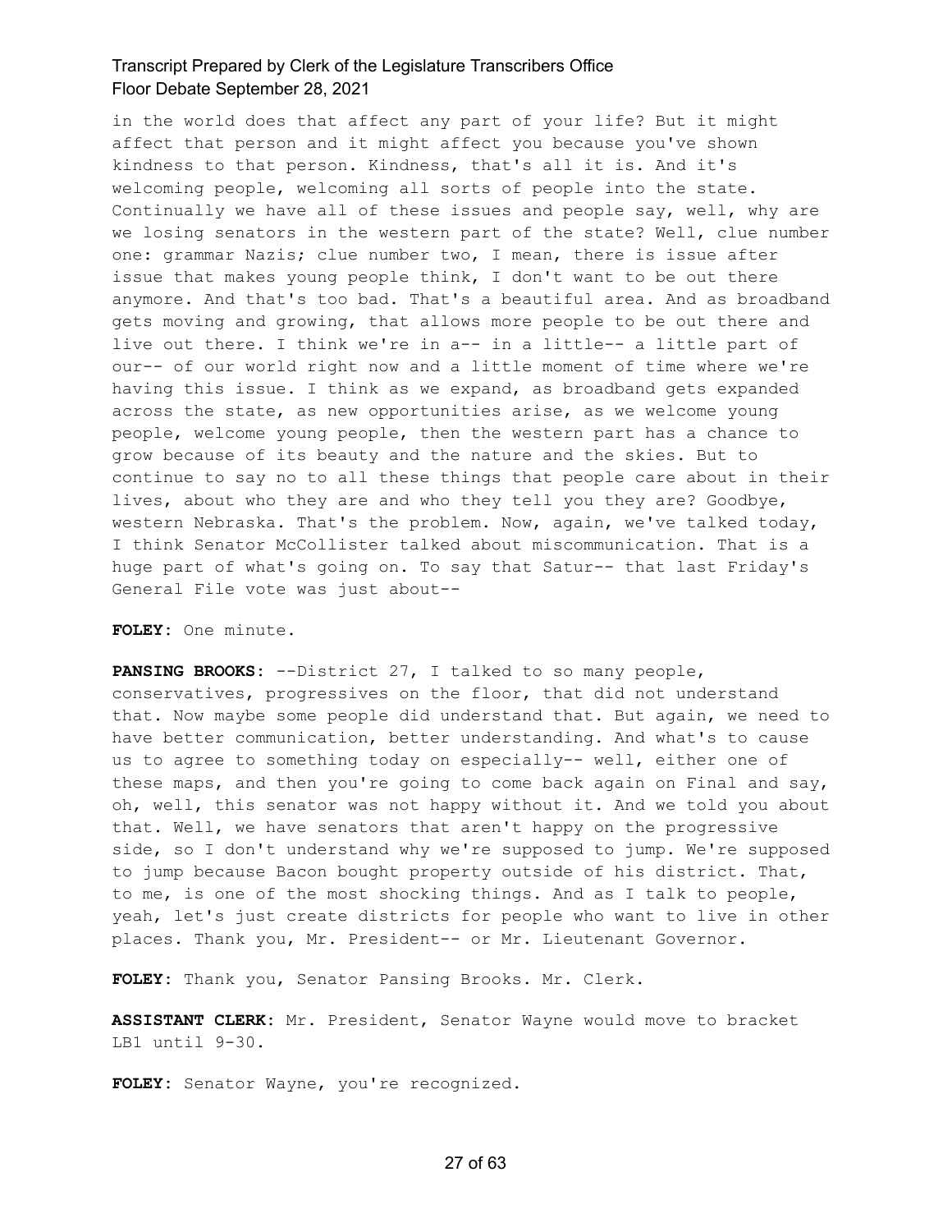in the world does that affect any part of your life? But it might affect that person and it might affect you because you've shown kindness to that person. Kindness, that's all it is. And it's welcoming people, welcoming all sorts of people into the state. Continually we have all of these issues and people say, well, why are we losing senators in the western part of the state? Well, clue number one: grammar Nazis; clue number two, I mean, there is issue after issue that makes young people think, I don't want to be out there anymore. And that's too bad. That's a beautiful area. And as broadband gets moving and growing, that allows more people to be out there and live out there. I think we're in a-- in a little-- a little part of our-- of our world right now and a little moment of time where we're having this issue. I think as we expand, as broadband gets expanded across the state, as new opportunities arise, as we welcome young people, welcome young people, then the western part has a chance to grow because of its beauty and the nature and the skies. But to continue to say no to all these things that people care about in their lives, about who they are and who they tell you they are? Goodbye, western Nebraska. That's the problem. Now, again, we've talked today, I think Senator McCollister talked about miscommunication. That is a huge part of what's going on. To say that Satur-- that last Friday's General File vote was just about--

**FOLEY:** One minute.

**PANSING BROOKS:** --District 27, I talked to so many people, conservatives, progressives on the floor, that did not understand that. Now maybe some people did understand that. But again, we need to have better communication, better understanding. And what's to cause us to agree to something today on especially-- well, either one of these maps, and then you're going to come back again on Final and say, oh, well, this senator was not happy without it. And we told you about that. Well, we have senators that aren't happy on the progressive side, so I don't understand why we're supposed to jump. We're supposed to jump because Bacon bought property outside of his district. That, to me, is one of the most shocking things. And as I talk to people, yeah, let's just create districts for people who want to live in other places. Thank you, Mr. President-- or Mr. Lieutenant Governor.

**FOLEY:** Thank you, Senator Pansing Brooks. Mr. Clerk.

**ASSISTANT CLERK:** Mr. President, Senator Wayne would move to bracket LB1 until 9-30.

**FOLEY:** Senator Wayne, you're recognized.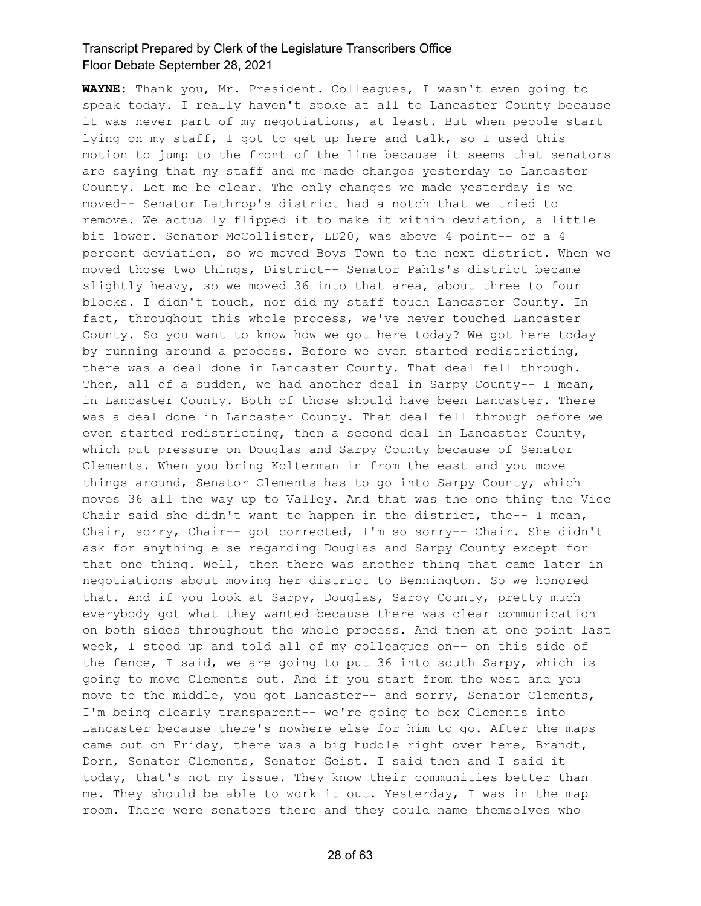**WAYNE:** Thank you, Mr. President. Colleagues, I wasn't even going to speak today. I really haven't spoke at all to Lancaster County because it was never part of my negotiations, at least. But when people start lying on my staff, I got to get up here and talk, so I used this motion to jump to the front of the line because it seems that senators are saying that my staff and me made changes yesterday to Lancaster County. Let me be clear. The only changes we made yesterday is we moved-- Senator Lathrop's district had a notch that we tried to remove. We actually flipped it to make it within deviation, a little bit lower. Senator McCollister, LD20, was above 4 point-- or a 4 percent deviation, so we moved Boys Town to the next district. When we moved those two things, District-- Senator Pahls's district became slightly heavy, so we moved 36 into that area, about three to four blocks. I didn't touch, nor did my staff touch Lancaster County. In fact, throughout this whole process, we've never touched Lancaster County. So you want to know how we got here today? We got here today by running around a process. Before we even started redistricting, there was a deal done in Lancaster County. That deal fell through. Then, all of a sudden, we had another deal in Sarpy County-- I mean, in Lancaster County. Both of those should have been Lancaster. There was a deal done in Lancaster County. That deal fell through before we even started redistricting, then a second deal in Lancaster County, which put pressure on Douglas and Sarpy County because of Senator Clements. When you bring Kolterman in from the east and you move things around, Senator Clements has to go into Sarpy County, which moves 36 all the way up to Valley. And that was the one thing the Vice Chair said she didn't want to happen in the district, the-- I mean, Chair, sorry, Chair-- got corrected, I'm so sorry-- Chair. She didn't ask for anything else regarding Douglas and Sarpy County except for that one thing. Well, then there was another thing that came later in negotiations about moving her district to Bennington. So we honored that. And if you look at Sarpy, Douglas, Sarpy County, pretty much everybody got what they wanted because there was clear communication on both sides throughout the whole process. And then at one point last week, I stood up and told all of my colleagues on-- on this side of the fence, I said, we are going to put 36 into south Sarpy, which is going to move Clements out. And if you start from the west and you move to the middle, you got Lancaster-- and sorry, Senator Clements, I'm being clearly transparent-- we're going to box Clements into Lancaster because there's nowhere else for him to go. After the maps came out on Friday, there was a big huddle right over here, Brandt, Dorn, Senator Clements, Senator Geist. I said then and I said it today, that's not my issue. They know their communities better than me. They should be able to work it out. Yesterday, I was in the map room. There were senators there and they could name themselves who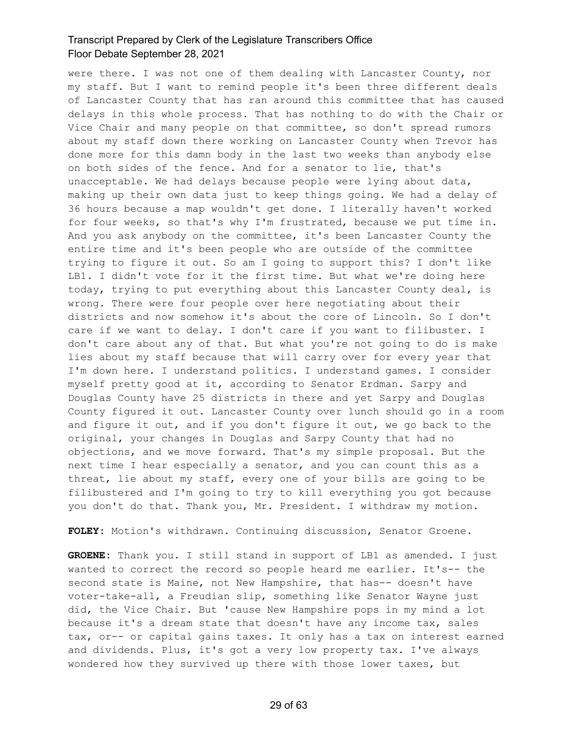were there. I was not one of them dealing with Lancaster County, nor my staff. But I want to remind people it's been three different deals of Lancaster County that has ran around this committee that has caused delays in this whole process. That has nothing to do with the Chair or Vice Chair and many people on that committee, so don't spread rumors about my staff down there working on Lancaster County when Trevor has done more for this damn body in the last two weeks than anybody else on both sides of the fence. And for a senator to lie, that's unacceptable. We had delays because people were lying about data, making up their own data just to keep things going. We had a delay of 36 hours because a map wouldn't get done. I literally haven't worked for four weeks, so that's why I'm frustrated, because we put time in. And you ask anybody on the committee, it's been Lancaster County the entire time and it's been people who are outside of the committee trying to figure it out. So am I going to support this? I don't like LB1. I didn't vote for it the first time. But what we're doing here today, trying to put everything about this Lancaster County deal, is wrong. There were four people over here negotiating about their districts and now somehow it's about the core of Lincoln. So I don't care if we want to delay. I don't care if you want to filibuster. I don't care about any of that. But what you're not going to do is make lies about my staff because that will carry over for every year that I'm down here. I understand politics. I understand games. I consider myself pretty good at it, according to Senator Erdman. Sarpy and Douglas County have 25 districts in there and yet Sarpy and Douglas County figured it out. Lancaster County over lunch should go in a room and figure it out, and if you don't figure it out, we go back to the original, your changes in Douglas and Sarpy County that had no objections, and we move forward. That's my simple proposal. But the next time I hear especially a senator, and you can count this as a threat, lie about my staff, every one of your bills are going to be filibustered and I'm going to try to kill everything you got because you don't do that. Thank you, Mr. President. I withdraw my motion.

**FOLEY:** Motion's withdrawn. Continuing discussion, Senator Groene.

**GROENE:** Thank you. I still stand in support of LB1 as amended. I just wanted to correct the record so people heard me earlier. It's-- the second state is Maine, not New Hampshire, that has-- doesn't have voter-take-all, a Freudian slip, something like Senator Wayne just did, the Vice Chair. But 'cause New Hampshire pops in my mind a lot because it's a dream state that doesn't have any income tax, sales tax, or-- or capital gains taxes. It only has a tax on interest earned and dividends. Plus, it's got a very low property tax. I've always wondered how they survived up there with those lower taxes, but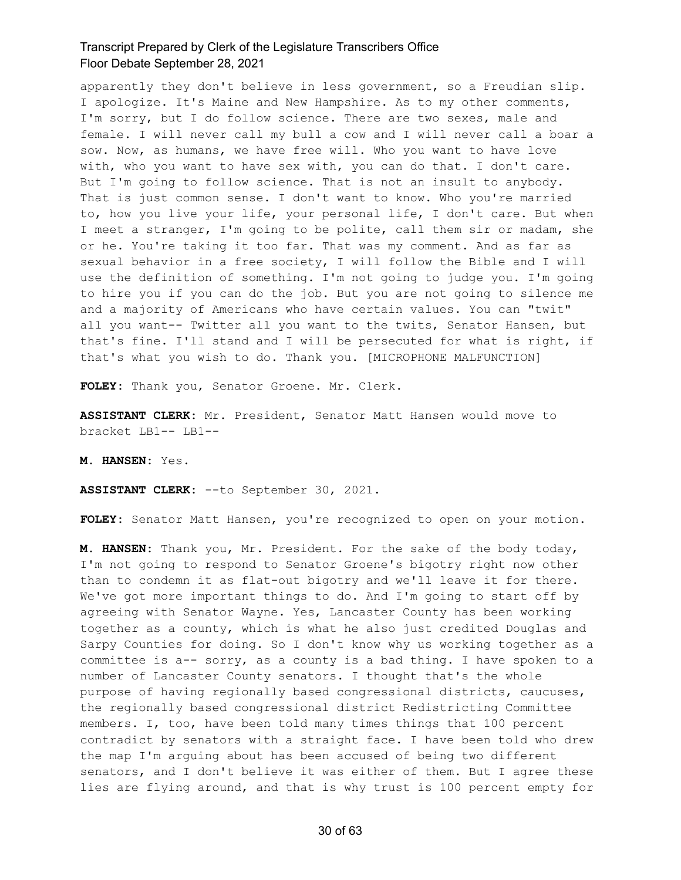apparently they don't believe in less government, so a Freudian slip. I apologize. It's Maine and New Hampshire. As to my other comments, I'm sorry, but I do follow science. There are two sexes, male and female. I will never call my bull a cow and I will never call a boar a sow. Now, as humans, we have free will. Who you want to have love with, who you want to have sex with, you can do that. I don't care. But I'm going to follow science. That is not an insult to anybody. That is just common sense. I don't want to know. Who you're married to, how you live your life, your personal life, I don't care. But when I meet a stranger, I'm going to be polite, call them sir or madam, she or he. You're taking it too far. That was my comment. And as far as sexual behavior in a free society, I will follow the Bible and I will use the definition of something. I'm not going to judge you. I'm going to hire you if you can do the job. But you are not going to silence me and a majority of Americans who have certain values. You can "twit" all you want-- Twitter all you want to the twits, Senator Hansen, but that's fine. I'll stand and I will be persecuted for what is right, if that's what you wish to do. Thank you. [MICROPHONE MALFUNCTION]

**FOLEY:** Thank you, Senator Groene. Mr. Clerk.

**ASSISTANT CLERK:** Mr. President, Senator Matt Hansen would move to bracket LB1-- LB1--

**M. HANSEN:** Yes.

**ASSISTANT CLERK:** --to September 30, 2021.

**FOLEY:** Senator Matt Hansen, you're recognized to open on your motion.

**M. HANSEN:** Thank you, Mr. President. For the sake of the body today, I'm not going to respond to Senator Groene's bigotry right now other than to condemn it as flat-out bigotry and we'll leave it for there. We've got more important things to do. And I'm going to start off by agreeing with Senator Wayne. Yes, Lancaster County has been working together as a county, which is what he also just credited Douglas and Sarpy Counties for doing. So I don't know why us working together as a committee is a-- sorry, as a county is a bad thing. I have spoken to a number of Lancaster County senators. I thought that's the whole purpose of having regionally based congressional districts, caucuses, the regionally based congressional district Redistricting Committee members. I, too, have been told many times things that 100 percent contradict by senators with a straight face. I have been told who drew the map I'm arguing about has been accused of being two different senators, and I don't believe it was either of them. But I agree these lies are flying around, and that is why trust is 100 percent empty for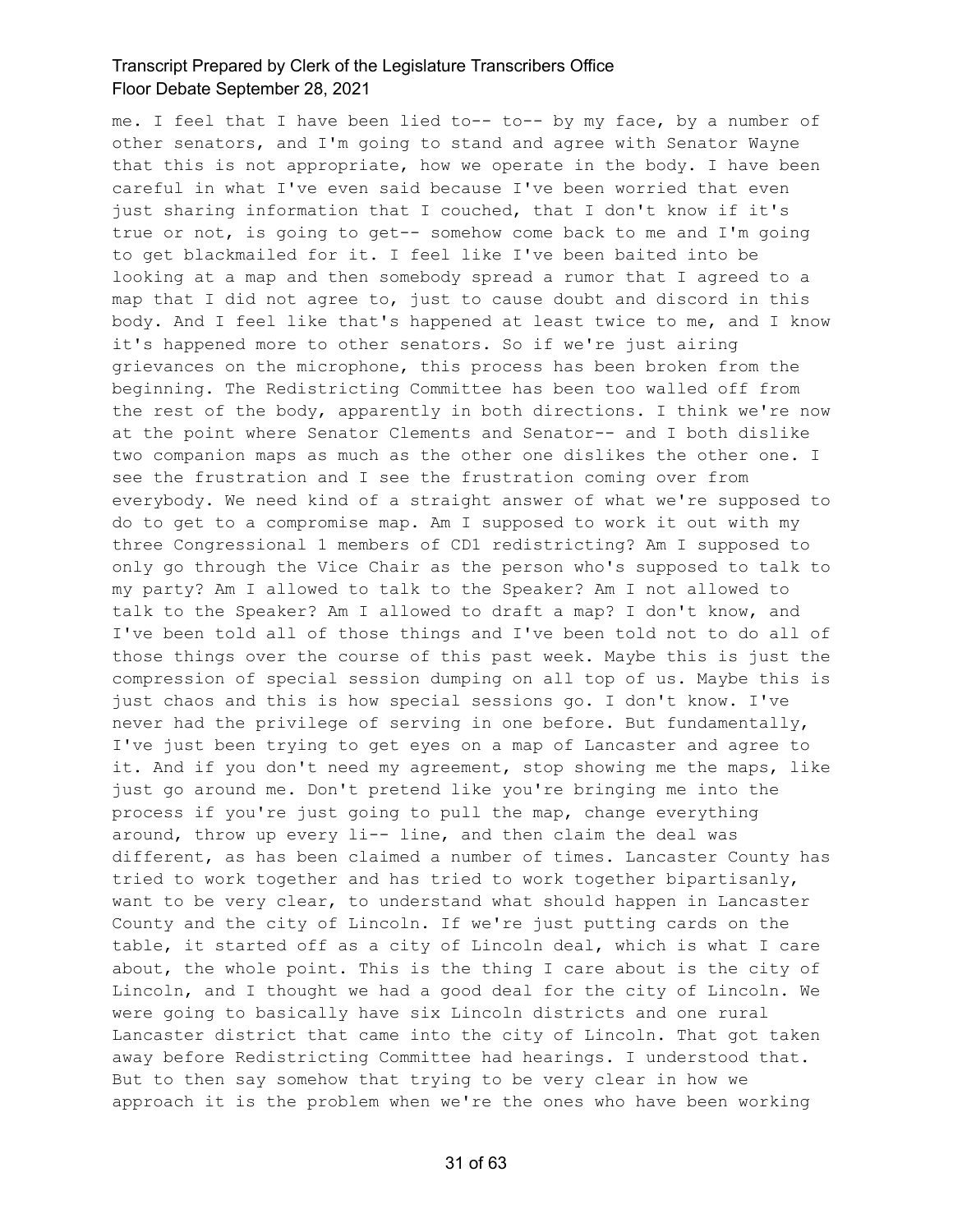me. I feel that I have been lied to-- to-- by my face, by a number of other senators, and I'm going to stand and agree with Senator Wayne that this is not appropriate, how we operate in the body. I have been careful in what I've even said because I've been worried that even just sharing information that I couched, that I don't know if it's true or not, is going to get-- somehow come back to me and I'm going to get blackmailed for it. I feel like I've been baited into be looking at a map and then somebody spread a rumor that I agreed to a map that I did not agree to, just to cause doubt and discord in this body. And I feel like that's happened at least twice to me, and I know it's happened more to other senators. So if we're just airing grievances on the microphone, this process has been broken from the beginning. The Redistricting Committee has been too walled off from the rest of the body, apparently in both directions. I think we're now at the point where Senator Clements and Senator-- and I both dislike two companion maps as much as the other one dislikes the other one. I see the frustration and I see the frustration coming over from everybody. We need kind of a straight answer of what we're supposed to do to get to a compromise map. Am I supposed to work it out with my three Congressional 1 members of CD1 redistricting? Am I supposed to only go through the Vice Chair as the person who's supposed to talk to my party? Am I allowed to talk to the Speaker? Am I not allowed to talk to the Speaker? Am I allowed to draft a map? I don't know, and I've been told all of those things and I've been told not to do all of those things over the course of this past week. Maybe this is just the compression of special session dumping on all top of us. Maybe this is just chaos and this is how special sessions go. I don't know. I've never had the privilege of serving in one before. But fundamentally, I've just been trying to get eyes on a map of Lancaster and agree to it. And if you don't need my agreement, stop showing me the maps, like just go around me. Don't pretend like you're bringing me into the process if you're just going to pull the map, change everything around, throw up every li-- line, and then claim the deal was different, as has been claimed a number of times. Lancaster County has tried to work together and has tried to work together bipartisanly, want to be very clear, to understand what should happen in Lancaster County and the city of Lincoln. If we're just putting cards on the table, it started off as a city of Lincoln deal, which is what I care about, the whole point. This is the thing I care about is the city of Lincoln, and I thought we had a good deal for the city of Lincoln. We were going to basically have six Lincoln districts and one rural Lancaster district that came into the city of Lincoln. That got taken away before Redistricting Committee had hearings. I understood that. But to then say somehow that trying to be very clear in how we approach it is the problem when we're the ones who have been working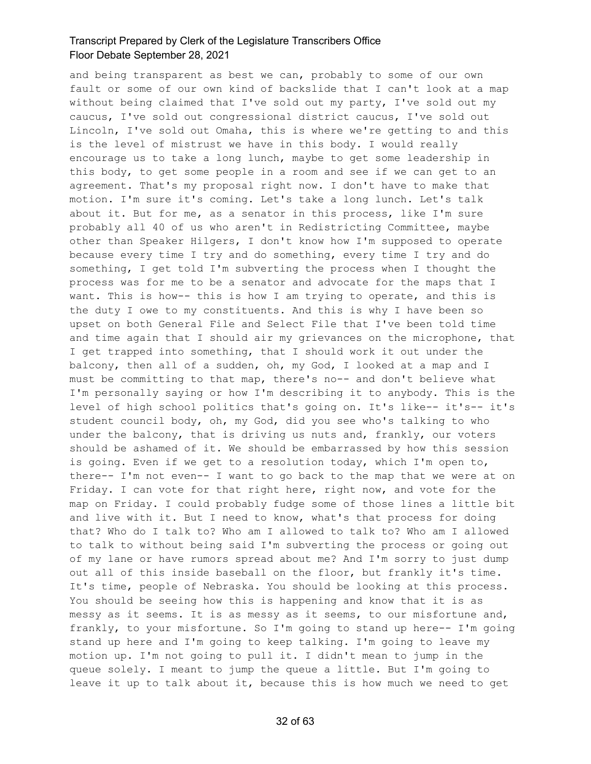and being transparent as best we can, probably to some of our own fault or some of our own kind of backslide that I can't look at a map without being claimed that I've sold out my party, I've sold out my caucus, I've sold out congressional district caucus, I've sold out Lincoln, I've sold out Omaha, this is where we're getting to and this is the level of mistrust we have in this body. I would really encourage us to take a long lunch, maybe to get some leadership in this body, to get some people in a room and see if we can get to an agreement. That's my proposal right now. I don't have to make that motion. I'm sure it's coming. Let's take a long lunch. Let's talk about it. But for me, as a senator in this process, like I'm sure probably all 40 of us who aren't in Redistricting Committee, maybe other than Speaker Hilgers, I don't know how I'm supposed to operate because every time I try and do something, every time I try and do something, I get told I'm subverting the process when I thought the process was for me to be a senator and advocate for the maps that I want. This is how-- this is how I am trying to operate, and this is the duty I owe to my constituents. And this is why I have been so upset on both General File and Select File that I've been told time and time again that I should air my grievances on the microphone, that I get trapped into something, that I should work it out under the balcony, then all of a sudden, oh, my God, I looked at a map and I must be committing to that map, there's no-- and don't believe what I'm personally saying or how I'm describing it to anybody. This is the level of high school politics that's going on. It's like-- it's-- it's student council body, oh, my God, did you see who's talking to who under the balcony, that is driving us nuts and, frankly, our voters should be ashamed of it. We should be embarrassed by how this session is going. Even if we get to a resolution today, which I'm open to, there-- I'm not even-- I want to go back to the map that we were at on Friday. I can vote for that right here, right now, and vote for the map on Friday. I could probably fudge some of those lines a little bit and live with it. But I need to know, what's that process for doing that? Who do I talk to? Who am I allowed to talk to? Who am I allowed to talk to without being said I'm subverting the process or going out of my lane or have rumors spread about me? And I'm sorry to just dump out all of this inside baseball on the floor, but frankly it's time. It's time, people of Nebraska. You should be looking at this process. You should be seeing how this is happening and know that it is as messy as it seems. It is as messy as it seems, to our misfortune and, frankly, to your misfortune. So I'm going to stand up here-- I'm going stand up here and I'm going to keep talking. I'm going to leave my motion up. I'm not going to pull it. I didn't mean to jump in the queue solely. I meant to jump the queue a little. But I'm going to leave it up to talk about it, because this is how much we need to get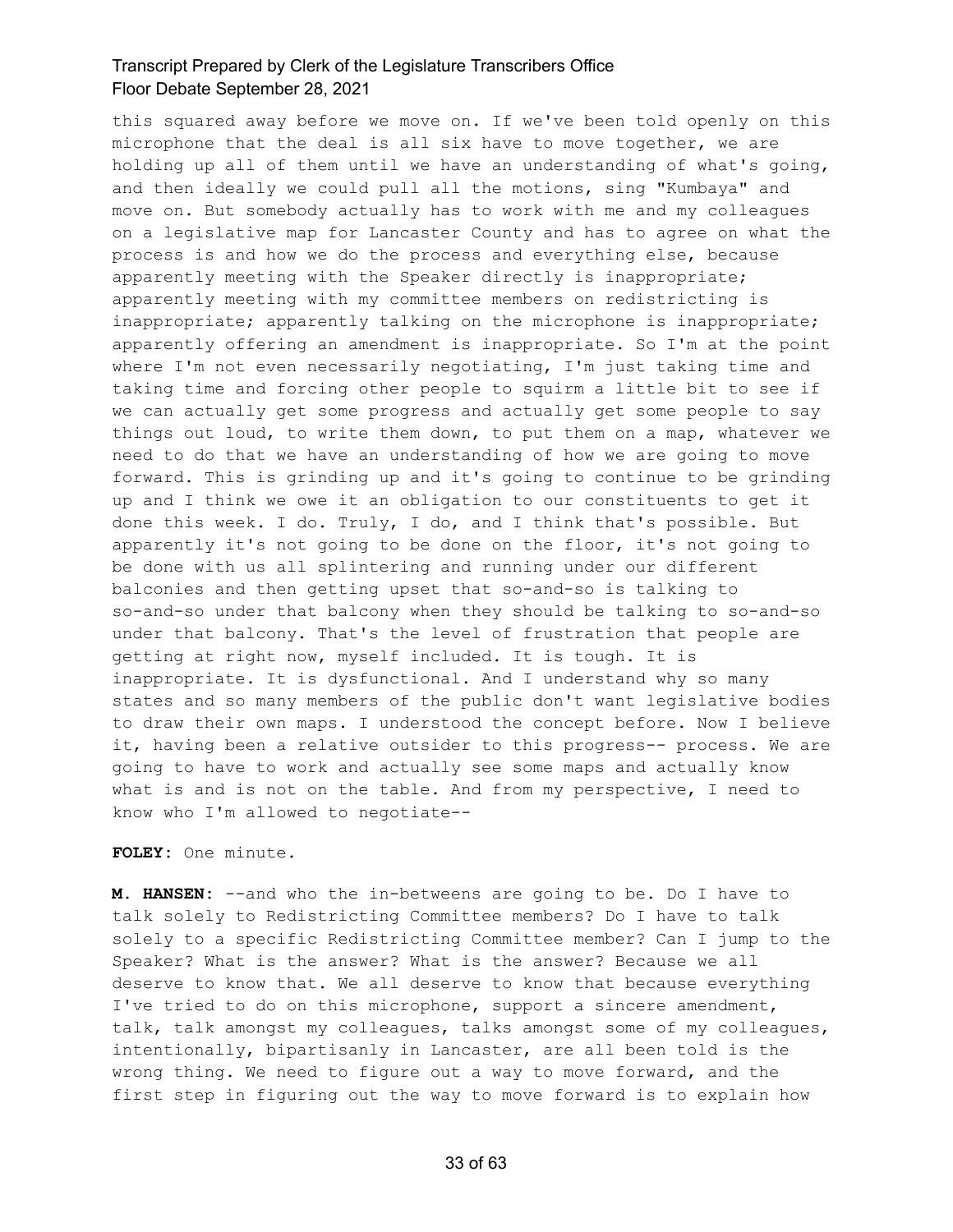this squared away before we move on. If we've been told openly on this microphone that the deal is all six have to move together, we are holding up all of them until we have an understanding of what's going, and then ideally we could pull all the motions, sing "Kumbaya" and move on. But somebody actually has to work with me and my colleagues on a legislative map for Lancaster County and has to agree on what the process is and how we do the process and everything else, because apparently meeting with the Speaker directly is inappropriate; apparently meeting with my committee members on redistricting is inappropriate; apparently talking on the microphone is inappropriate; apparently offering an amendment is inappropriate. So I'm at the point where I'm not even necessarily negotiating, I'm just taking time and taking time and forcing other people to squirm a little bit to see if we can actually get some progress and actually get some people to say things out loud, to write them down, to put them on a map, whatever we need to do that we have an understanding of how we are going to move forward. This is grinding up and it's going to continue to be grinding up and I think we owe it an obligation to our constituents to get it done this week. I do. Truly, I do, and I think that's possible. But apparently it's not going to be done on the floor, it's not going to be done with us all splintering and running under our different balconies and then getting upset that so-and-so is talking to so-and-so under that balcony when they should be talking to so-and-so under that balcony. That's the level of frustration that people are getting at right now, myself included. It is tough. It is inappropriate. It is dysfunctional. And I understand why so many states and so many members of the public don't want legislative bodies to draw their own maps. I understood the concept before. Now I believe it, having been a relative outsider to this progress-- process. We are going to have to work and actually see some maps and actually know what is and is not on the table. And from my perspective, I need to know who I'm allowed to negotiate--

**FOLEY:** One minute.

**M. HANSEN:** --and who the in-betweens are going to be. Do I have to talk solely to Redistricting Committee members? Do I have to talk solely to a specific Redistricting Committee member? Can I jump to the Speaker? What is the answer? What is the answer? Because we all deserve to know that. We all deserve to know that because everything I've tried to do on this microphone, support a sincere amendment, talk, talk amongst my colleagues, talks amongst some of my colleagues, intentionally, bipartisanly in Lancaster, are all been told is the wrong thing. We need to figure out a way to move forward, and the first step in figuring out the way to move forward is to explain how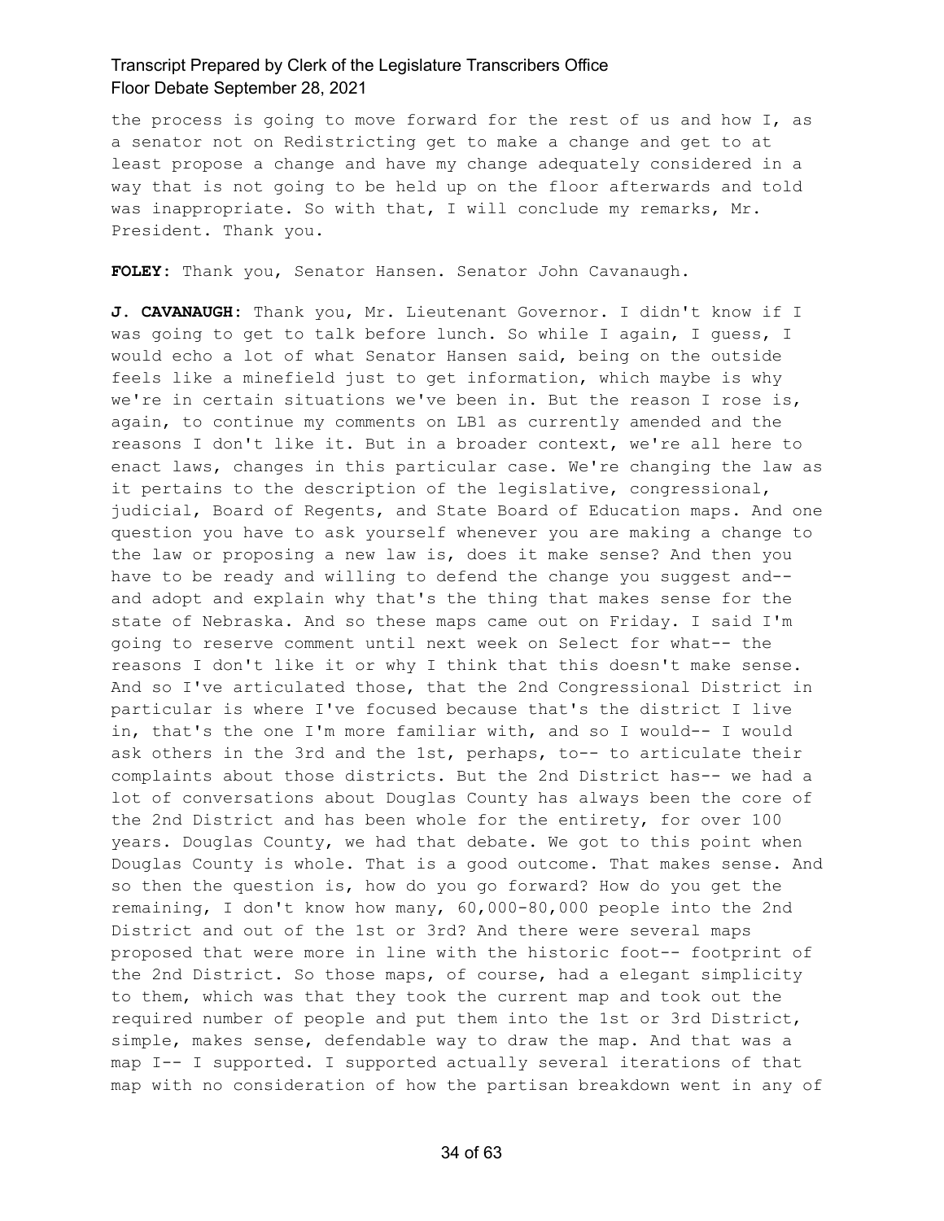the process is going to move forward for the rest of us and how I, as a senator not on Redistricting get to make a change and get to at least propose a change and have my change adequately considered in a way that is not going to be held up on the floor afterwards and told was inappropriate. So with that, I will conclude my remarks, Mr. President. Thank you.

**FOLEY:** Thank you, Senator Hansen. Senator John Cavanaugh.

**J. CAVANAUGH:** Thank you, Mr. Lieutenant Governor. I didn't know if I was going to get to talk before lunch. So while I again, I guess, I would echo a lot of what Senator Hansen said, being on the outside feels like a minefield just to get information, which maybe is why we're in certain situations we've been in. But the reason I rose is, again, to continue my comments on LB1 as currently amended and the reasons I don't like it. But in a broader context, we're all here to enact laws, changes in this particular case. We're changing the law as it pertains to the description of the legislative, congressional, judicial, Board of Regents, and State Board of Education maps. And one question you have to ask yourself whenever you are making a change to the law or proposing a new law is, does it make sense? And then you have to be ready and willing to defend the change you suggest and-- and adopt and explain why that's the thing that makes sense for the state of Nebraska. And so these maps came out on Friday. I said I'm going to reserve comment until next week on Select for what-- the reasons I don't like it or why I think that this doesn't make sense. And so I've articulated those, that the 2nd Congressional District in particular is where I've focused because that's the district I live in, that's the one I'm more familiar with, and so I would-- I would ask others in the 3rd and the 1st, perhaps, to-- to articulate their complaints about those districts. But the 2nd District has-- we had a lot of conversations about Douglas County has always been the core of the 2nd District and has been whole for the entirety, for over 100 years. Douglas County, we had that debate. We got to this point when Douglas County is whole. That is a good outcome. That makes sense. And so then the question is, how do you go forward? How do you get the remaining, I don't know how many, 60,000-80,000 people into the 2nd District and out of the 1st or 3rd? And there were several maps proposed that were more in line with the historic foot-- footprint of the 2nd District. So those maps, of course, had a elegant simplicity to them, which was that they took the current map and took out the required number of people and put them into the 1st or 3rd District, simple, makes sense, defendable way to draw the map. And that was a map I-- I supported. I supported actually several iterations of that map with no consideration of how the partisan breakdown went in any of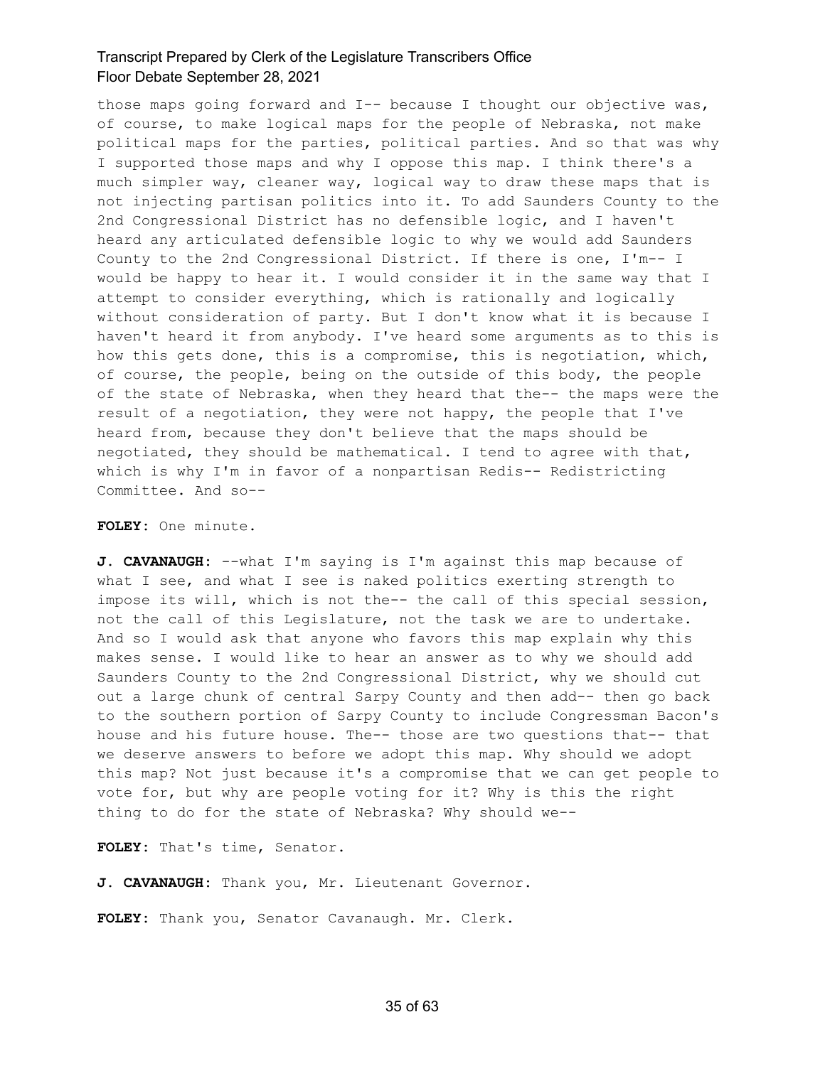those maps going forward and I-- because I thought our objective was, of course, to make logical maps for the people of Nebraska, not make political maps for the parties, political parties. And so that was why I supported those maps and why I oppose this map. I think there's a much simpler way, cleaner way, logical way to draw these maps that is not injecting partisan politics into it. To add Saunders County to the 2nd Congressional District has no defensible logic, and I haven't heard any articulated defensible logic to why we would add Saunders County to the 2nd Congressional District. If there is one, I'm-- I would be happy to hear it. I would consider it in the same way that I attempt to consider everything, which is rationally and logically without consideration of party. But I don't know what it is because I haven't heard it from anybody. I've heard some arguments as to this is how this gets done, this is a compromise, this is negotiation, which, of course, the people, being on the outside of this body, the people of the state of Nebraska, when they heard that the-- the maps were the result of a negotiation, they were not happy, the people that I've heard from, because they don't believe that the maps should be negotiated, they should be mathematical. I tend to agree with that, which is why I'm in favor of a nonpartisan Redis-- Redistricting Committee. And so--

**FOLEY:** One minute.

**J. CAVANAUGH:** --what I'm saying is I'm against this map because of what I see, and what I see is naked politics exerting strength to impose its will, which is not the-- the call of this special session, not the call of this Legislature, not the task we are to undertake. And so I would ask that anyone who favors this map explain why this makes sense. I would like to hear an answer as to why we should add Saunders County to the 2nd Congressional District, why we should cut out a large chunk of central Sarpy County and then add-- then go back to the southern portion of Sarpy County to include Congressman Bacon's house and his future house. The-- those are two questions that-- that we deserve answers to before we adopt this map. Why should we adopt this map? Not just because it's a compromise that we can get people to vote for, but why are people voting for it? Why is this the right thing to do for the state of Nebraska? Why should we--

**FOLEY:** That's time, Senator.

**J. CAVANAUGH:** Thank you, Mr. Lieutenant Governor.

**FOLEY:** Thank you, Senator Cavanaugh. Mr. Clerk.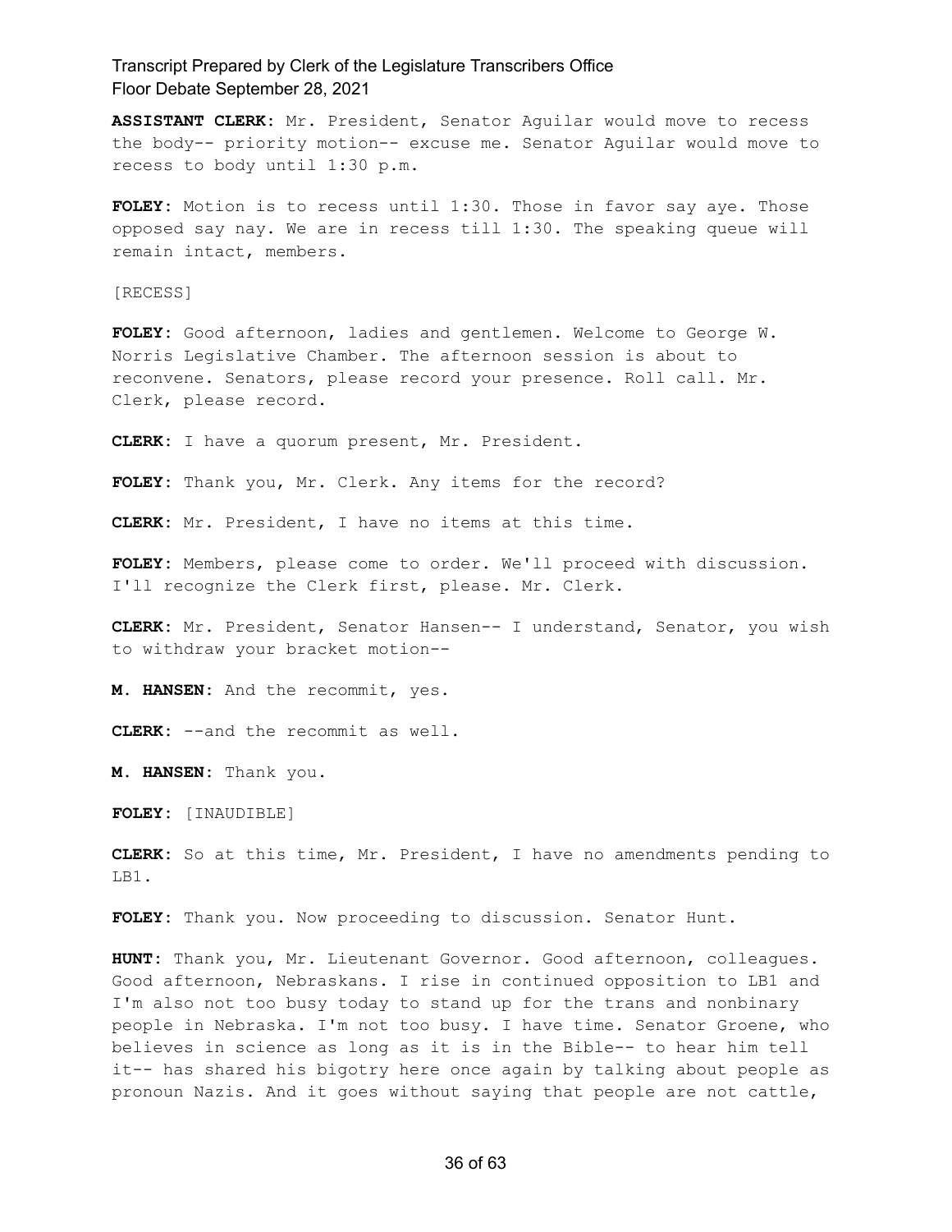**ASSISTANT CLERK:** Mr. President, Senator Aguilar would move to recess the body-- priority motion-- excuse me. Senator Aguilar would move to recess to body until 1:30 p.m.

**FOLEY:** Motion is to recess until 1:30. Those in favor say aye. Those opposed say nay. We are in recess till 1:30. The speaking queue will remain intact, members.

[RECESS]

**FOLEY:** Good afternoon, ladies and gentlemen. Welcome to George W. Norris Legislative Chamber. The afternoon session is about to reconvene. Senators, please record your presence. Roll call. Mr. Clerk, please record.

**CLERK:** I have a quorum present, Mr. President.

**FOLEY:** Thank you, Mr. Clerk. Any items for the record?

**CLERK:** Mr. President, I have no items at this time.

**FOLEY:** Members, please come to order. We'll proceed with discussion. I'll recognize the Clerk first, please. Mr. Clerk.

**CLERK:** Mr. President, Senator Hansen-- I understand, Senator, you wish to withdraw your bracket motion--

**M. HANSEN:** And the recommit, yes.

**CLERK:** --and the recommit as well.

**M. HANSEN:** Thank you.

**FOLEY:** [INAUDIBLE]

**CLERK:** So at this time, Mr. President, I have no amendments pending to LB1.

**FOLEY:** Thank you. Now proceeding to discussion. Senator Hunt.

**HUNT:** Thank you, Mr. Lieutenant Governor. Good afternoon, colleagues. Good afternoon, Nebraskans. I rise in continued opposition to LB1 and I'm also not too busy today to stand up for the trans and nonbinary people in Nebraska. I'm not too busy. I have time. Senator Groene, who believes in science as long as it is in the Bible-- to hear him tell it-- has shared his bigotry here once again by talking about people as pronoun Nazis. And it goes without saying that people are not cattle,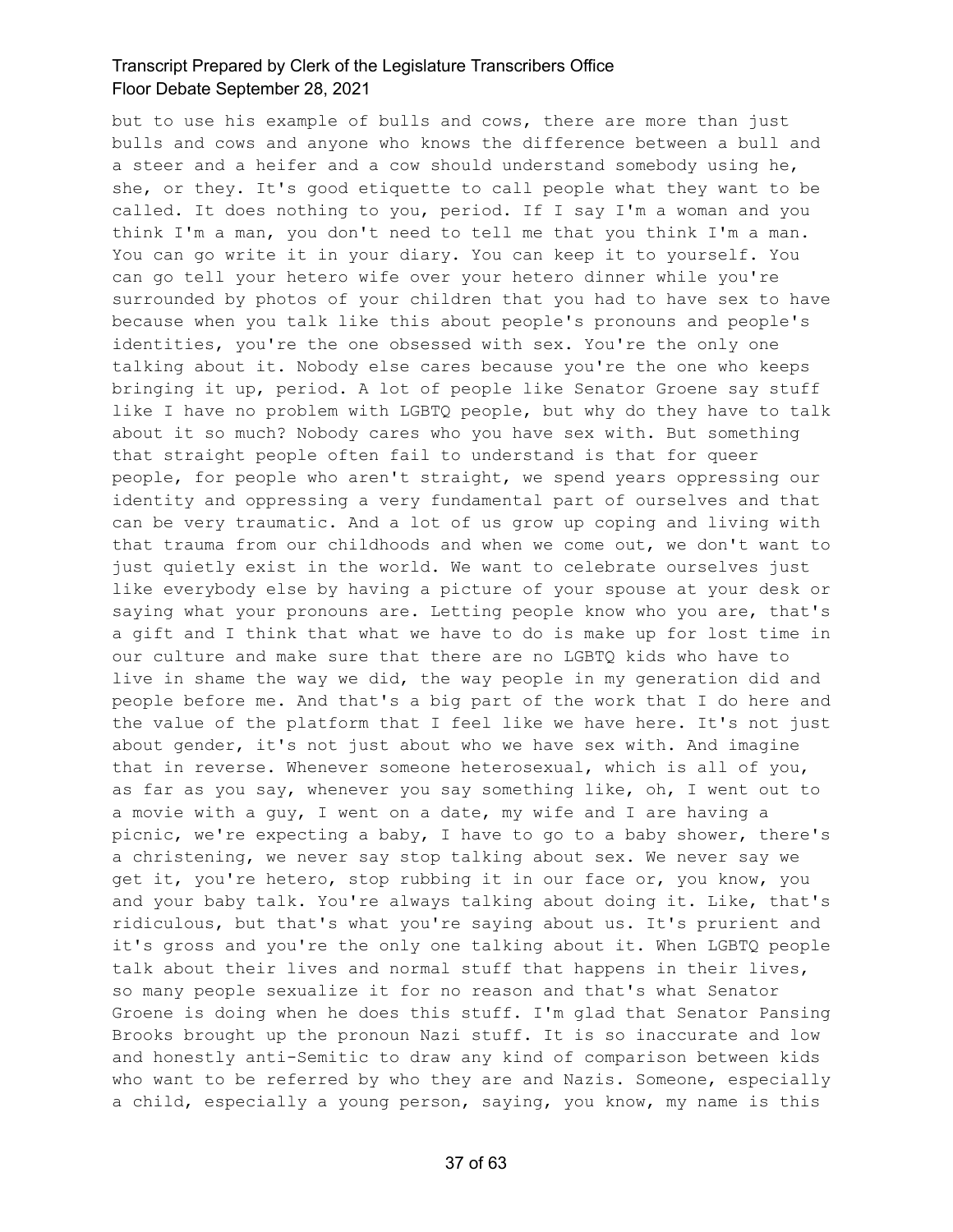but to use his example of bulls and cows, there are more than just bulls and cows and anyone who knows the difference between a bull and a steer and a heifer and a cow should understand somebody using he, she, or they. It's good etiquette to call people what they want to be called. It does nothing to you, period. If I say I'm a woman and you think I'm a man, you don't need to tell me that you think I'm a man. You can go write it in your diary. You can keep it to yourself. You can go tell your hetero wife over your hetero dinner while you're surrounded by photos of your children that you had to have sex to have because when you talk like this about people's pronouns and people's identities, you're the one obsessed with sex. You're the only one talking about it. Nobody else cares because you're the one who keeps bringing it up, period. A lot of people like Senator Groene say stuff like I have no problem with LGBTQ people, but why do they have to talk about it so much? Nobody cares who you have sex with. But something that straight people often fail to understand is that for queer people, for people who aren't straight, we spend years oppressing our identity and oppressing a very fundamental part of ourselves and that can be very traumatic. And a lot of us grow up coping and living with that trauma from our childhoods and when we come out, we don't want to just quietly exist in the world. We want to celebrate ourselves just like everybody else by having a picture of your spouse at your desk or saying what your pronouns are. Letting people know who you are, that's a gift and I think that what we have to do is make up for lost time in our culture and make sure that there are no LGBTQ kids who have to live in shame the way we did, the way people in my generation did and people before me. And that's a big part of the work that I do here and the value of the platform that I feel like we have here. It's not just about gender, it's not just about who we have sex with. And imagine that in reverse. Whenever someone heterosexual, which is all of you, as far as you say, whenever you say something like, oh, I went out to a movie with a guy, I went on a date, my wife and I are having a picnic, we're expecting a baby, I have to go to a baby shower, there's a christening, we never say stop talking about sex. We never say we get it, you're hetero, stop rubbing it in our face or, you know, you and your baby talk. You're always talking about doing it. Like, that's ridiculous, but that's what you're saying about us. It's prurient and it's gross and you're the only one talking about it. When LGBTQ people talk about their lives and normal stuff that happens in their lives, so many people sexualize it for no reason and that's what Senator Groene is doing when he does this stuff. I'm glad that Senator Pansing Brooks brought up the pronoun Nazi stuff. It is so inaccurate and low and honestly anti-Semitic to draw any kind of comparison between kids who want to be referred by who they are and Nazis. Someone, especially a child, especially a young person, saying, you know, my name is this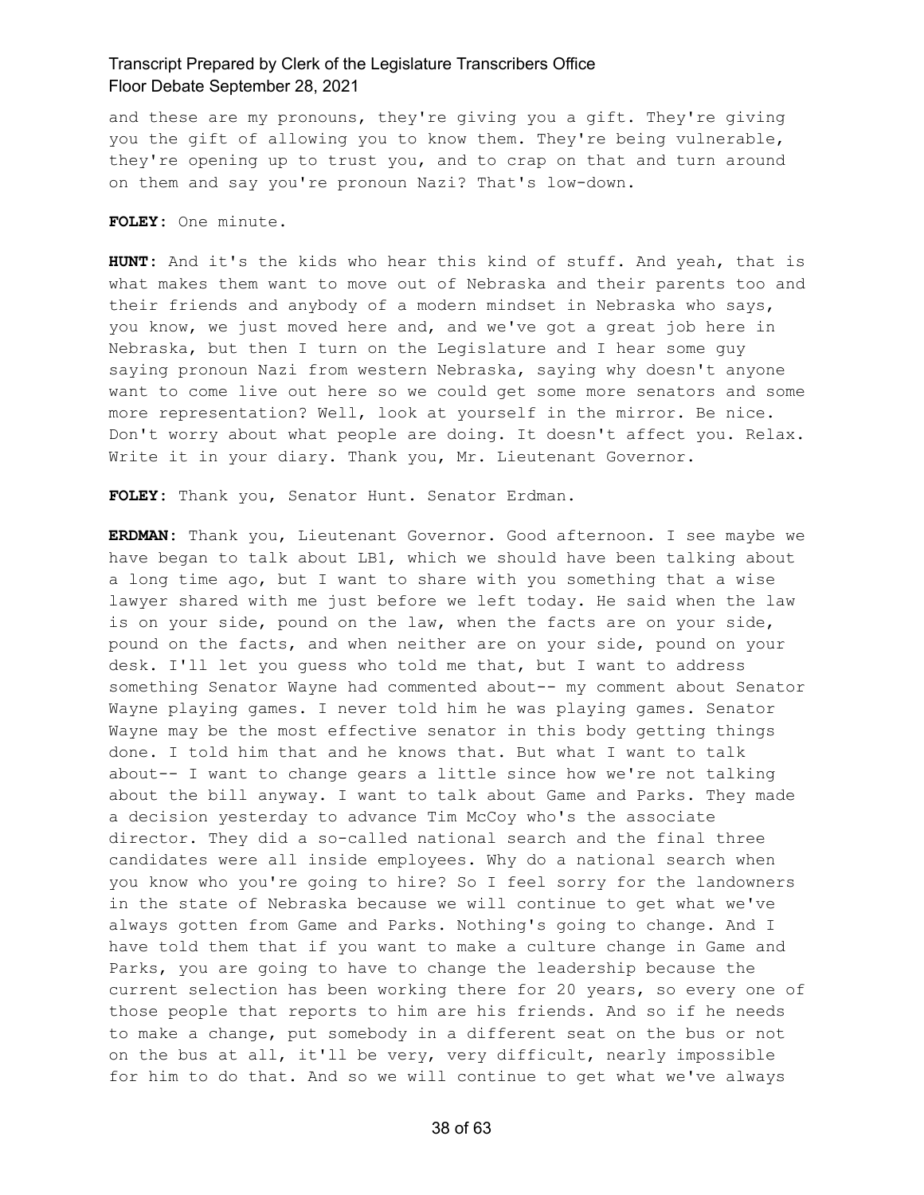and these are my pronouns, they're giving you a gift. They're giving you the gift of allowing you to know them. They're being vulnerable, they're opening up to trust you, and to crap on that and turn around on them and say you're pronoun Nazi? That's low-down.

**FOLEY:** One minute.

**HUNT:** And it's the kids who hear this kind of stuff. And yeah, that is what makes them want to move out of Nebraska and their parents too and their friends and anybody of a modern mindset in Nebraska who says, you know, we just moved here and, and we've got a great job here in Nebraska, but then I turn on the Legislature and I hear some guy saying pronoun Nazi from western Nebraska, saying why doesn't anyone want to come live out here so we could get some more senators and some more representation? Well, look at yourself in the mirror. Be nice. Don't worry about what people are doing. It doesn't affect you. Relax. Write it in your diary. Thank you, Mr. Lieutenant Governor.

**FOLEY:** Thank you, Senator Hunt. Senator Erdman.

**ERDMAN:** Thank you, Lieutenant Governor. Good afternoon. I see maybe we have began to talk about LB1, which we should have been talking about a long time ago, but I want to share with you something that a wise lawyer shared with me just before we left today. He said when the law is on your side, pound on the law, when the facts are on your side, pound on the facts, and when neither are on your side, pound on your desk. I'll let you guess who told me that, but I want to address something Senator Wayne had commented about-- my comment about Senator Wayne playing games. I never told him he was playing games. Senator Wayne may be the most effective senator in this body getting things done. I told him that and he knows that. But what I want to talk about-- I want to change gears a little since how we're not talking about the bill anyway. I want to talk about Game and Parks. They made a decision yesterday to advance Tim McCoy who's the associate director. They did a so-called national search and the final three candidates were all inside employees. Why do a national search when you know who you're going to hire? So I feel sorry for the landowners in the state of Nebraska because we will continue to get what we've always gotten from Game and Parks. Nothing's going to change. And I have told them that if you want to make a culture change in Game and Parks, you are going to have to change the leadership because the current selection has been working there for 20 years, so every one of those people that reports to him are his friends. And so if he needs to make a change, put somebody in a different seat on the bus or not on the bus at all, it'll be very, very difficult, nearly impossible for him to do that. And so we will continue to get what we've always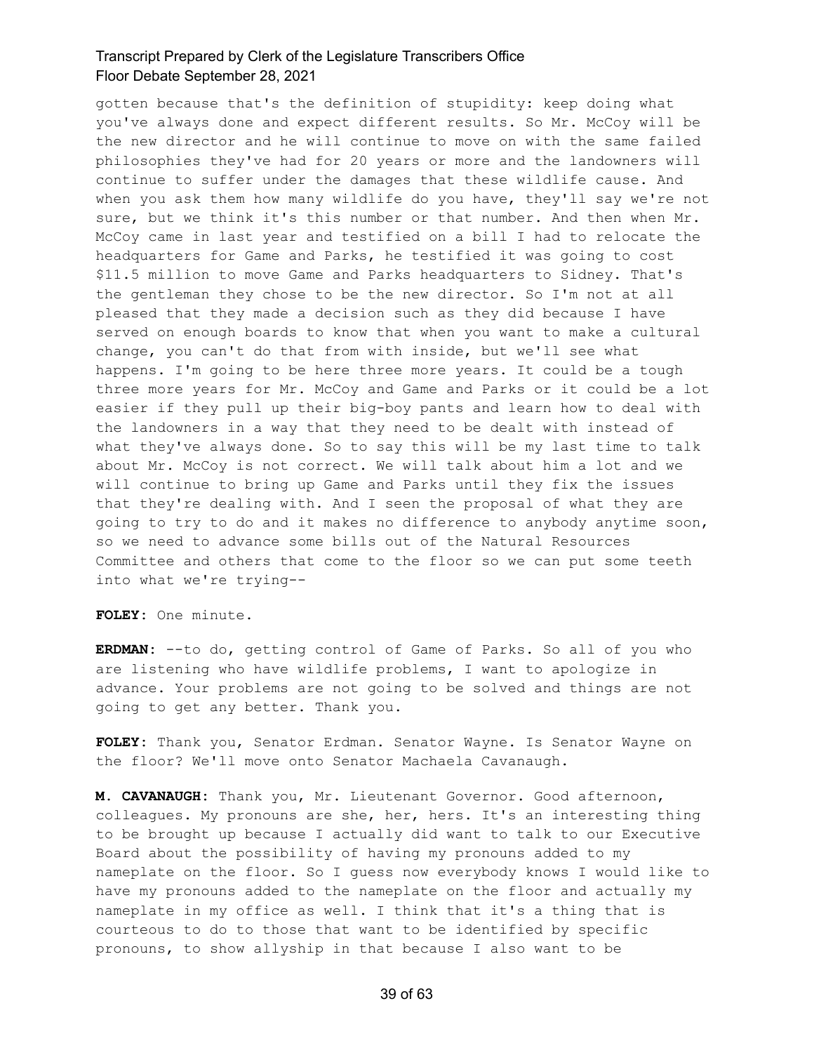gotten because that's the definition of stupidity: keep doing what you've always done and expect different results. So Mr. McCoy will be the new director and he will continue to move on with the same failed philosophies they've had for 20 years or more and the landowners will continue to suffer under the damages that these wildlife cause. And when you ask them how many wildlife do you have, they'll say we're not sure, but we think it's this number or that number. And then when Mr. McCoy came in last year and testified on a bill I had to relocate the headquarters for Game and Parks, he testified it was going to cost $11.5 million to move Game and Parks headquarters to Sidney. That's the gentleman they chose to be the new director. So I'm not at all pleased that they made a decision such as they did because I have served on enough boards to know that when you want to make a cultural change, you can't do that from with inside, but we'll see what happens. I'm going to be here three more years. It could be a tough three more years for Mr. McCoy and Game and Parks or it could be a lot easier if they pull up their big-boy pants and learn how to deal with the landowners in a way that they need to be dealt with instead of what they've always done. So to say this will be my last time to talk about Mr. McCoy is not correct. We will talk about him a lot and we will continue to bring up Game and Parks until they fix the issues that they're dealing with. And I seen the proposal of what they are going to try to do and it makes no difference to anybody anytime soon, so we need to advance some bills out of the Natural Resources Committee and others that come to the floor so we can put some teeth into what we're trying--

**FOLEY:** One minute.

**ERDMAN:** --to do, getting control of Game of Parks. So all of you who are listening who have wildlife problems, I want to apologize in advance. Your problems are not going to be solved and things are not going to get any better. Thank you.

**FOLEY:** Thank you, Senator Erdman. Senator Wayne. Is Senator Wayne on the floor? We'll move onto Senator Machaela Cavanaugh.

**M. CAVANAUGH:** Thank you, Mr. Lieutenant Governor. Good afternoon, colleagues. My pronouns are she, her, hers. It's an interesting thing to be brought up because I actually did want to talk to our Executive Board about the possibility of having my pronouns added to my nameplate on the floor. So I guess now everybody knows I would like to have my pronouns added to the nameplate on the floor and actually my nameplate in my office as well. I think that it's a thing that is courteous to do to those that want to be identified by specific pronouns, to show allyship in that because I also want to be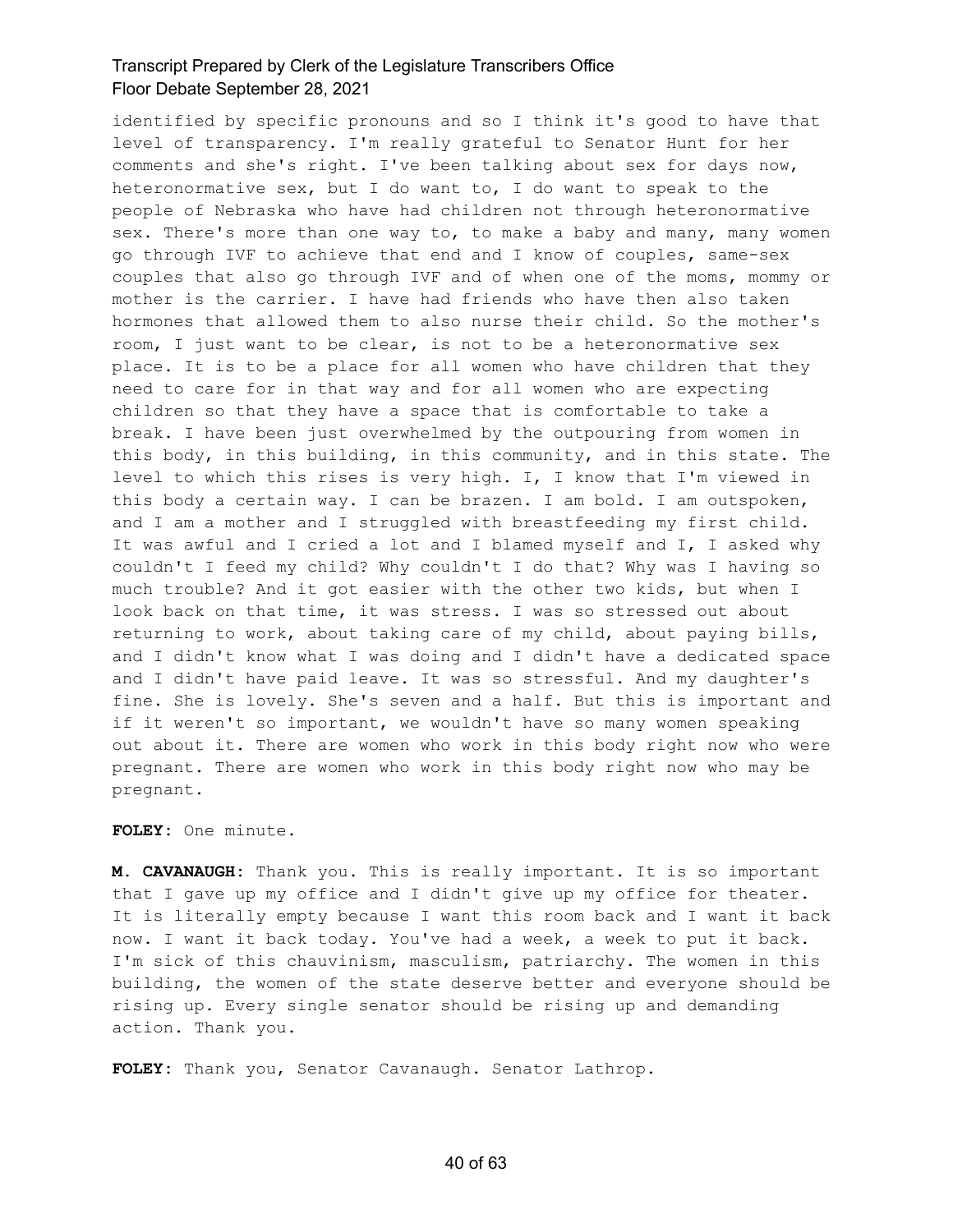identified by specific pronouns and so I think it's good to have that level of transparency. I'm really grateful to Senator Hunt for her comments and she's right. I've been talking about sex for days now, heteronormative sex, but I do want to, I do want to speak to the people of Nebraska who have had children not through heteronormative sex. There's more than one way to, to make a baby and many, many women go through IVF to achieve that end and I know of couples, same-sex couples that also go through IVF and of when one of the moms, mommy or mother is the carrier. I have had friends who have then also taken hormones that allowed them to also nurse their child. So the mother's room, I just want to be clear, is not to be a heteronormative sex place. It is to be a place for all women who have children that they need to care for in that way and for all women who are expecting children so that they have a space that is comfortable to take a break. I have been just overwhelmed by the outpouring from women in this body, in this building, in this community, and in this state. The level to which this rises is very high. I, I know that I'm viewed in this body a certain way. I can be brazen. I am bold. I am outspoken, and I am a mother and I struggled with breastfeeding my first child. It was awful and I cried a lot and I blamed myself and I, I asked why couldn't I feed my child? Why couldn't I do that? Why was I having so much trouble? And it got easier with the other two kids, but when I look back on that time, it was stress. I was so stressed out about returning to work, about taking care of my child, about paying bills, and I didn't know what I was doing and I didn't have a dedicated space and I didn't have paid leave. It was so stressful. And my daughter's fine. She is lovely. She's seven and a half. But this is important and if it weren't so important, we wouldn't have so many women speaking out about it. There are women who work in this body right now who were pregnant. There are women who work in this body right now who may be pregnant.

**FOLEY:** One minute.

**M. CAVANAUGH:** Thank you. This is really important. It is so important that I gave up my office and I didn't give up my office for theater. It is literally empty because I want this room back and I want it back now. I want it back today. You've had a week, a week to put it back. I'm sick of this chauvinism, masculism, patriarchy. The women in this building, the women of the state deserve better and everyone should be rising up. Every single senator should be rising up and demanding action. Thank you.

**FOLEY:** Thank you, Senator Cavanaugh. Senator Lathrop.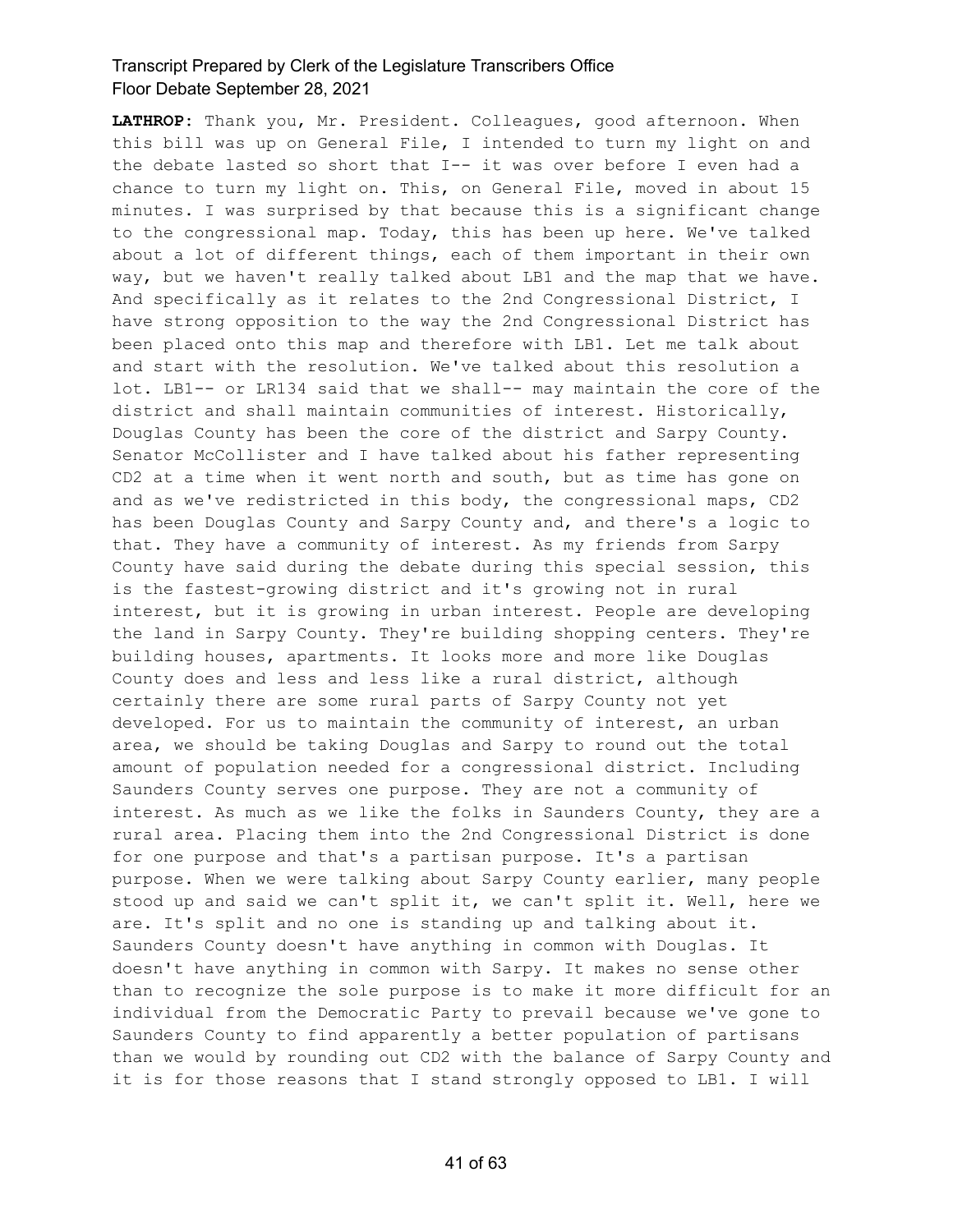**LATHROP:** Thank you, Mr. President. Colleagues, good afternoon. When this bill was up on General File, I intended to turn my light on and the debate lasted so short that I-- it was over before I even had a chance to turn my light on. This, on General File, moved in about 15 minutes. I was surprised by that because this is a significant change to the congressional map. Today, this has been up here. We've talked about a lot of different things, each of them important in their own way, but we haven't really talked about LB1 and the map that we have. And specifically as it relates to the 2nd Congressional District, I have strong opposition to the way the 2nd Congressional District has been placed onto this map and therefore with LB1. Let me talk about and start with the resolution. We've talked about this resolution a lot. LB1-- or LR134 said that we shall-- may maintain the core of the district and shall maintain communities of interest. Historically, Douglas County has been the core of the district and Sarpy County. Senator McCollister and I have talked about his father representing CD2 at a time when it went north and south, but as time has gone on and as we've redistricted in this body, the congressional maps, CD2 has been Douglas County and Sarpy County and, and there's a logic to that. They have a community of interest. As my friends from Sarpy County have said during the debate during this special session, this is the fastest-growing district and it's growing not in rural interest, but it is growing in urban interest. People are developing the land in Sarpy County. They're building shopping centers. They're building houses, apartments. It looks more and more like Douglas County does and less and less like a rural district, although certainly there are some rural parts of Sarpy County not yet developed. For us to maintain the community of interest, an urban area, we should be taking Douglas and Sarpy to round out the total amount of population needed for a congressional district. Including Saunders County serves one purpose. They are not a community of interest. As much as we like the folks in Saunders County, they are a rural area. Placing them into the 2nd Congressional District is done for one purpose and that's a partisan purpose. It's a partisan purpose. When we were talking about Sarpy County earlier, many people stood up and said we can't split it, we can't split it. Well, here we are. It's split and no one is standing up and talking about it. Saunders County doesn't have anything in common with Douglas. It doesn't have anything in common with Sarpy. It makes no sense other than to recognize the sole purpose is to make it more difficult for an individual from the Democratic Party to prevail because we've gone to Saunders County to find apparently a better population of partisans than we would by rounding out CD2 with the balance of Sarpy County and it is for those reasons that I stand strongly opposed to LB1. I will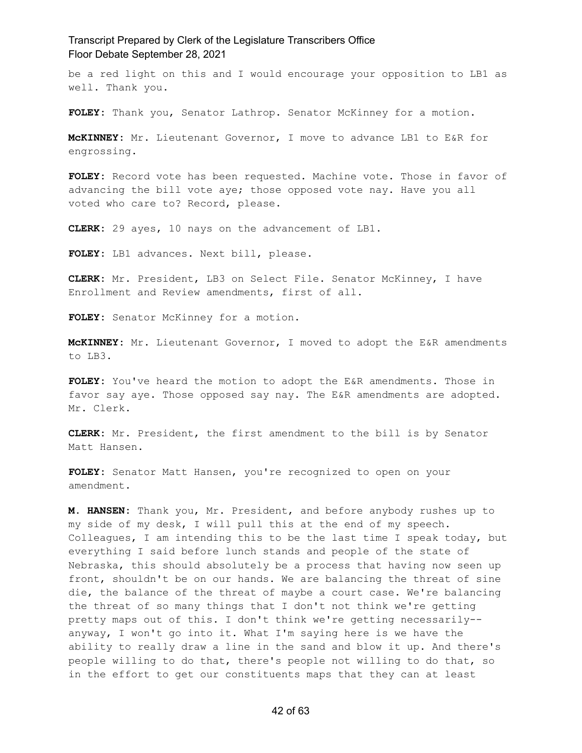be a red light on this and I would encourage your opposition to LB1 as well. Thank you.

**FOLEY:** Thank you, Senator Lathrop. Senator McKinney for a motion.

**McKINNEY:** Mr. Lieutenant Governor, I move to advance LB1 to E&R for engrossing.

**FOLEY:** Record vote has been requested. Machine vote. Those in favor of advancing the bill vote aye; those opposed vote nay. Have you all voted who care to? Record, please.

**CLERK:** 29 ayes, 10 nays on the advancement of LB1.

**FOLEY:** LB1 advances. Next bill, please.

**CLERK:** Mr. President, LB3 on Select File. Senator McKinney, I have Enrollment and Review amendments, first of all.

**FOLEY:** Senator McKinney for a motion.

**McKINNEY:** Mr. Lieutenant Governor, I moved to adopt the E&R amendments to LB3.

**FOLEY:** You've heard the motion to adopt the E&R amendments. Those in favor say aye. Those opposed say nay. The E&R amendments are adopted. Mr. Clerk.

**CLERK:** Mr. President, the first amendment to the bill is by Senator Matt Hansen.

**FOLEY:** Senator Matt Hansen, you're recognized to open on your amendment.

**M. HANSEN:** Thank you, Mr. President, and before anybody rushes up to my side of my desk, I will pull this at the end of my speech. Colleagues, I am intending this to be the last time I speak today, but everything I said before lunch stands and people of the state of Nebraska, this should absolutely be a process that having now seen up front, shouldn't be on our hands. We are balancing the threat of sine die, the balance of the threat of maybe a court case. We're balancing the threat of so many things that I don't not think we're getting pretty maps out of this. I don't think we're getting necessarily-- anyway, I won't go into it. What I'm saying here is we have the ability to really draw a line in the sand and blow it up. And there's people willing to do that, there's people not willing to do that, so in the effort to get our constituents maps that they can at least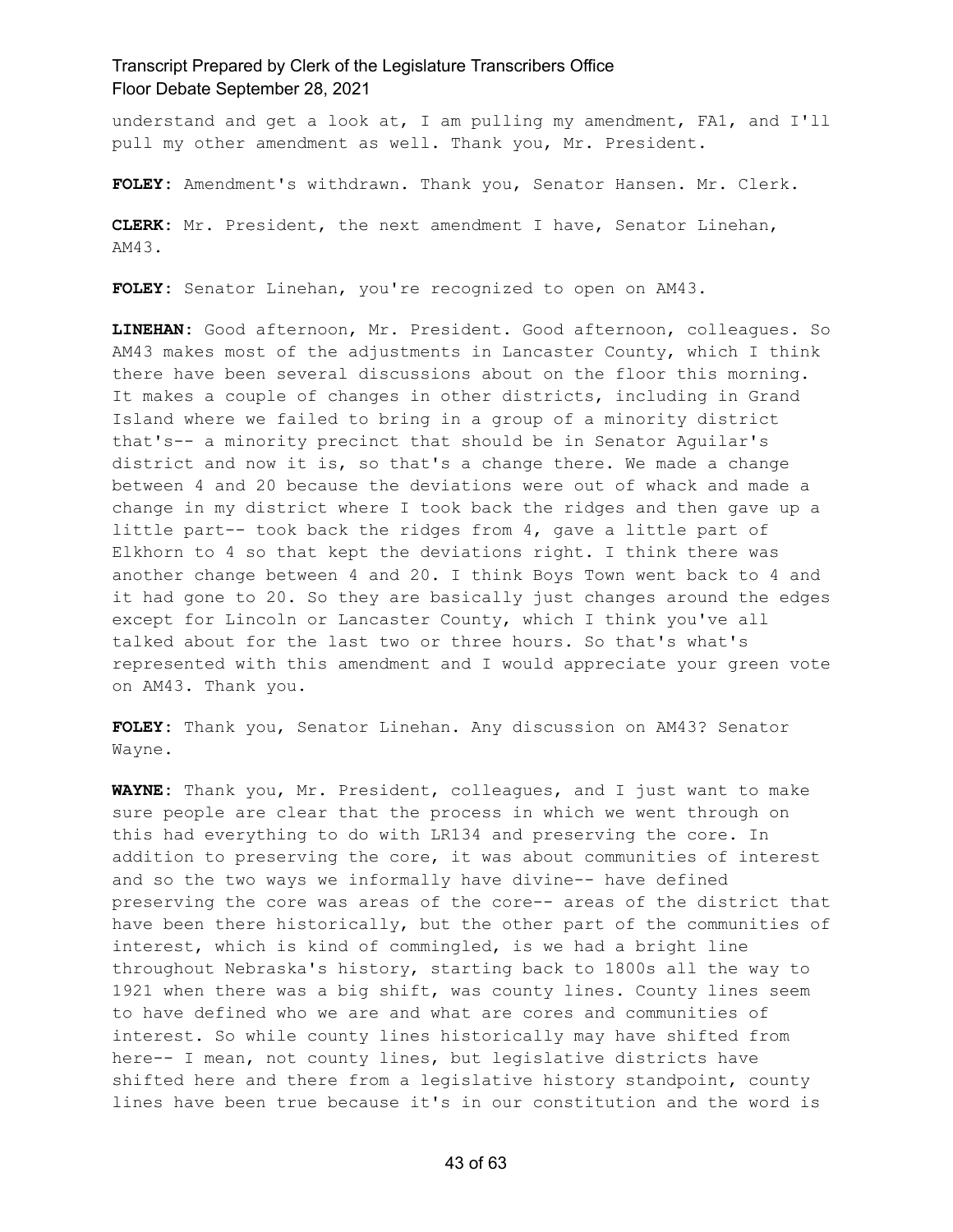understand and get a look at, I am pulling my amendment, FA1, and I'll pull my other amendment as well. Thank you, Mr. President.

**FOLEY:** Amendment's withdrawn. Thank you, Senator Hansen. Mr. Clerk.

**CLERK:** Mr. President, the next amendment I have, Senator Linehan, AM43.

**FOLEY:** Senator Linehan, you're recognized to open on AM43.

**LINEHAN:** Good afternoon, Mr. President. Good afternoon, colleagues. So AM43 makes most of the adjustments in Lancaster County, which I think there have been several discussions about on the floor this morning. It makes a couple of changes in other districts, including in Grand Island where we failed to bring in a group of a minority district that's-- a minority precinct that should be in Senator Aguilar's district and now it is, so that's a change there. We made a change between 4 and 20 because the deviations were out of whack and made a change in my district where I took back the ridges and then gave up a little part-- took back the ridges from 4, gave a little part of Elkhorn to 4 so that kept the deviations right. I think there was another change between 4 and 20. I think Boys Town went back to 4 and it had gone to 20. So they are basically just changes around the edges except for Lincoln or Lancaster County, which I think you've all talked about for the last two or three hours. So that's what's represented with this amendment and I would appreciate your green vote on AM43. Thank you.

**FOLEY:** Thank you, Senator Linehan. Any discussion on AM43? Senator Wayne.

**WAYNE:** Thank you, Mr. President, colleagues, and I just want to make sure people are clear that the process in which we went through on this had everything to do with LR134 and preserving the core. In addition to preserving the core, it was about communities of interest and so the two ways we informally have divine-- have defined preserving the core was areas of the core-- areas of the district that have been there historically, but the other part of the communities of interest, which is kind of commingled, is we had a bright line throughout Nebraska's history, starting back to 1800s all the way to 1921 when there was a big shift, was county lines. County lines seem to have defined who we are and what are cores and communities of interest. So while county lines historically may have shifted from here-- I mean, not county lines, but legislative districts have shifted here and there from a legislative history standpoint, county lines have been true because it's in our constitution and the word is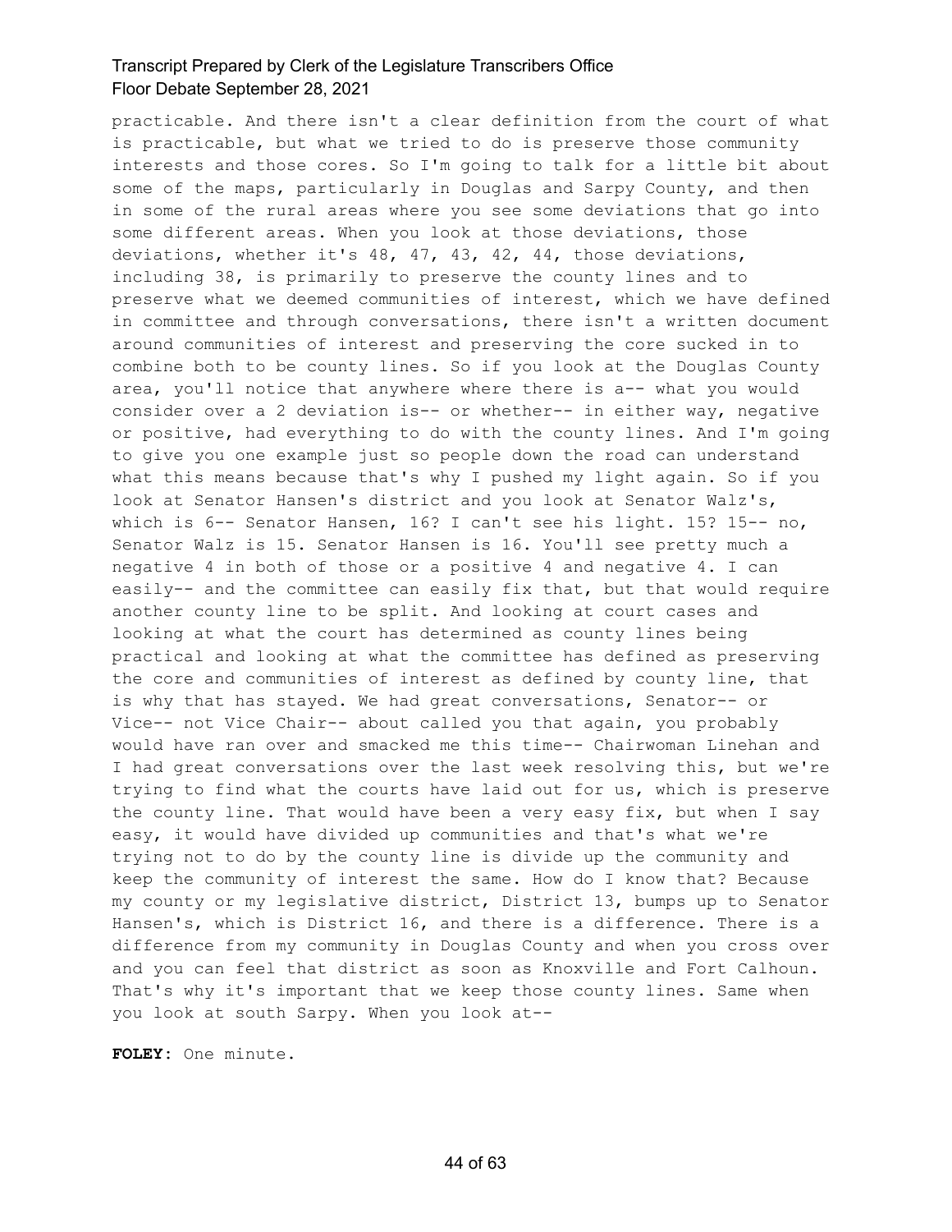practicable. And there isn't a clear definition from the court of what is practicable, but what we tried to do is preserve those community interests and those cores. So I'm going to talk for a little bit about some of the maps, particularly in Douglas and Sarpy County, and then in some of the rural areas where you see some deviations that go into some different areas. When you look at those deviations, those deviations, whether it's 48, 47, 43, 42, 44, those deviations, including 38, is primarily to preserve the county lines and to preserve what we deemed communities of interest, which we have defined in committee and through conversations, there isn't a written document around communities of interest and preserving the core sucked in to combine both to be county lines. So if you look at the Douglas County area, you'll notice that anywhere where there is a-- what you would consider over a 2 deviation is-- or whether-- in either way, negative or positive, had everything to do with the county lines. And I'm going to give you one example just so people down the road can understand what this means because that's why I pushed my light again. So if you look at Senator Hansen's district and you look at Senator Walz's, which is 6-- Senator Hansen, 16? I can't see his light. 15? 15-- no, Senator Walz is 15. Senator Hansen is 16. You'll see pretty much a negative 4 in both of those or a positive 4 and negative 4. I can easily-- and the committee can easily fix that, but that would require another county line to be split. And looking at court cases and looking at what the court has determined as county lines being practical and looking at what the committee has defined as preserving the core and communities of interest as defined by county line, that is why that has stayed. We had great conversations, Senator-- or Vice-- not Vice Chair-- about called you that again, you probably would have ran over and smacked me this time-- Chairwoman Linehan and I had great conversations over the last week resolving this, but we're trying to find what the courts have laid out for us, which is preserve the county line. That would have been a very easy fix, but when I say easy, it would have divided up communities and that's what we're trying not to do by the county line is divide up the community and keep the community of interest the same. How do I know that? Because my county or my legislative district, District 13, bumps up to Senator Hansen's, which is District 16, and there is a difference. There is a difference from my community in Douglas County and when you cross over and you can feel that district as soon as Knoxville and Fort Calhoun. That's why it's important that we keep those county lines. Same when you look at south Sarpy. When you look at--

**FOLEY:** One minute.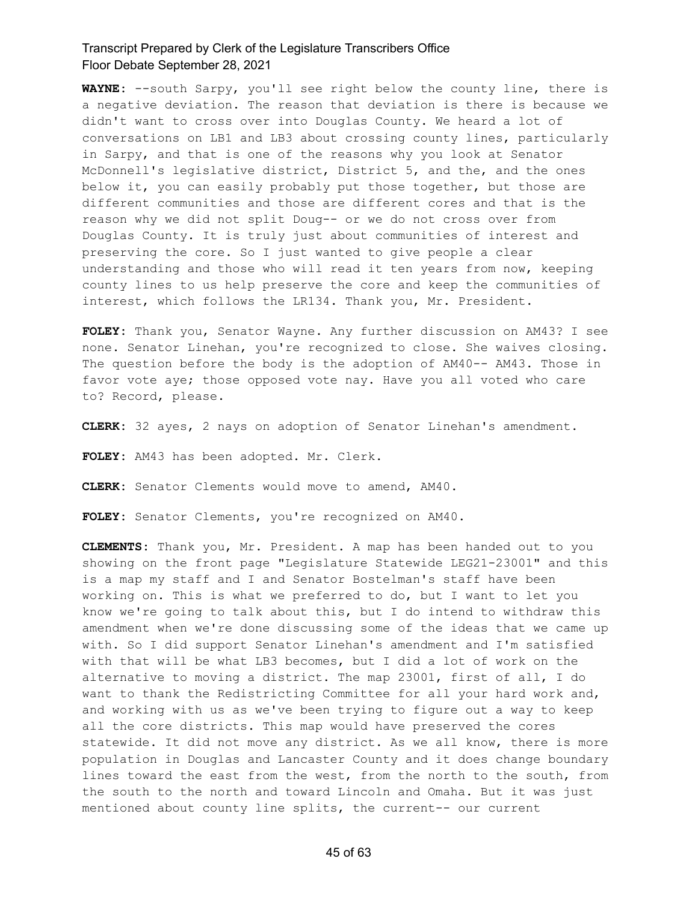**WAYNE:** --south Sarpy, you'll see right below the county line, there is a negative deviation. The reason that deviation is there is because we didn't want to cross over into Douglas County. We heard a lot of conversations on LB1 and LB3 about crossing county lines, particularly in Sarpy, and that is one of the reasons why you look at Senator McDonnell's legislative district, District 5, and the, and the ones below it, you can easily probably put those together, but those are different communities and those are different cores and that is the reason why we did not split Doug-- or we do not cross over from Douglas County. It is truly just about communities of interest and preserving the core. So I just wanted to give people a clear understanding and those who will read it ten years from now, keeping county lines to us help preserve the core and keep the communities of interest, which follows the LR134. Thank you, Mr. President.

**FOLEY:** Thank you, Senator Wayne. Any further discussion on AM43? I see none. Senator Linehan, you're recognized to close. She waives closing. The question before the body is the adoption of AM40-- AM43. Those in favor vote aye; those opposed vote nay. Have you all voted who care to? Record, please.

**CLERK:** 32 ayes, 2 nays on adoption of Senator Linehan's amendment.

**FOLEY:** AM43 has been adopted. Mr. Clerk.

**CLERK:** Senator Clements would move to amend, AM40.

**FOLEY:** Senator Clements, you're recognized on AM40.

**CLEMENTS:** Thank you, Mr. President. A map has been handed out to you showing on the front page "Legislature Statewide LEG21-23001" and this is a map my staff and I and Senator Bostelman's staff have been working on. This is what we preferred to do, but I want to let you know we're going to talk about this, but I do intend to withdraw this amendment when we're done discussing some of the ideas that we came up with. So I did support Senator Linehan's amendment and I'm satisfied with that will be what LB3 becomes, but I did a lot of work on the alternative to moving a district. The map 23001, first of all, I do want to thank the Redistricting Committee for all your hard work and, and working with us as we've been trying to figure out a way to keep all the core districts. This map would have preserved the cores statewide. It did not move any district. As we all know, there is more population in Douglas and Lancaster County and it does change boundary lines toward the east from the west, from the north to the south, from the south to the north and toward Lincoln and Omaha. But it was just mentioned about county line splits, the current-- our current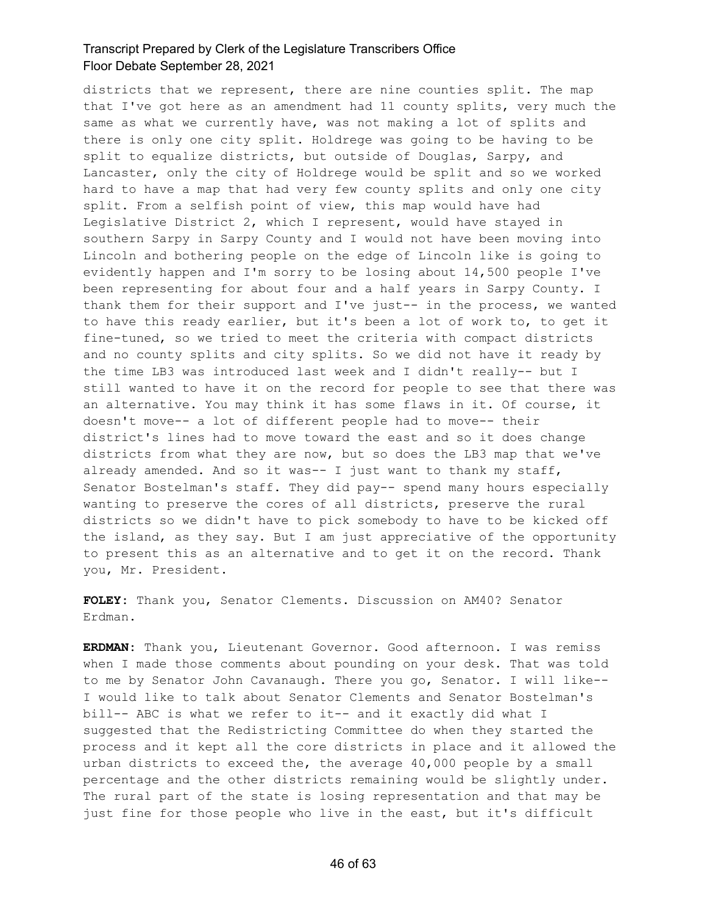districts that we represent, there are nine counties split. The map that I've got here as an amendment had 11 county splits, very much the same as what we currently have, was not making a lot of splits and there is only one city split. Holdrege was going to be having to be split to equalize districts, but outside of Douglas, Sarpy, and Lancaster, only the city of Holdrege would be split and so we worked hard to have a map that had very few county splits and only one city split. From a selfish point of view, this map would have had Legislative District 2, which I represent, would have stayed in southern Sarpy in Sarpy County and I would not have been moving into Lincoln and bothering people on the edge of Lincoln like is going to evidently happen and I'm sorry to be losing about 14,500 people I've been representing for about four and a half years in Sarpy County. I thank them for their support and I've just-- in the process, we wanted to have this ready earlier, but it's been a lot of work to, to get it fine-tuned, so we tried to meet the criteria with compact districts and no county splits and city splits. So we did not have it ready by the time LB3 was introduced last week and I didn't really-- but I still wanted to have it on the record for people to see that there was an alternative. You may think it has some flaws in it. Of course, it doesn't move-- a lot of different people had to move-- their district's lines had to move toward the east and so it does change districts from what they are now, but so does the LB3 map that we've already amended. And so it was-- I just want to thank my staff, Senator Bostelman's staff. They did pay-- spend many hours especially wanting to preserve the cores of all districts, preserve the rural districts so we didn't have to pick somebody to have to be kicked off the island, as they say. But I am just appreciative of the opportunity to present this as an alternative and to get it on the record. Thank you, Mr. President.

**FOLEY:** Thank you, Senator Clements. Discussion on AM40? Senator Erdman.

**ERDMAN:** Thank you, Lieutenant Governor. Good afternoon. I was remiss when I made those comments about pounding on your desk. That was told to me by Senator John Cavanaugh. There you go, Senator. I will like-- I would like to talk about Senator Clements and Senator Bostelman's bill-- ABC is what we refer to it-- and it exactly did what I suggested that the Redistricting Committee do when they started the process and it kept all the core districts in place and it allowed the urban districts to exceed the, the average 40,000 people by a small percentage and the other districts remaining would be slightly under. The rural part of the state is losing representation and that may be just fine for those people who live in the east, but it's difficult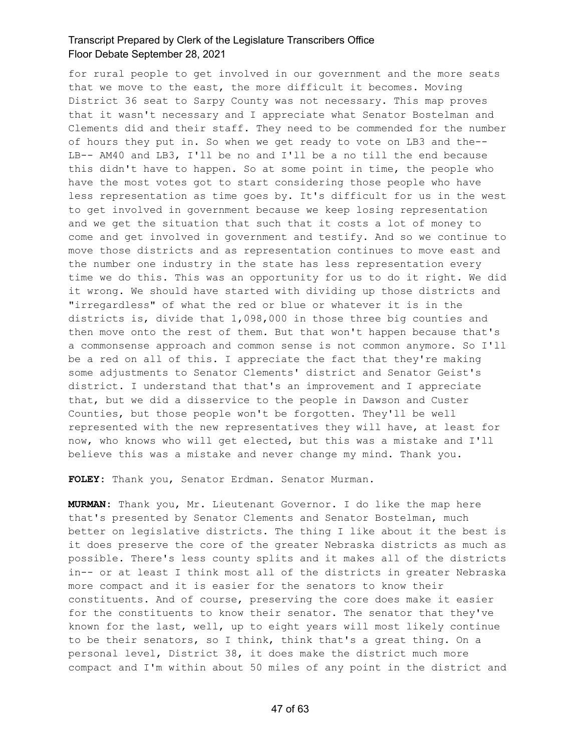for rural people to get involved in our government and the more seats that we move to the east, the more difficult it becomes. Moving District 36 seat to Sarpy County was not necessary. This map proves that it wasn't necessary and I appreciate what Senator Bostelman and Clements did and their staff. They need to be commended for the number of hours they put in. So when we get ready to vote on LB3 and the-- LB-- AM40 and LB3, I'll be no and I'll be a no till the end because this didn't have to happen. So at some point in time, the people who have the most votes got to start considering those people who have less representation as time goes by. It's difficult for us in the west to get involved in government because we keep losing representation and we get the situation that such that it costs a lot of money to come and get involved in government and testify. And so we continue to move those districts and as representation continues to move east and the number one industry in the state has less representation every time we do this. This was an opportunity for us to do it right. We did it wrong. We should have started with dividing up those districts and "irregardless" of what the red or blue or whatever it is in the districts is, divide that 1,098,000 in those three big counties and then move onto the rest of them. But that won't happen because that's a commonsense approach and common sense is not common anymore. So I'll be a red on all of this. I appreciate the fact that they're making some adjustments to Senator Clements' district and Senator Geist's district. I understand that that's an improvement and I appreciate that, but we did a disservice to the people in Dawson and Custer Counties, but those people won't be forgotten. They'll be well represented with the new representatives they will have, at least for now, who knows who will get elected, but this was a mistake and I'll believe this was a mistake and never change my mind. Thank you.

**FOLEY:** Thank you, Senator Erdman. Senator Murman.

**MURMAN:** Thank you, Mr. Lieutenant Governor. I do like the map here that's presented by Senator Clements and Senator Bostelman, much better on legislative districts. The thing I like about it the best is it does preserve the core of the greater Nebraska districts as much as possible. There's less county splits and it makes all of the districts in-- or at least I think most all of the districts in greater Nebraska more compact and it is easier for the senators to know their constituents. And of course, preserving the core does make it easier for the constituents to know their senator. The senator that they've known for the last, well, up to eight years will most likely continue to be their senators, so I think, think that's a great thing. On a personal level, District 38, it does make the district much more compact and I'm within about 50 miles of any point in the district and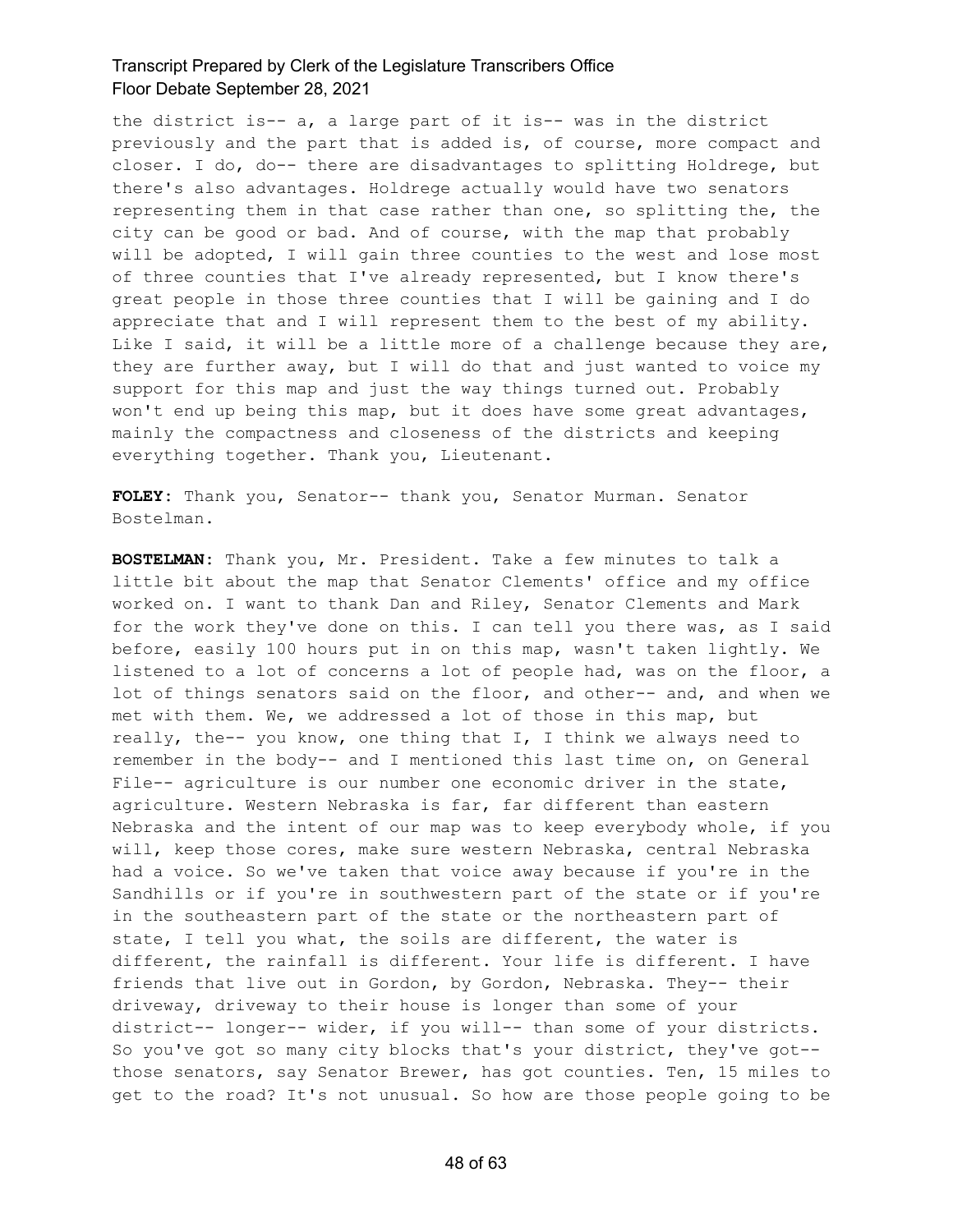the district is-- a, a large part of it is-- was in the district previously and the part that is added is, of course, more compact and closer. I do, do-- there are disadvantages to splitting Holdrege, but there's also advantages. Holdrege actually would have two senators representing them in that case rather than one, so splitting the, the city can be good or bad. And of course, with the map that probably will be adopted, I will gain three counties to the west and lose most of three counties that I've already represented, but I know there's great people in those three counties that I will be gaining and I do appreciate that and I will represent them to the best of my ability. Like I said, it will be a little more of a challenge because they are, they are further away, but I will do that and just wanted to voice my support for this map and just the way things turned out. Probably won't end up being this map, but it does have some great advantages, mainly the compactness and closeness of the districts and keeping everything together. Thank you, Lieutenant.

**FOLEY:** Thank you, Senator-- thank you, Senator Murman. Senator Bostelman.

**BOSTELMAN:** Thank you, Mr. President. Take a few minutes to talk a little bit about the map that Senator Clements' office and my office worked on. I want to thank Dan and Riley, Senator Clements and Mark for the work they've done on this. I can tell you there was, as I said before, easily 100 hours put in on this map, wasn't taken lightly. We listened to a lot of concerns a lot of people had, was on the floor, a lot of things senators said on the floor, and other-- and, and when we met with them. We, we addressed a lot of those in this map, but really, the-- you know, one thing that I, I think we always need to remember in the body-- and I mentioned this last time on, on General File-- agriculture is our number one economic driver in the state, agriculture. Western Nebraska is far, far different than eastern Nebraska and the intent of our map was to keep everybody whole, if you will, keep those cores, make sure western Nebraska, central Nebraska had a voice. So we've taken that voice away because if you're in the Sandhills or if you're in southwestern part of the state or if you're in the southeastern part of the state or the northeastern part of state, I tell you what, the soils are different, the water is different, the rainfall is different. Your life is different. I have friends that live out in Gordon, by Gordon, Nebraska. They-- their driveway, driveway to their house is longer than some of your district-- longer-- wider, if you will-- than some of your districts. So you've got so many city blocks that's your district, they've got-- those senators, say Senator Brewer, has got counties. Ten, 15 miles to get to the road? It's not unusual. So how are those people going to be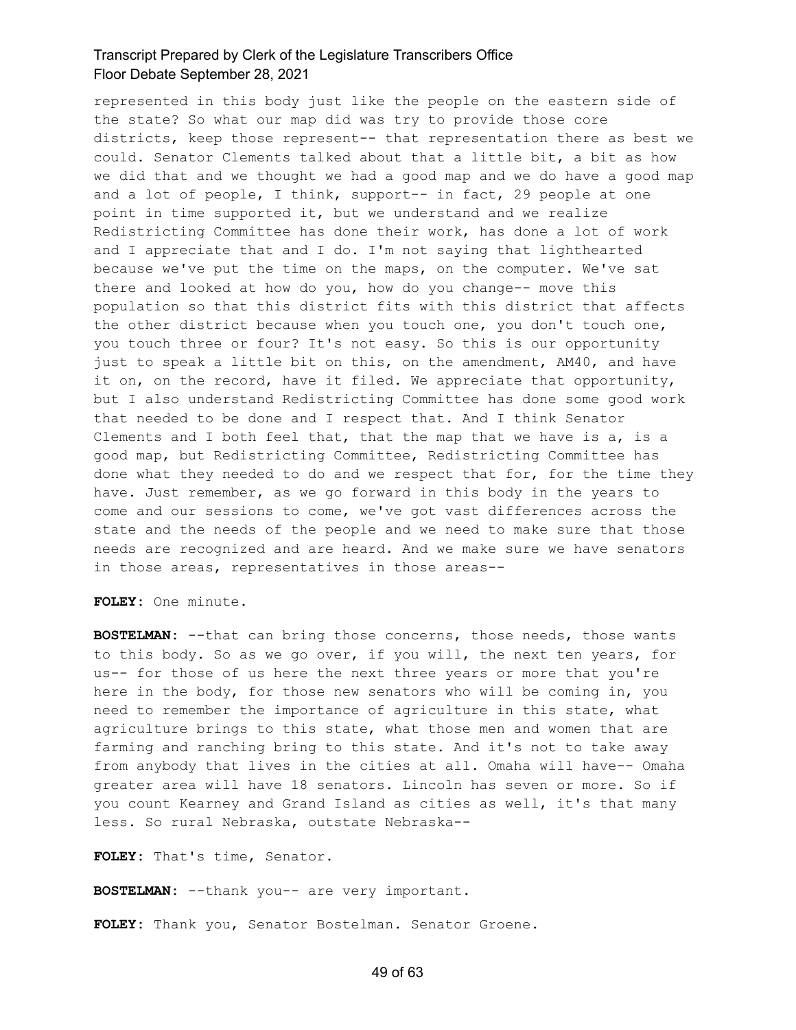represented in this body just like the people on the eastern side of the state? So what our map did was try to provide those core districts, keep those represent-- that representation there as best we could. Senator Clements talked about that a little bit, a bit as how we did that and we thought we had a good map and we do have a good map and a lot of people, I think, support-- in fact, 29 people at one point in time supported it, but we understand and we realize Redistricting Committee has done their work, has done a lot of work and I appreciate that and I do. I'm not saying that lighthearted because we've put the time on the maps, on the computer. We've sat there and looked at how do you, how do you change-- move this population so that this district fits with this district that affects the other district because when you touch one, you don't touch one, you touch three or four? It's not easy. So this is our opportunity just to speak a little bit on this, on the amendment, AM40, and have it on, on the record, have it filed. We appreciate that opportunity, but I also understand Redistricting Committee has done some good work that needed to be done and I respect that. And I think Senator Clements and I both feel that, that the map that we have is a, is a good map, but Redistricting Committee, Redistricting Committee has done what they needed to do and we respect that for, for the time they have. Just remember, as we go forward in this body in the years to come and our sessions to come, we've got vast differences across the state and the needs of the people and we need to make sure that those needs are recognized and are heard. And we make sure we have senators in those areas, representatives in those areas--

**FOLEY:** One minute.

**BOSTELMAN:** --that can bring those concerns, those needs, those wants to this body. So as we go over, if you will, the next ten years, for us-- for those of us here the next three years or more that you're here in the body, for those new senators who will be coming in, you need to remember the importance of agriculture in this state, what agriculture brings to this state, what those men and women that are farming and ranching bring to this state. And it's not to take away from anybody that lives in the cities at all. Omaha will have-- Omaha greater area will have 18 senators. Lincoln has seven or more. So if you count Kearney and Grand Island as cities as well, it's that many less. So rural Nebraska, outstate Nebraska--

**FOLEY:** That's time, Senator.

**BOSTELMAN:** --thank you-- are very important.

**FOLEY:** Thank you, Senator Bostelman. Senator Groene.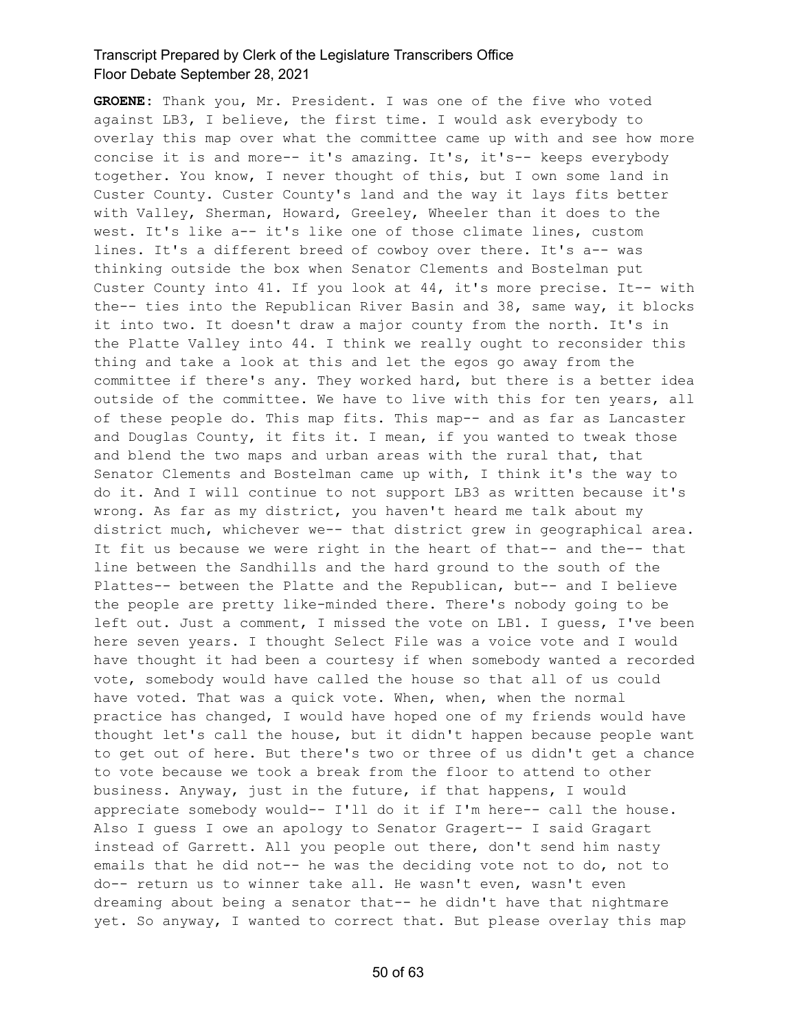**GROENE:** Thank you, Mr. President. I was one of the five who voted against LB3, I believe, the first time. I would ask everybody to overlay this map over what the committee came up with and see how more concise it is and more-- it's amazing. It's, it's-- keeps everybody together. You know, I never thought of this, but I own some land in Custer County. Custer County's land and the way it lays fits better with Valley, Sherman, Howard, Greeley, Wheeler than it does to the west. It's like a-- it's like one of those climate lines, custom lines. It's a different breed of cowboy over there. It's a-- was thinking outside the box when Senator Clements and Bostelman put Custer County into 41. If you look at 44, it's more precise. It-- with the-- ties into the Republican River Basin and 38, same way, it blocks it into two. It doesn't draw a major county from the north. It's in the Platte Valley into 44. I think we really ought to reconsider this thing and take a look at this and let the egos go away from the committee if there's any. They worked hard, but there is a better idea outside of the committee. We have to live with this for ten years, all of these people do. This map fits. This map-- and as far as Lancaster and Douglas County, it fits it. I mean, if you wanted to tweak those and blend the two maps and urban areas with the rural that, that Senator Clements and Bostelman came up with, I think it's the way to do it. And I will continue to not support LB3 as written because it's wrong. As far as my district, you haven't heard me talk about my district much, whichever we-- that district grew in geographical area. It fit us because we were right in the heart of that-- and the-- that line between the Sandhills and the hard ground to the south of the Plattes-- between the Platte and the Republican, but-- and I believe the people are pretty like-minded there. There's nobody going to be left out. Just a comment, I missed the vote on LB1. I guess, I've been here seven years. I thought Select File was a voice vote and I would have thought it had been a courtesy if when somebody wanted a recorded vote, somebody would have called the house so that all of us could have voted. That was a quick vote. When, when, when the normal practice has changed, I would have hoped one of my friends would have thought let's call the house, but it didn't happen because people want to get out of here. But there's two or three of us didn't get a chance to vote because we took a break from the floor to attend to other business. Anyway, just in the future, if that happens, I would appreciate somebody would-- I'll do it if I'm here-- call the house. Also I guess I owe an apology to Senator Gragert-- I said Gragart instead of Garrett. All you people out there, don't send him nasty emails that he did not-- he was the deciding vote not to do, not to do-- return us to winner take all. He wasn't even, wasn't even dreaming about being a senator that-- he didn't have that nightmare yet. So anyway, I wanted to correct that. But please overlay this map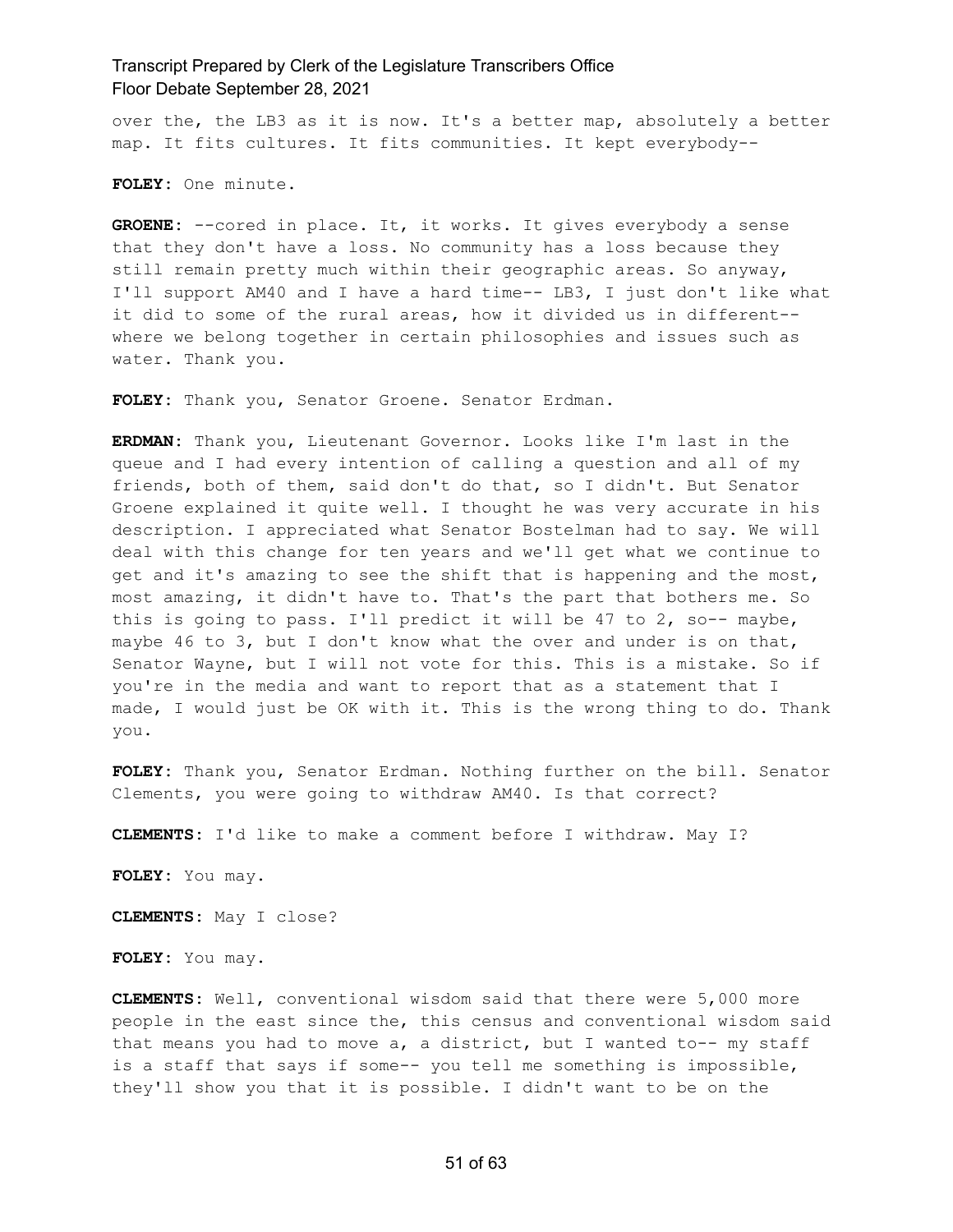over the, the LB3 as it is now. It's a better map, absolutely a better map. It fits cultures. It fits communities. It kept everybody--

**FOLEY:** One minute.

**GROENE:** --cored in place. It, it works. It gives everybody a sense that they don't have a loss. No community has a loss because they still remain pretty much within their geographic areas. So anyway, I'll support AM40 and I have a hard time-- LB3, I just don't like what it did to some of the rural areas, how it divided us in different-- where we belong together in certain philosophies and issues such as water. Thank you.

**FOLEY:** Thank you, Senator Groene. Senator Erdman.

**ERDMAN:** Thank you, Lieutenant Governor. Looks like I'm last in the queue and I had every intention of calling a question and all of my friends, both of them, said don't do that, so I didn't. But Senator Groene explained it quite well. I thought he was very accurate in his description. I appreciated what Senator Bostelman had to say. We will deal with this change for ten years and we'll get what we continue to get and it's amazing to see the shift that is happening and the most, most amazing, it didn't have to. That's the part that bothers me. So this is going to pass. I'll predict it will be 47 to 2, so-- maybe, maybe 46 to 3, but I don't know what the over and under is on that, Senator Wayne, but I will not vote for this. This is a mistake. So if you're in the media and want to report that as a statement that I made, I would just be OK with it. This is the wrong thing to do. Thank you.

**FOLEY:** Thank you, Senator Erdman. Nothing further on the bill. Senator Clements, you were going to withdraw AM40. Is that correct?

**CLEMENTS:** I'd like to make a comment before I withdraw. May I?

**FOLEY:** You may.

**CLEMENTS:** May I close?

**FOLEY:** You may.

**CLEMENTS:** Well, conventional wisdom said that there were 5,000 more people in the east since the, this census and conventional wisdom said that means you had to move a, a district, but I wanted to-- my staff is a staff that says if some-- you tell me something is impossible, they'll show you that it is possible. I didn't want to be on the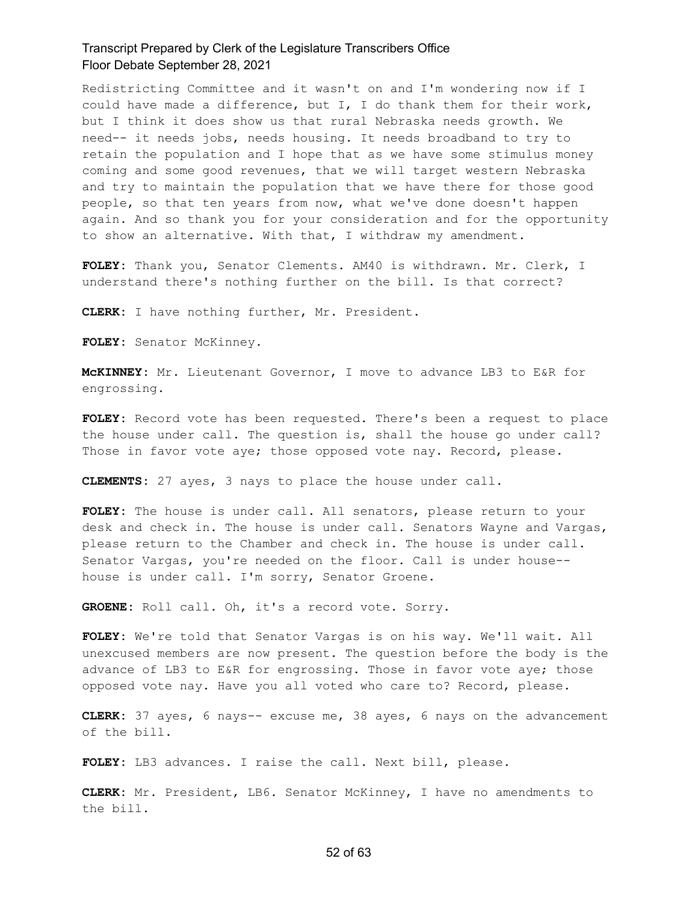Redistricting Committee and it wasn't on and I'm wondering now if I could have made a difference, but I, I do thank them for their work, but I think it does show us that rural Nebraska needs growth. We need-- it needs jobs, needs housing. It needs broadband to try to retain the population and I hope that as we have some stimulus money coming and some good revenues, that we will target western Nebraska and try to maintain the population that we have there for those good people, so that ten years from now, what we've done doesn't happen again. And so thank you for your consideration and for the opportunity to show an alternative. With that, I withdraw my amendment.

**FOLEY:** Thank you, Senator Clements. AM40 is withdrawn. Mr. Clerk, I understand there's nothing further on the bill. Is that correct?

**CLERK:** I have nothing further, Mr. President.

**FOLEY:** Senator McKinney.

**McKINNEY:** Mr. Lieutenant Governor, I move to advance LB3 to E&R for engrossing.

**FOLEY:** Record vote has been requested. There's been a request to place the house under call. The question is, shall the house go under call? Those in favor vote aye; those opposed vote nay. Record, please.

**CLEMENTS:** 27 ayes, 3 nays to place the house under call.

**FOLEY:** The house is under call. All senators, please return to your desk and check in. The house is under call. Senators Wayne and Vargas, please return to the Chamber and check in. The house is under call. Senator Vargas, you're needed on the floor. Call is under house-- house is under call. I'm sorry, Senator Groene.

**GROENE:** Roll call. Oh, it's a record vote. Sorry.

**FOLEY:** We're told that Senator Vargas is on his way. We'll wait. All unexcused members are now present. The question before the body is the advance of LB3 to E&R for engrossing. Those in favor vote aye; those opposed vote nay. Have you all voted who care to? Record, please.

**CLERK:** 37 ayes, 6 nays-- excuse me, 38 ayes, 6 nays on the advancement of the bill.

**FOLEY:** LB3 advances. I raise the call. Next bill, please.

**CLERK:** Mr. President, LB6. Senator McKinney, I have no amendments to the bill.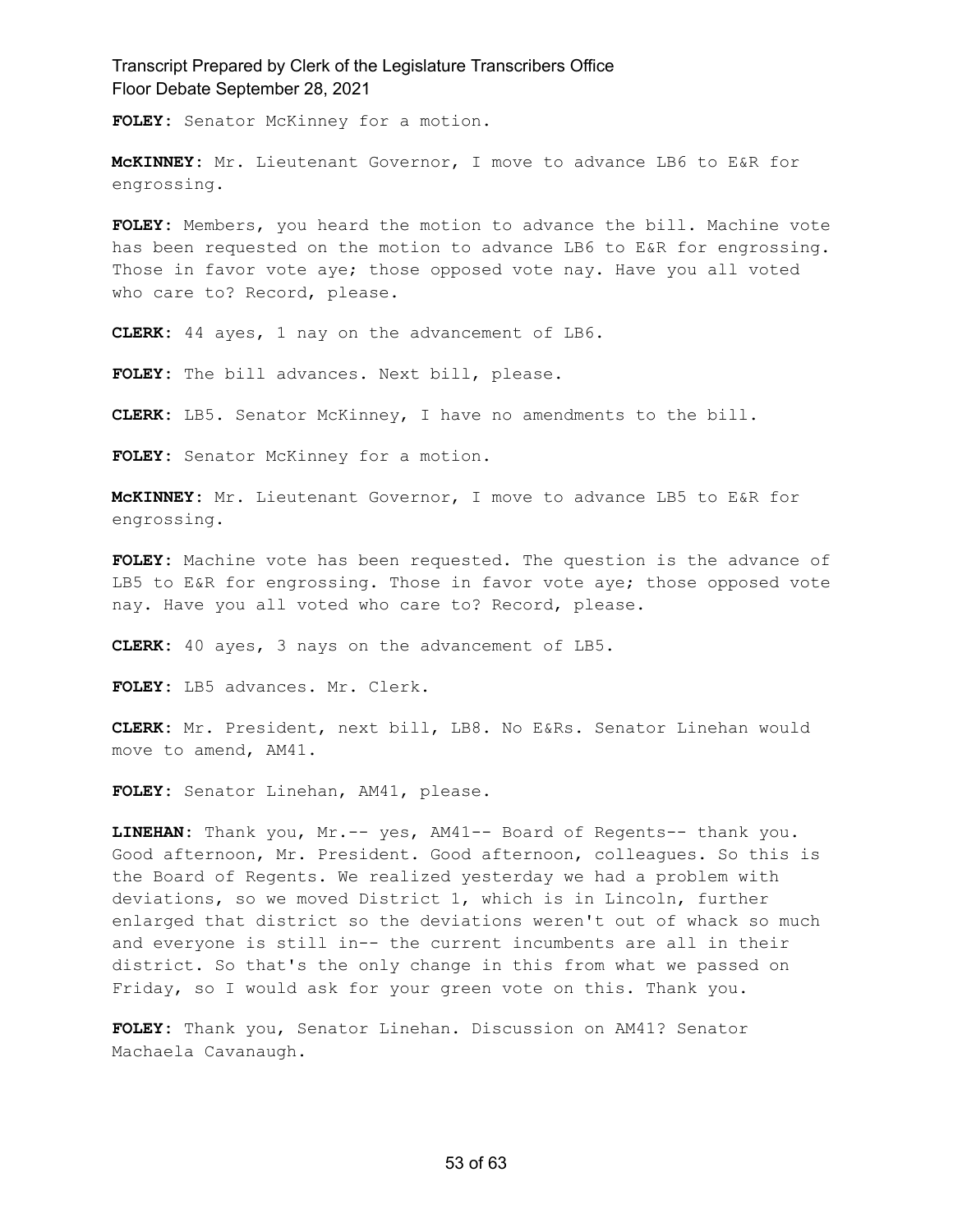**FOLEY:** Senator McKinney for a motion.

**McKINNEY:** Mr. Lieutenant Governor, I move to advance LB6 to E&R for engrossing.

**FOLEY:** Members, you heard the motion to advance the bill. Machine vote has been requested on the motion to advance LB6 to E&R for engrossing. Those in favor vote aye; those opposed vote nay. Have you all voted who care to? Record, please.

**CLERK:** 44 ayes, 1 nay on the advancement of LB6.

**FOLEY:** The bill advances. Next bill, please.

**CLERK:** LB5. Senator McKinney, I have no amendments to the bill.

**FOLEY:** Senator McKinney for a motion.

**McKINNEY:** Mr. Lieutenant Governor, I move to advance LB5 to E&R for engrossing.

**FOLEY:** Machine vote has been requested. The question is the advance of LB5 to E&R for engrossing. Those in favor vote aye; those opposed vote nay. Have you all voted who care to? Record, please.

**CLERK:** 40 ayes, 3 nays on the advancement of LB5.

**FOLEY:** LB5 advances. Mr. Clerk.

**CLERK:** Mr. President, next bill, LB8. No E&Rs. Senator Linehan would move to amend, AM41.

**FOLEY:** Senator Linehan, AM41, please.

**LINEHAN:** Thank you, Mr.-- yes, AM41-- Board of Regents-- thank you. Good afternoon, Mr. President. Good afternoon, colleagues. So this is the Board of Regents. We realized yesterday we had a problem with deviations, so we moved District 1, which is in Lincoln, further enlarged that district so the deviations weren't out of whack so much and everyone is still in-- the current incumbents are all in their district. So that's the only change in this from what we passed on Friday, so I would ask for your green vote on this. Thank you.

**FOLEY:** Thank you, Senator Linehan. Discussion on AM41? Senator Machaela Cavanaugh.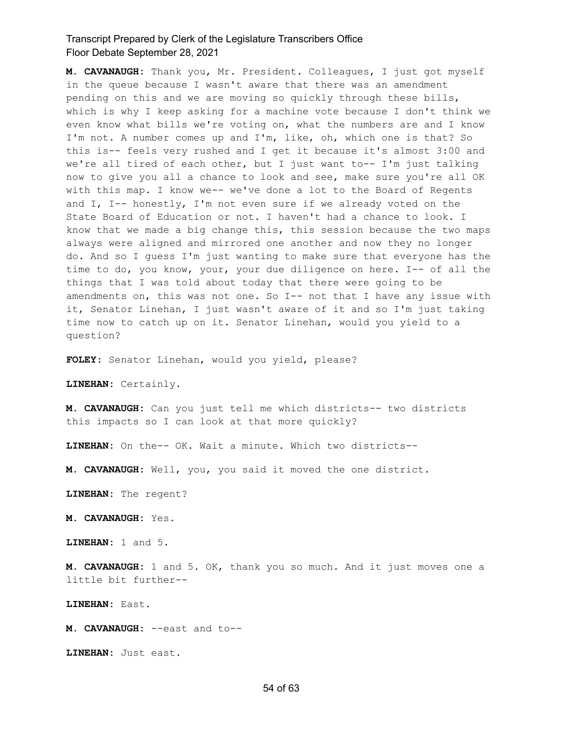**M. CAVANAUGH:** Thank you, Mr. President. Colleagues, I just got myself in the queue because I wasn't aware that there was an amendment pending on this and we are moving so quickly through these bills, which is why I keep asking for a machine vote because I don't think we even know what bills we're voting on, what the numbers are and I know I'm not. A number comes up and I'm, like, oh, which one is that? So this is-- feels very rushed and I get it because it's almost 3:00 and we're all tired of each other, but I just want to-- I'm just talking now to give you all a chance to look and see, make sure you're all OK with this map. I know we-- we've done a lot to the Board of Regents and I, I-- honestly, I'm not even sure if we already voted on the State Board of Education or not. I haven't had a chance to look. I know that we made a big change this, this session because the two maps always were aligned and mirrored one another and now they no longer do. And so I guess I'm just wanting to make sure that everyone has the time to do, you know, your, your due diligence on here. I-- of all the things that I was told about today that there were going to be amendments on, this was not one. So I-- not that I have any issue with it, Senator Linehan, I just wasn't aware of it and so I'm just taking time now to catch up on it. Senator Linehan, would you yield to a question?

**FOLEY:** Senator Linehan, would you yield, please?

**LINEHAN:** Certainly.

**M. CAVANAUGH:** Can you just tell me which districts-- two districts this impacts so I can look at that more quickly?

**LINEHAN:** On the-- OK. Wait a minute. Which two districts--

**M. CAVANAUGH:** Well, you, you said it moved the one district.

**LINEHAN:** The regent?

**M. CAVANAUGH:** Yes.

**LINEHAN:** 1 and 5.

**M. CAVANAUGH:** 1 and 5. OK, thank you so much. And it just moves one a little bit further--

**LINEHAN:** East.

**M. CAVANAUGH:** --east and to--

**LINEHAN:** Just east.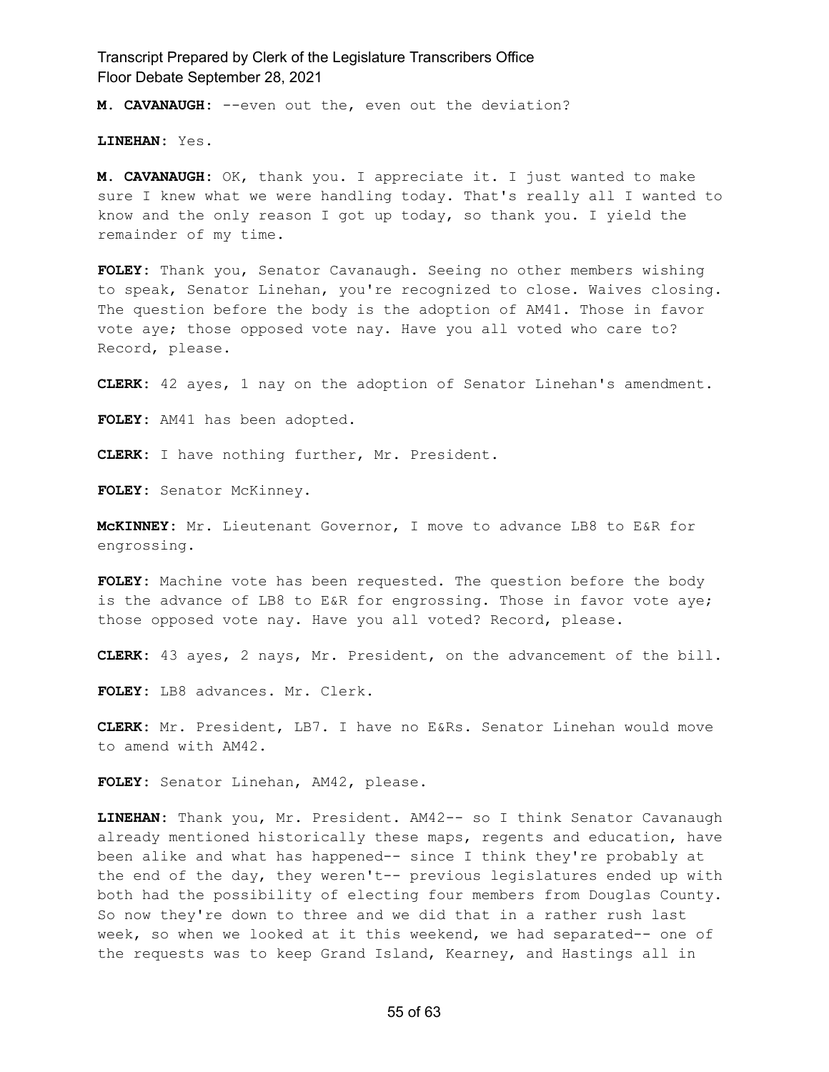**M. CAVANAUGH:** --even out the, even out the deviation?

**LINEHAN:** Yes.

**M. CAVANAUGH:** OK, thank you. I appreciate it. I just wanted to make sure I knew what we were handling today. That's really all I wanted to know and the only reason I got up today, so thank you. I yield the remainder of my time.

**FOLEY:** Thank you, Senator Cavanaugh. Seeing no other members wishing to speak, Senator Linehan, you're recognized to close. Waives closing. The question before the body is the adoption of AM41. Those in favor vote aye; those opposed vote nay. Have you all voted who care to? Record, please.

**CLERK:** 42 ayes, 1 nay on the adoption of Senator Linehan's amendment.

**FOLEY:** AM41 has been adopted.

**CLERK:** I have nothing further, Mr. President.

**FOLEY:** Senator McKinney.

**McKINNEY:** Mr. Lieutenant Governor, I move to advance LB8 to E&R for engrossing.

**FOLEY:** Machine vote has been requested. The question before the body is the advance of LB8 to E&R for engrossing. Those in favor vote aye; those opposed vote nay. Have you all voted? Record, please.

**CLERK:** 43 ayes, 2 nays, Mr. President, on the advancement of the bill.

**FOLEY:** LB8 advances. Mr. Clerk.

**CLERK:** Mr. President, LB7. I have no E&Rs. Senator Linehan would move to amend with AM42.

**FOLEY:** Senator Linehan, AM42, please.

**LINEHAN:** Thank you, Mr. President. AM42-- so I think Senator Cavanaugh already mentioned historically these maps, regents and education, have been alike and what has happened-- since I think they're probably at the end of the day, they weren't-- previous legislatures ended up with both had the possibility of electing four members from Douglas County. So now they're down to three and we did that in a rather rush last week, so when we looked at it this weekend, we had separated-- one of the requests was to keep Grand Island, Kearney, and Hastings all in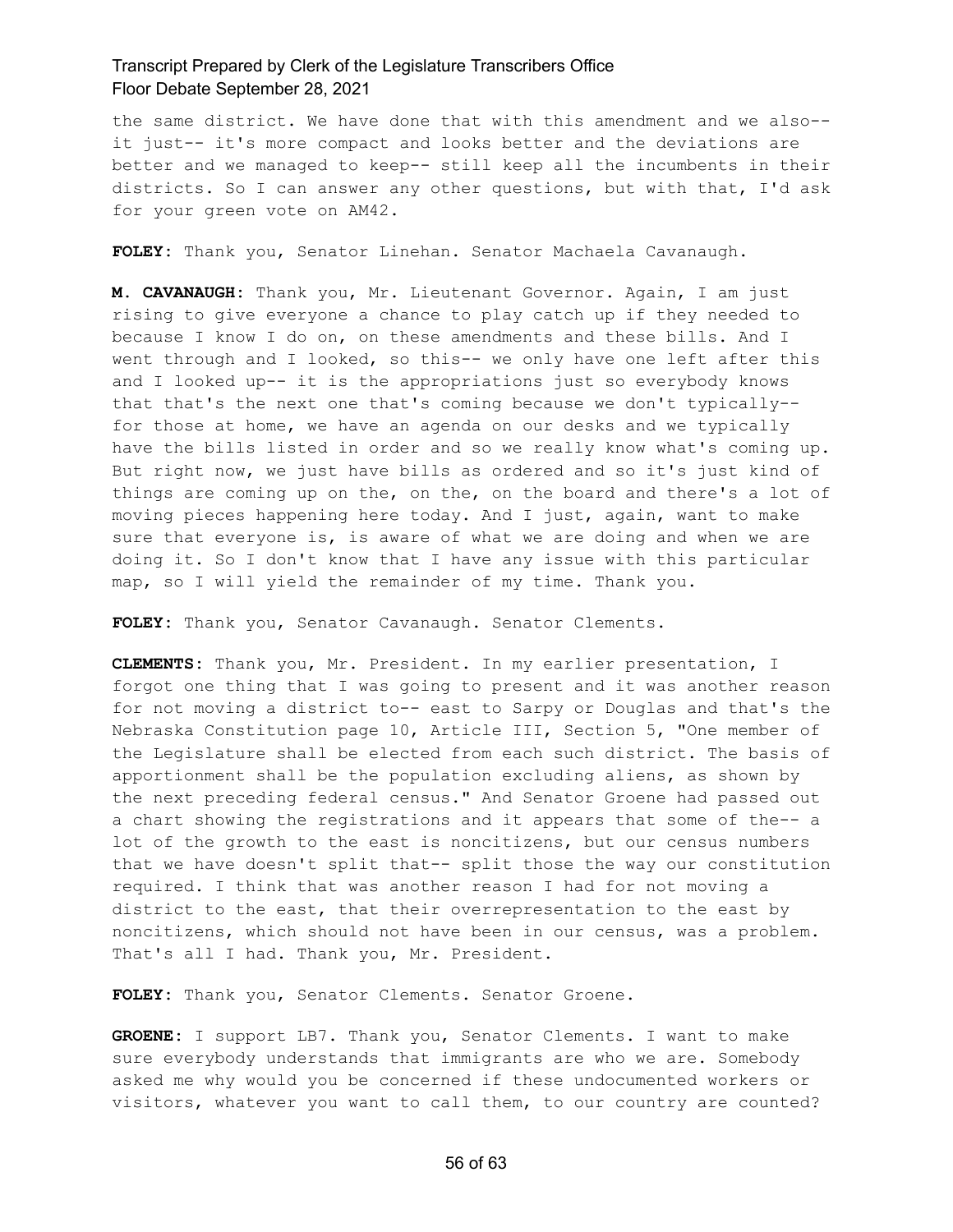the same district. We have done that with this amendment and we also-- it just-- it's more compact and looks better and the deviations are better and we managed to keep-- still keep all the incumbents in their districts. So I can answer any other questions, but with that, I'd ask for your green vote on AM42.

**FOLEY:** Thank you, Senator Linehan. Senator Machaela Cavanaugh.

**M. CAVANAUGH:** Thank you, Mr. Lieutenant Governor. Again, I am just rising to give everyone a chance to play catch up if they needed to because I know I do on, on these amendments and these bills. And I went through and I looked, so this-- we only have one left after this and I looked up-- it is the appropriations just so everybody knows that that's the next one that's coming because we don't typically-- for those at home, we have an agenda on our desks and we typically have the bills listed in order and so we really know what's coming up. But right now, we just have bills as ordered and so it's just kind of things are coming up on the, on the, on the board and there's a lot of moving pieces happening here today. And I just, again, want to make sure that everyone is, is aware of what we are doing and when we are doing it. So I don't know that I have any issue with this particular map, so I will yield the remainder of my time. Thank you.

**FOLEY:** Thank you, Senator Cavanaugh. Senator Clements.

**CLEMENTS:** Thank you, Mr. President. In my earlier presentation, I forgot one thing that I was going to present and it was another reason for not moving a district to-- east to Sarpy or Douglas and that's the Nebraska Constitution page 10, Article III, Section 5, "One member of the Legislature shall be elected from each such district. The basis of apportionment shall be the population excluding aliens, as shown by the next preceding federal census." And Senator Groene had passed out a chart showing the registrations and it appears that some of the-- a lot of the growth to the east is noncitizens, but our census numbers that we have doesn't split that-- split those the way our constitution required. I think that was another reason I had for not moving a district to the east, that their overrepresentation to the east by noncitizens, which should not have been in our census, was a problem. That's all I had. Thank you, Mr. President.

**FOLEY:** Thank you, Senator Clements. Senator Groene.

**GROENE:** I support LB7. Thank you, Senator Clements. I want to make sure everybody understands that immigrants are who we are. Somebody asked me why would you be concerned if these undocumented workers or visitors, whatever you want to call them, to our country are counted?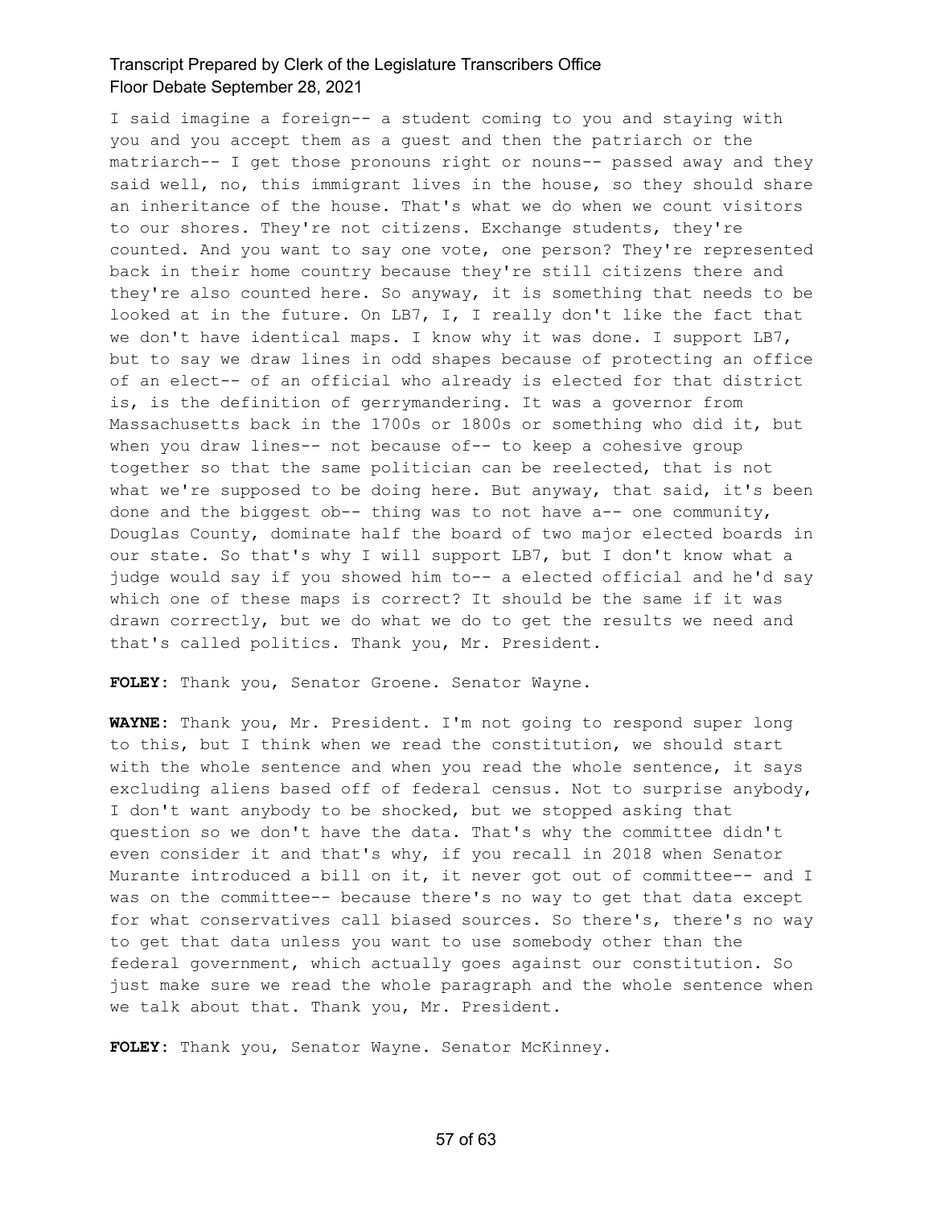I said imagine a foreign-- a student coming to you and staying with you and you accept them as a guest and then the patriarch or the matriarch-- I get those pronouns right or nouns-- passed away and they said well, no, this immigrant lives in the house, so they should share an inheritance of the house. That's what we do when we count visitors to our shores. They're not citizens. Exchange students, they're counted. And you want to say one vote, one person? They're represented back in their home country because they're still citizens there and they're also counted here. So anyway, it is something that needs to be looked at in the future. On LB7, I, I really don't like the fact that we don't have identical maps. I know why it was done. I support LB7, but to say we draw lines in odd shapes because of protecting an office of an elect-- of an official who already is elected for that district is, is the definition of gerrymandering. It was a governor from Massachusetts back in the 1700s or 1800s or something who did it, but when you draw lines-- not because of-- to keep a cohesive group together so that the same politician can be reelected, that is not what we're supposed to be doing here. But anyway, that said, it's been done and the biggest ob-- thing was to not have a-- one community, Douglas County, dominate half the board of two major elected boards in our state. So that's why I will support LB7, but I don't know what a judge would say if you showed him to-- a elected official and he'd say which one of these maps is correct? It should be the same if it was drawn correctly, but we do what we do to get the results we need and that's called politics. Thank you, Mr. President.

**FOLEY:** Thank you, Senator Groene. Senator Wayne.

**WAYNE:** Thank you, Mr. President. I'm not going to respond super long to this, but I think when we read the constitution, we should start with the whole sentence and when you read the whole sentence, it says excluding aliens based off of federal census. Not to surprise anybody, I don't want anybody to be shocked, but we stopped asking that question so we don't have the data. That's why the committee didn't even consider it and that's why, if you recall in 2018 when Senator Murante introduced a bill on it, it never got out of committee-- and I was on the committee-- because there's no way to get that data except for what conservatives call biased sources. So there's, there's no way to get that data unless you want to use somebody other than the federal government, which actually goes against our constitution. So just make sure we read the whole paragraph and the whole sentence when we talk about that. Thank you, Mr. President.

**FOLEY:** Thank you, Senator Wayne. Senator McKinney.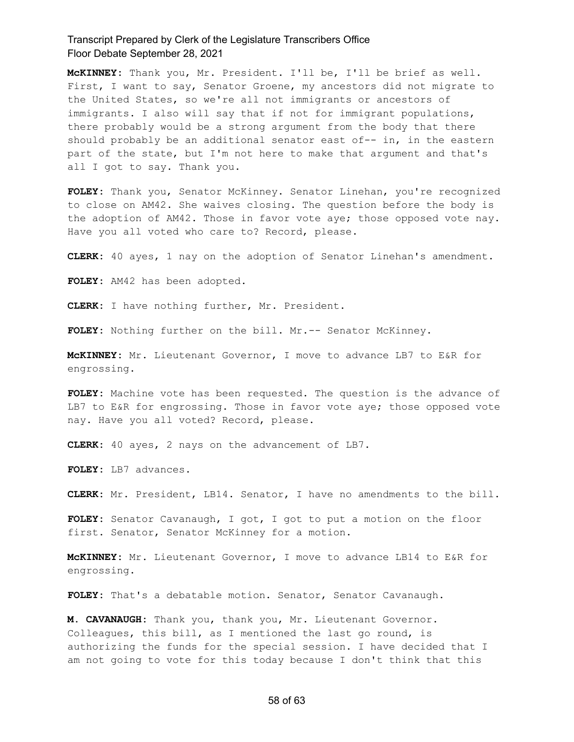**McKINNEY:** Thank you, Mr. President. I'll be, I'll be brief as well. First, I want to say, Senator Groene, my ancestors did not migrate to the United States, so we're all not immigrants or ancestors of immigrants. I also will say that if not for immigrant populations, there probably would be a strong argument from the body that there should probably be an additional senator east of-- in, in the eastern part of the state, but I'm not here to make that argument and that's all I got to say. Thank you.

**FOLEY:** Thank you, Senator McKinney. Senator Linehan, you're recognized to close on AM42. She waives closing. The question before the body is the adoption of AM42. Those in favor vote aye; those opposed vote nay. Have you all voted who care to? Record, please.

**CLERK:** 40 ayes, 1 nay on the adoption of Senator Linehan's amendment.

**FOLEY:** AM42 has been adopted.

**CLERK:** I have nothing further, Mr. President.

**FOLEY:** Nothing further on the bill. Mr.-- Senator McKinney.

**McKINNEY:** Mr. Lieutenant Governor, I move to advance LB7 to E&R for engrossing.

**FOLEY:** Machine vote has been requested. The question is the advance of LB7 to E&R for engrossing. Those in favor vote aye; those opposed vote nay. Have you all voted? Record, please.

**CLERK:** 40 ayes, 2 nays on the advancement of LB7.

**FOLEY:** LB7 advances.

**CLERK:** Mr. President, LB14. Senator, I have no amendments to the bill.

**FOLEY:** Senator Cavanaugh, I got, I got to put a motion on the floor first. Senator, Senator McKinney for a motion.

**McKINNEY:** Mr. Lieutenant Governor, I move to advance LB14 to E&R for engrossing.

**FOLEY:** That's a debatable motion. Senator, Senator Cavanaugh.

**M. CAVANAUGH:** Thank you, thank you, Mr. Lieutenant Governor. Colleagues, this bill, as I mentioned the last go round, is authorizing the funds for the special session. I have decided that I am not going to vote for this today because I don't think that this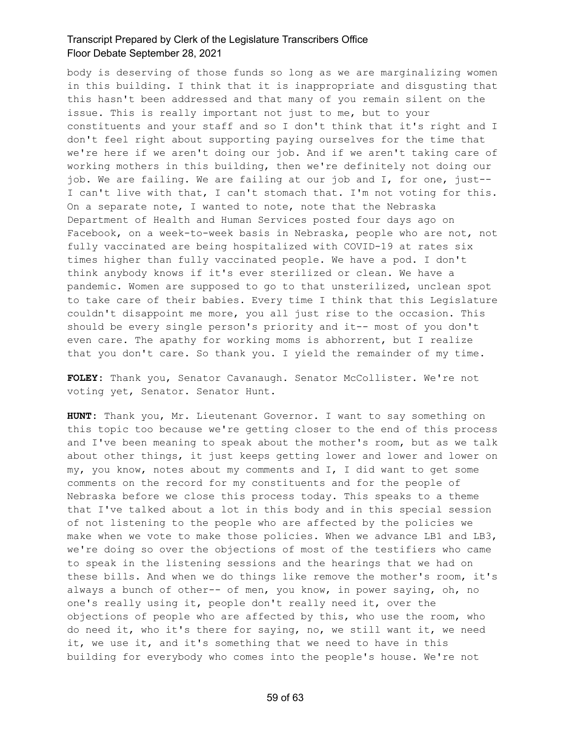body is deserving of those funds so long as we are marginalizing women in this building. I think that it is inappropriate and disgusting that this hasn't been addressed and that many of you remain silent on the issue. This is really important not just to me, but to your constituents and your staff and so I don't think that it's right and I don't feel right about supporting paying ourselves for the time that we're here if we aren't doing our job. And if we aren't taking care of working mothers in this building, then we're definitely not doing our job. We are failing. We are failing at our job and I, for one, just-- I can't live with that, I can't stomach that. I'm not voting for this. On a separate note, I wanted to note, note that the Nebraska Department of Health and Human Services posted four days ago on Facebook, on a week-to-week basis in Nebraska, people who are not, not fully vaccinated are being hospitalized with COVID-19 at rates six times higher than fully vaccinated people. We have a pod. I don't think anybody knows if it's ever sterilized or clean. We have a pandemic. Women are supposed to go to that unsterilized, unclean spot to take care of their babies. Every time I think that this Legislature couldn't disappoint me more, you all just rise to the occasion. This should be every single person's priority and it-- most of you don't even care. The apathy for working moms is abhorrent, but I realize that you don't care. So thank you. I yield the remainder of my time.

**FOLEY**: Thank you, Senator Cavanaugh. Senator McCollister. We're not voting yet, Senator. Senator Hunt.

**HUNT**: Thank you, Mr. Lieutenant Governor. I want to say something on this topic too because we're getting closer to the end of this process and I've been meaning to speak about the mother's room, but as we talk about other things, it just keeps getting lower and lower and lower on my, you know, notes about my comments and I, I did want to get some comments on the record for my constituents and for the people of Nebraska before we close this process today. This speaks to a theme that I've talked about a lot in this body and in this special session of not listening to the people who are affected by the policies we make when we vote to make those policies. When we advance LB1 and LB3, we're doing so over the objections of most of the testifiers who came to speak in the listening sessions and the hearings that we had on these bills. And when we do things like remove the mother's room, it's always a bunch of other-- of men, you know, in power saying, oh, no one's really using it, people don't really need it, over the objections of people who are affected by this, who use the room, who do need it, who it's there for saying, no, we still want it, we need it, we use it, and it's something that we need to have in this building for everybody who comes into the people's house. We're not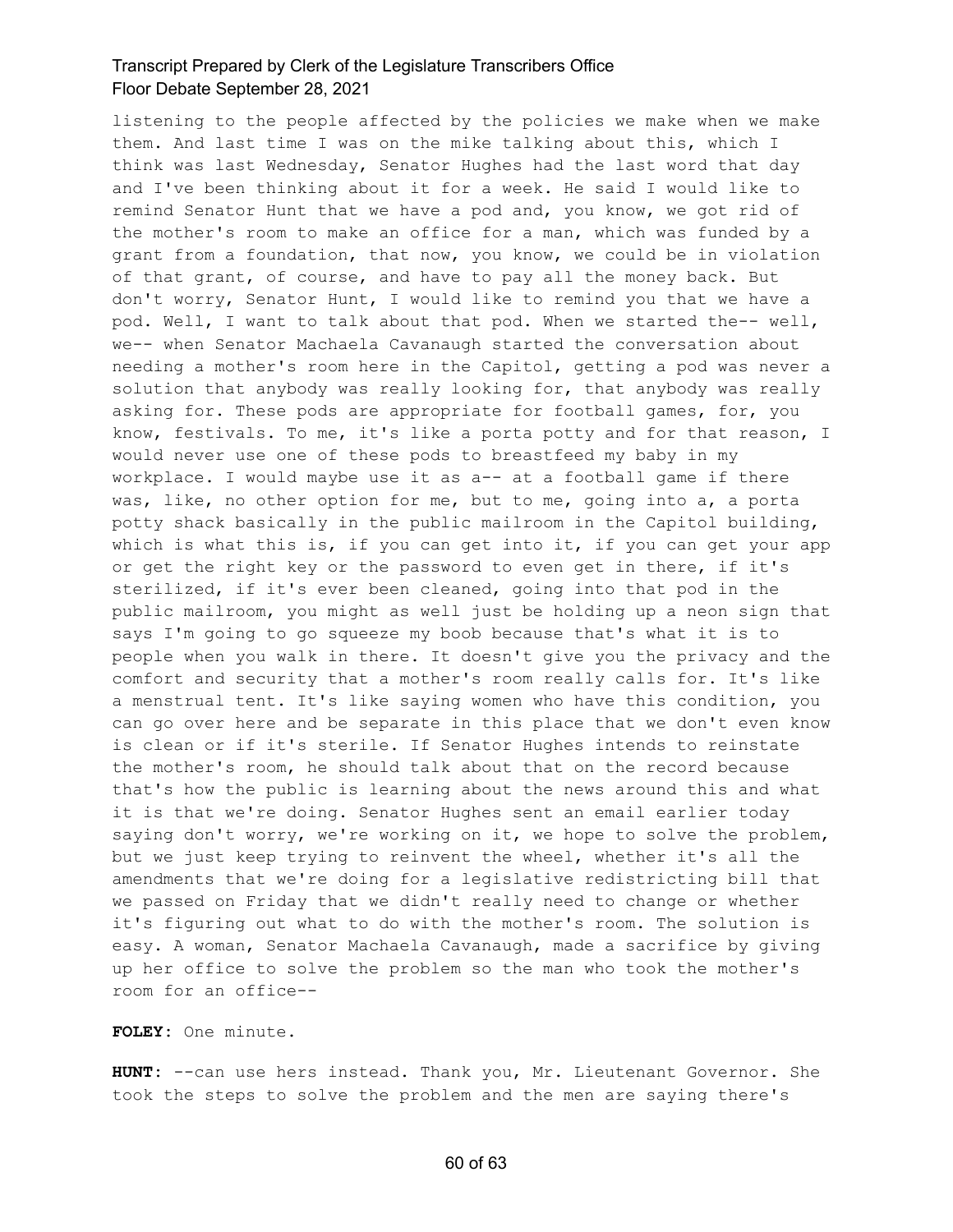listening to the people affected by the policies we make when we make them. And last time I was on the mike talking about this, which I think was last Wednesday, Senator Hughes had the last word that day and I've been thinking about it for a week. He said I would like to remind Senator Hunt that we have a pod and, you know, we got rid of the mother's room to make an office for a man, which was funded by a grant from a foundation, that now, you know, we could be in violation of that grant, of course, and have to pay all the money back. But don't worry, Senator Hunt, I would like to remind you that we have a pod. Well, I want to talk about that pod. When we started the-- well, we-- when Senator Machaela Cavanaugh started the conversation about needing a mother's room here in the Capitol, getting a pod was never a solution that anybody was really looking for, that anybody was really asking for. These pods are appropriate for football games, for, you know, festivals. To me, it's like a porta potty and for that reason, I would never use one of these pods to breastfeed my baby in my workplace. I would maybe use it as a-- at a football game if there was, like, no other option for me, but to me, going into a, a porta potty shack basically in the public mailroom in the Capitol building, which is what this is, if you can get into it, if you can get your app or get the right key or the password to even get in there, if it's sterilized, if it's ever been cleaned, going into that pod in the public mailroom, you might as well just be holding up a neon sign that says I'm going to go squeeze my boob because that's what it is to people when you walk in there. It doesn't give you the privacy and the comfort and security that a mother's room really calls for. It's like a menstrual tent. It's like saying women who have this condition, you can go over here and be separate in this place that we don't even know is clean or if it's sterile. If Senator Hughes intends to reinstate the mother's room, he should talk about that on the record because that's how the public is learning about the news around this and what it is that we're doing. Senator Hughes sent an email earlier today saying don't worry, we're working on it, we hope to solve the problem, but we just keep trying to reinvent the wheel, whether it's all the amendments that we're doing for a legislative redistricting bill that we passed on Friday that we didn't really need to change or whether it's figuring out what to do with the mother's room. The solution is easy. A woman, Senator Machaela Cavanaugh, made a sacrifice by giving up her office to solve the problem so the man who took the mother's room for an office--

**FOLEY:** One minute.

**HUNT:** --can use hers instead. Thank you, Mr. Lieutenant Governor. She took the steps to solve the problem and the men are saying there's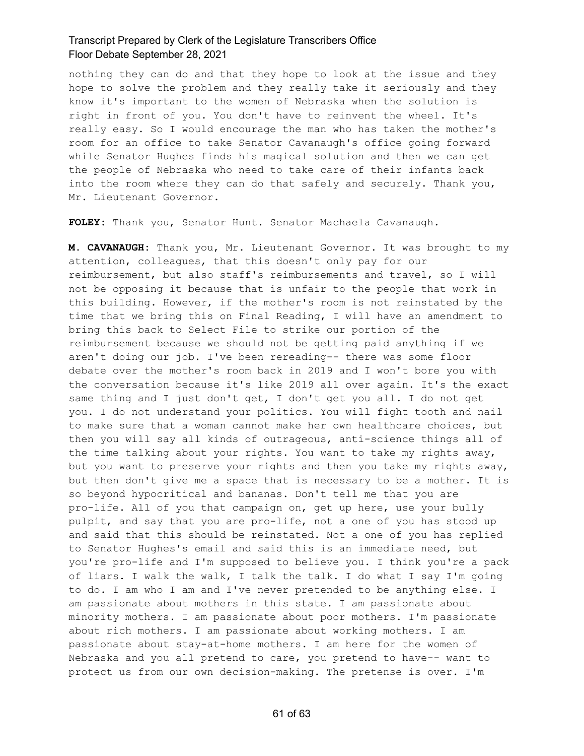nothing they can do and that they hope to look at the issue and they hope to solve the problem and they really take it seriously and they know it's important to the women of Nebraska when the solution is right in front of you. You don't have to reinvent the wheel. It's really easy. So I would encourage the man who has taken the mother's room for an office to take Senator Cavanaugh's office going forward while Senator Hughes finds his magical solution and then we can get the people of Nebraska who need to take care of their infants back into the room where they can do that safely and securely. Thank you, Mr. Lieutenant Governor.

**FOLEY:** Thank you, Senator Hunt. Senator Machaela Cavanaugh.

**M. CAVANAUGH:** Thank you, Mr. Lieutenant Governor. It was brought to my attention, colleagues, that this doesn't only pay for our reimbursement, but also staff's reimbursements and travel, so I will not be opposing it because that is unfair to the people that work in this building. However, if the mother's room is not reinstated by the time that we bring this on Final Reading, I will have an amendment to bring this back to Select File to strike our portion of the reimbursement because we should not be getting paid anything if we aren't doing our job. I've been rereading-- there was some floor debate over the mother's room back in 2019 and I won't bore you with the conversation because it's like 2019 all over again. It's the exact same thing and I just don't get, I don't get you all. I do not get you. I do not understand your politics. You will fight tooth and nail to make sure that a woman cannot make her own healthcare choices, but then you will say all kinds of outrageous, anti-science things all of the time talking about your rights. You want to take my rights away, but you want to preserve your rights and then you take my rights away, but then don't give me a space that is necessary to be a mother. It is so beyond hypocritical and bananas. Don't tell me that you are pro-life. All of you that campaign on, get up here, use your bully pulpit, and say that you are pro-life, not a one of you has stood up and said that this should be reinstated. Not a one of you has replied to Senator Hughes's email and said this is an immediate need, but you're pro-life and I'm supposed to believe you. I think you're a pack of liars. I walk the walk, I talk the talk. I do what I say I'm going to do. I am who I am and I've never pretended to be anything else. I am passionate about mothers in this state. I am passionate about minority mothers. I am passionate about poor mothers. I'm passionate about rich mothers. I am passionate about working mothers. I am passionate about stay-at-home mothers. I am here for the women of Nebraska and you all pretend to care, you pretend to have-- want to protect us from our own decision-making. The pretense is over. I'm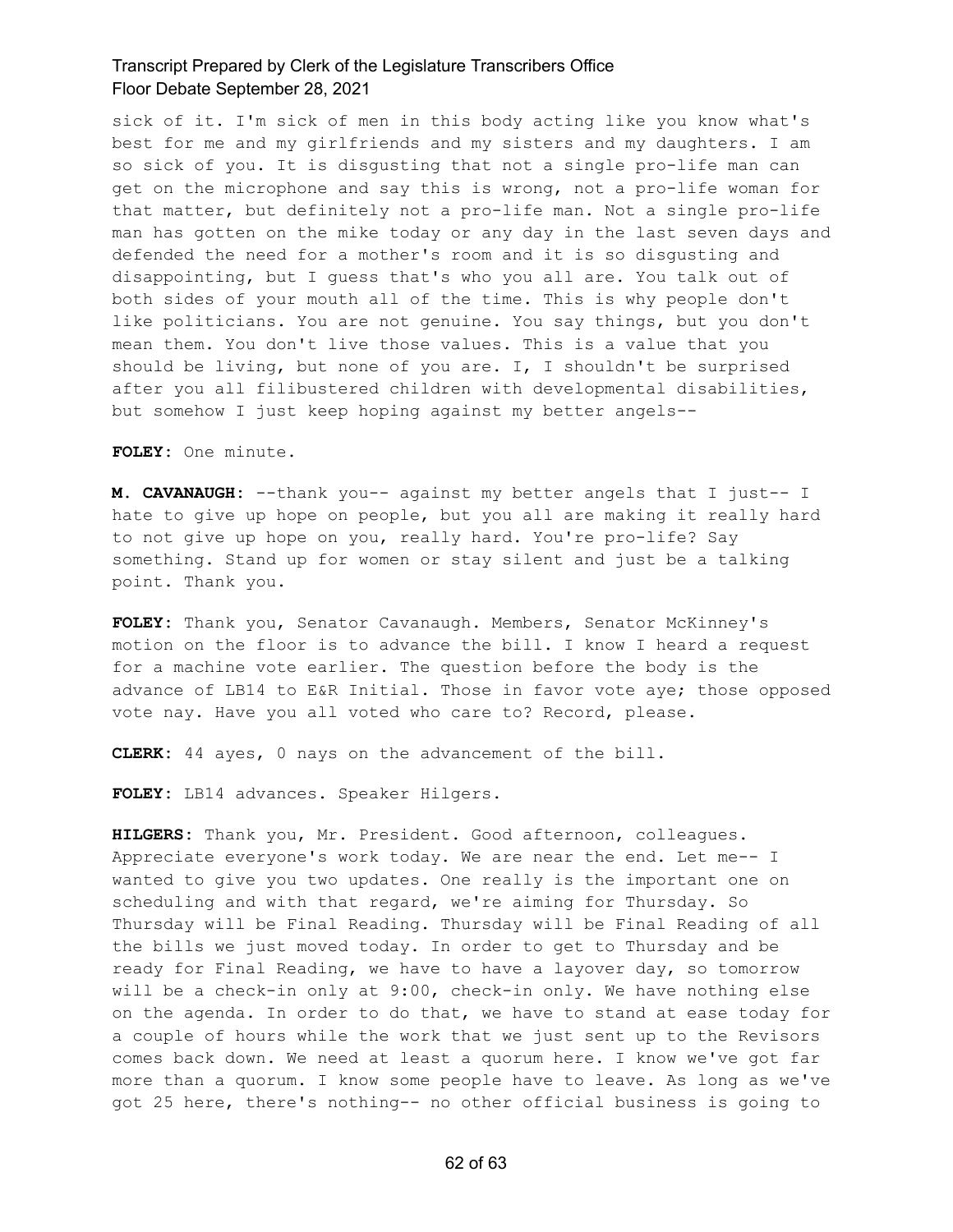sick of it. I'm sick of men in this body acting like you know what's best for me and my girlfriends and my sisters and my daughters. I am so sick of you. It is disgusting that not a single pro-life man can get on the microphone and say this is wrong, not a pro-life woman for that matter, but definitely not a pro-life man. Not a single pro-life man has gotten on the mike today or any day in the last seven days and defended the need for a mother's room and it is so disgusting and disappointing, but I guess that's who you all are. You talk out of both sides of your mouth all of the time. This is why people don't like politicians. You are not genuine. You say things, but you don't mean them. You don't live those values. This is a value that you should be living, but none of you are. I, I shouldn't be surprised after you all filibustered children with developmental disabilities, but somehow I just keep hoping against my better angels--

**FOLEY:** One minute.

**M. CAVANAUGH:** --thank you-- against my better angels that I just-- I hate to give up hope on people, but you all are making it really hard to not give up hope on you, really hard. You're pro-life? Say something. Stand up for women or stay silent and just be a talking point. Thank you.

**FOLEY:** Thank you, Senator Cavanaugh. Members, Senator McKinney's motion on the floor is to advance the bill. I know I heard a request for a machine vote earlier. The question before the body is the advance of LB14 to E&R Initial. Those in favor vote aye; those opposed vote nay. Have you all voted who care to? Record, please.

**CLERK:** 44 ayes, 0 nays on the advancement of the bill.

**FOLEY:** LB14 advances. Speaker Hilgers.

**HILGERS:** Thank you, Mr. President. Good afternoon, colleagues. Appreciate everyone's work today. We are near the end. Let me-- I wanted to give you two updates. One really is the important one on scheduling and with that regard, we're aiming for Thursday. So Thursday will be Final Reading. Thursday will be Final Reading of all the bills we just moved today. In order to get to Thursday and be ready for Final Reading, we have to have a layover day, so tomorrow will be a check-in only at 9:00, check-in only. We have nothing else on the agenda. In order to do that, we have to stand at ease today for a couple of hours while the work that we just sent up to the Revisors comes back down. We need at least a quorum here. I know we've got far more than a quorum. I know some people have to leave. As long as we've got 25 here, there's nothing-- no other official business is going to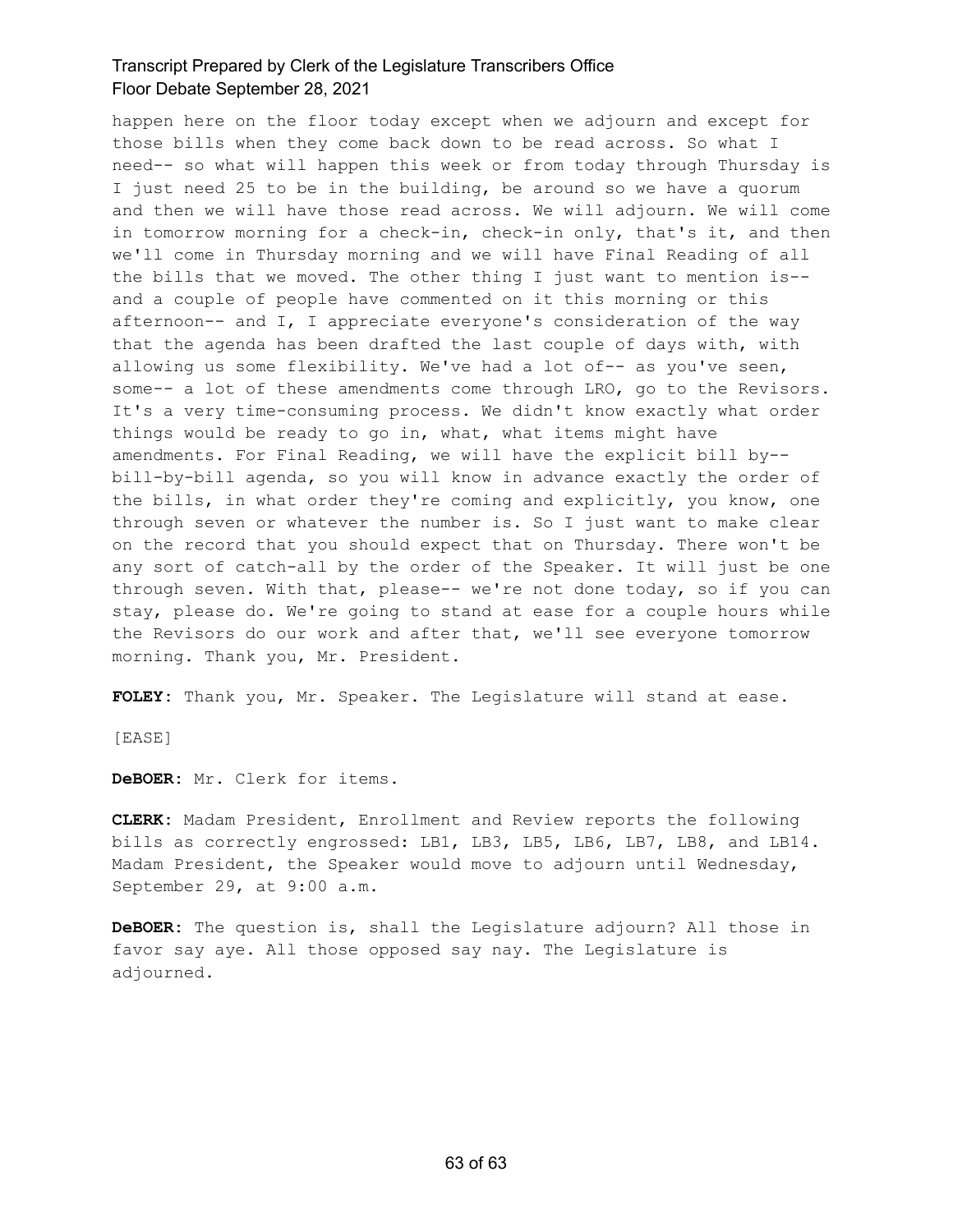happen here on the floor today except when we adjourn and except for those bills when they come back down to be read across. So what I need-- so what will happen this week or from today through Thursday is I just need 25 to be in the building, be around so we have a quorum and then we will have those read across. We will adjourn. We will come in tomorrow morning for a check-in, check-in only, that's it, and then we'll come in Thursday morning and we will have Final Reading of all the bills that we moved. The other thing I just want to mention is-- and a couple of people have commented on it this morning or this afternoon-- and I, I appreciate everyone's consideration of the way that the agenda has been drafted the last couple of days with, with allowing us some flexibility. We've had a lot of-- as you've seen, some-- a lot of these amendments come through LRO, go to the Revisors. It's a very time-consuming process. We didn't know exactly what order things would be ready to go in, what, what items might have amendments. For Final Reading, we will have the explicit bill by-- bill-by-bill agenda, so you will know in advance exactly the order of the bills, in what order they're coming and explicitly, you know, one through seven or whatever the number is. So I just want to make clear on the record that you should expect that on Thursday. There won't be any sort of catch-all by the order of the Speaker. It will just be one through seven. With that, please-- we're not done today, so if you can stay, please do. We're going to stand at ease for a couple hours while the Revisors do our work and after that, we'll see everyone tomorrow morning. Thank you, Mr. President.

**FOLEY:** Thank you, Mr. Speaker. The Legislature will stand at ease.

[EASE]

**DeBOER:** Mr. Clerk for items.

**CLERK:** Madam President, Enrollment and Review reports the following bills as correctly engrossed: LB1, LB3, LB5, LB6, LB7, LB8, and LB14. Madam President, the Speaker would move to adjourn until Wednesday, September 29, at 9:00 a.m.

**DeBOER:** The question is, shall the Legislature adjourn? All those in favor say aye. All those opposed say nay. The Legislature is adjourned.